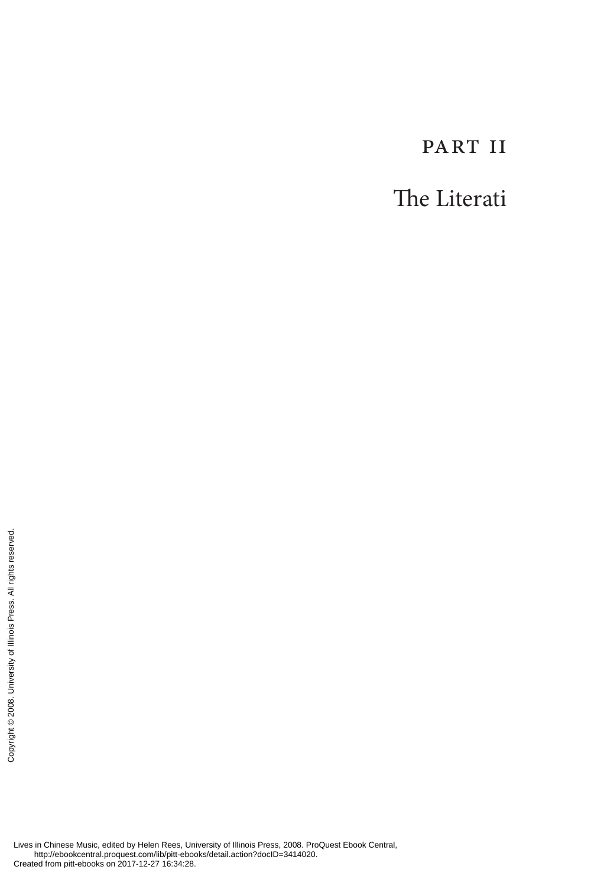# PART II

## The Literati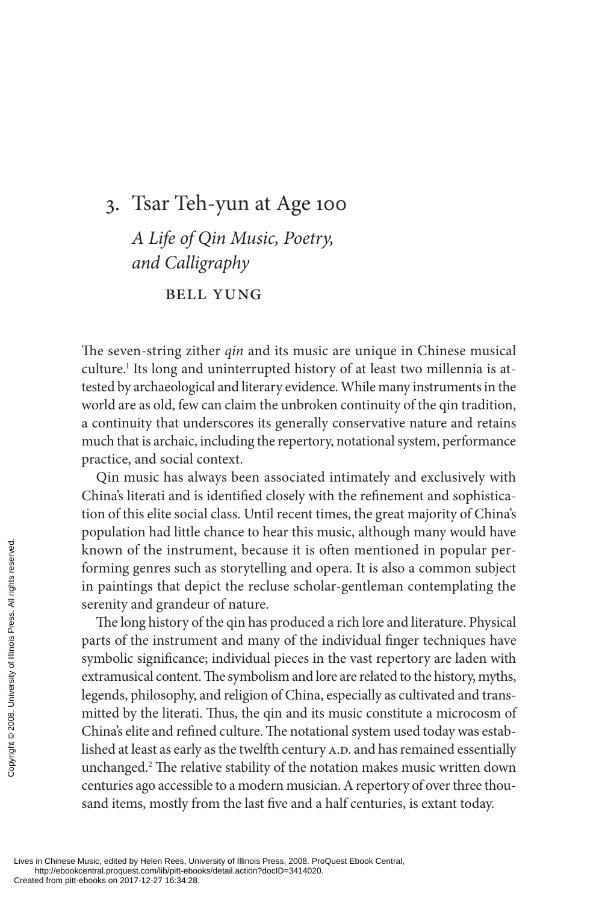# 3. Tsar Teh-yun at Age 100

## *A Life of Qin Music, Poetry, and Calligraphy*

BELL YUNG

The seven-string zither *qin* and its music are unique in Chinese musical culture.[1] Its long and uninterrupted history of at least two millennia is attested by archaeological and literary evidence. While many instruments in the world are as old, few can claim the unbroken continuity of the qin tradition, a continuity that underscores its generally conservative nature and retains much that is archaic, including the repertory, notational system, performance practice, and social context.

Qin music has always been associated intimately and exclusively with China's literati and is identified closely with the refinement and sophistication of this elite social class. Until recent times, the great majority of China's population had little chance to hear this music, although many would have known of the instrument, because it is often mentioned in popular performing genres such as storytelling and opera. It is also a common subject in paintings that depict the recluse scholar-gentleman contemplating the serenity and grandeur of nature.

The long history of the qin has produced a rich lore and literature. Physical parts of the instrument and many of the individual finger techniques have symbolic significance; individual pieces in the vast repertory are laden with extramusical content. The symbolism and lore are related to the history, myths, legends, philosophy, and religion of China, especially as cultivated and transmitted by the literati. Thus, the qin and its music constitute a microcosm of China's elite and refined culture. The notational system used today was established at least as early as the twelfth century A.D. and has remained essentially unchanged.[2] The relative stability of the notation makes music written down centuries ago accessible to a modern musician. A repertory of over three thousand items, mostly from the last five and a half centuries, is extant today.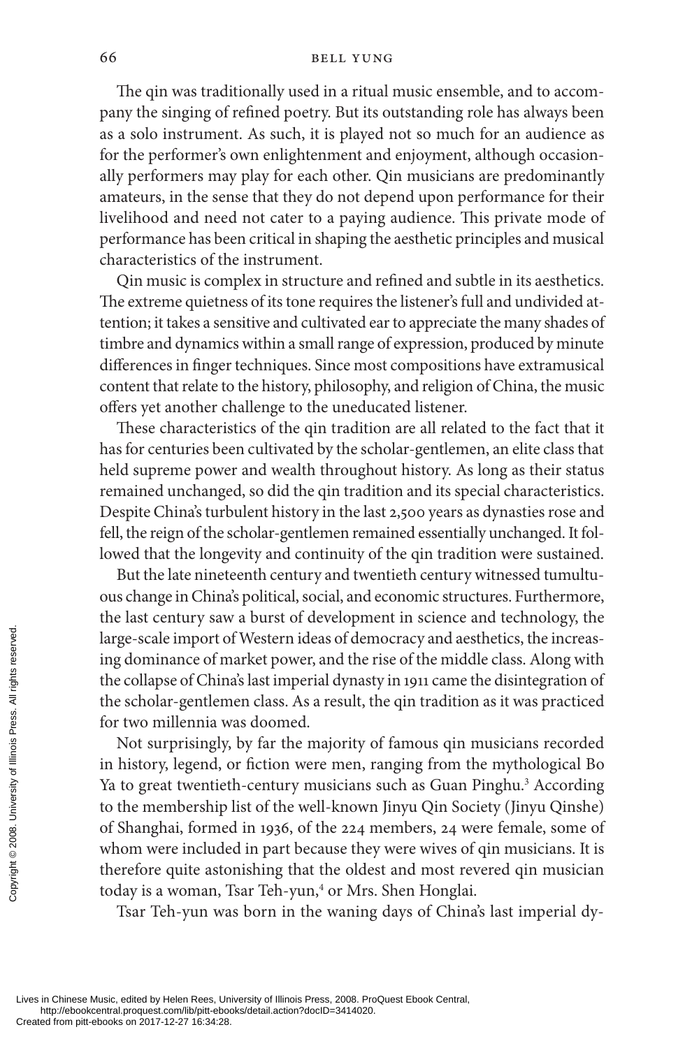The qin was traditionally used in a ritual music ensemble, and to accompany the singing of refined poetry. But its outstanding role has always been as a solo instrument. As such, it is played not so much for an audience as for the performer's own enlightenment and enjoyment, although occasionally performers may play for each other. Qin musicians are predominantly amateurs, in the sense that they do not depend upon performance for their livelihood and need not cater to a paying audience. This private mode of performance has been critical in shaping the aesthetic principles and musical characteristics of the instrument.

Qin music is complex in structure and refined and subtle in its aesthetics. The extreme quietness of its tone requires the listener's full and undivided attention; it takes a sensitive and cultivated ear to appreciate the many shades of timbre and dynamics within a small range of expression, produced by minute differences in finger techniques. Since most compositions have extramusical content that relate to the history, philosophy, and religion of China, the music offers yet another challenge to the uneducated listener.

These characteristics of the qin tradition are all related to the fact that it has for centuries been cultivated by the scholar-gentlemen, an elite class that held supreme power and wealth throughout history. As long as their status remained unchanged, so did the qin tradition and its special characteristics. Despite China's turbulent history in the last 2,500 years as dynasties rose and fell, the reign of the scholar-gentlemen remained essentially unchanged. It followed that the longevity and continuity of the qin tradition were sustained.

But the late nineteenth century and twentieth century witnessed tumultuous change in China's political, social, and economic structures. Furthermore, the last century saw a burst of development in science and technology, the large-scale import of Western ideas of democracy and aesthetics, the increasing dominance of market power, and the rise of the middle class. Along with the collapse of China's last imperial dynasty in 1911 came the disintegration of the scholar-gentlemen class. As a result, the qin tradition as it was practiced for two millennia was doomed.

Not surprisingly, by far the majority of famous qin musicians recorded in history, legend, or fiction were men, ranging from the mythological Bo Ya to great twentieth-century musicians such as Guan Pinghu.[3] According to the membership list of the well-known Jinyu Qin Society (Jinyu Qinshe) of Shanghai, formed in 1936, of the 224 members, 24 were female, some of whom were included in part because they were wives of qin musicians. It is therefore quite astonishing that the oldest and most revered qin musician today is a woman, Tsar Teh-yun,[4] or Mrs. Shen Honglai.

Tsar Teh-yun was born in the waning days of China's last imperial dy-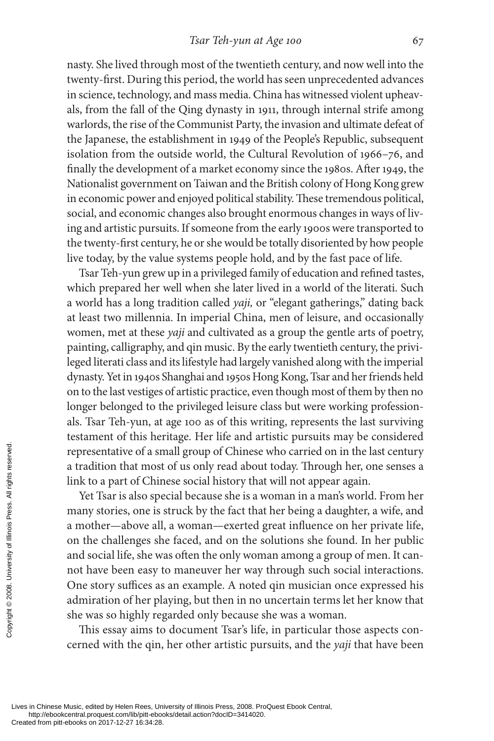nasty. She lived through most of the twentieth century, and now well into the twenty-first. During this period, the world has seen unprecedented advances in science, technology, and mass media. China has witnessed violent upheavals, from the fall of the Qing dynasty in 1911, through internal strife among warlords, the rise of the Communist Party, the invasion and ultimate defeat of the Japanese, the establishment in 1949 of the People's Republic, subsequent isolation from the outside world, the Cultural Revolution of 1966–76, and finally the development of a market economy since the 1980s. After 1949, the Nationalist government on Taiwan and the British colony of Hong Kong grew in economic power and enjoyed political stability. These tremendous political, social, and economic changes also brought enormous changes in ways of living and artistic pursuits. If someone from the early 1900s were transported to the twenty-first century, he or she would be totally disoriented by how people live today, by the value systems people hold, and by the fast pace of life.

Tsar Teh-yun grew up in a privileged family of education and refined tastes, which prepared her well when she later lived in a world of the literati. Such a world has a long tradition called *yaji,* or "elegant gatherings," dating back at least two millennia. In imperial China, men of leisure, and occasionally women, met at these *yaji* and cultivated as a group the gentle arts of poetry, painting, calligraphy, and qin music. By the early twentieth century, the privileged literati class and its lifestyle had largely vanished along with the imperial dynasty. Yet in 1940s Shanghai and 1950s Hong Kong, Tsar and her friends held on to the last vestiges of artistic practice, even though most of them by then no longer belonged to the privileged leisure class but were working professionals. Tsar Teh-yun, at age 100 as of this writing, represents the last surviving testament of this heritage. Her life and artistic pursuits may be considered representative of a small group of Chinese who carried on in the last century a tradition that most of us only read about today. Through her, one senses a link to a part of Chinese social history that will not appear again.

Yet Tsar is also special because she is a woman in a man's world. From her many stories, one is struck by the fact that her being a daughter, a wife, and a mother—above all, a woman—exerted great influence on her private life, on the challenges she faced, and on the solutions she found. In her public and social life, she was often the only woman among a group of men. It cannot have been easy to maneuver her way through such social interactions. One story suffices as an example. A noted qin musician once expressed his admiration of her playing, but then in no uncertain terms let her know that she was so highly regarded only because she was a woman.

This essay aims to document Tsar's life, in particular those aspects concerned with the qin, her other artistic pursuits, and the *yaji* that have been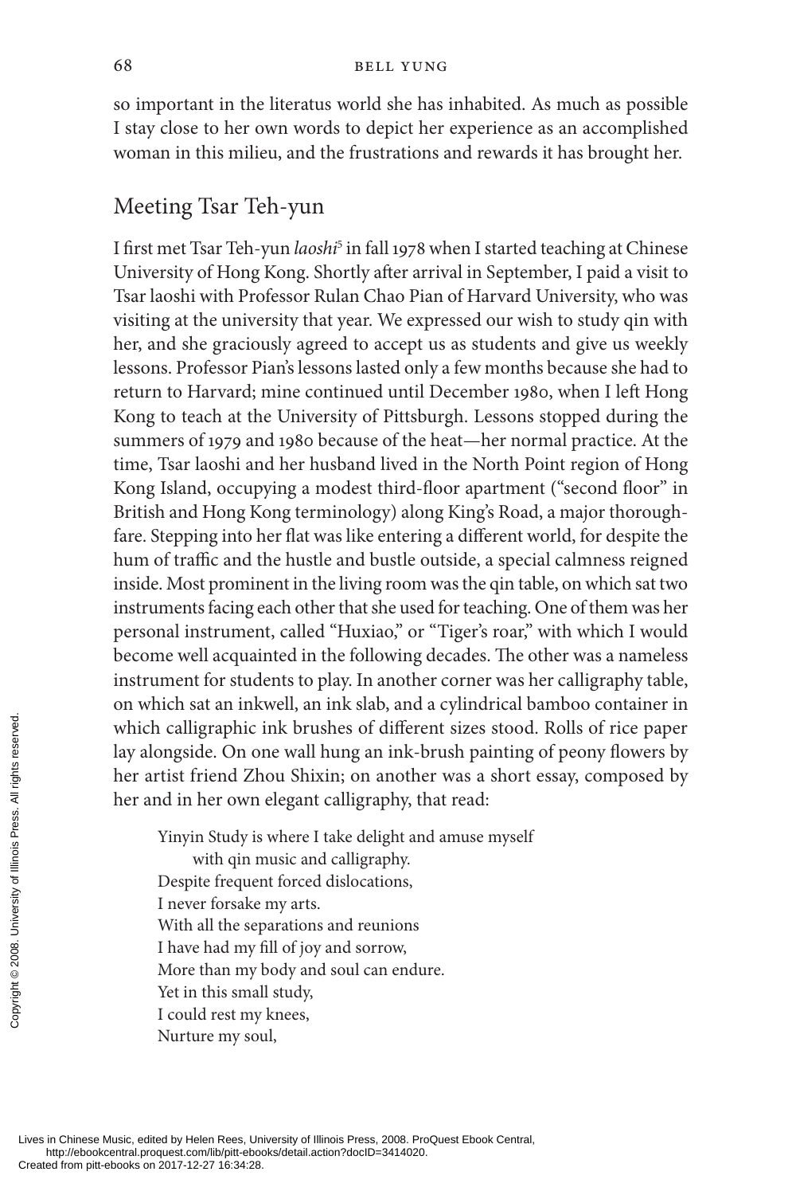so important in the literatus world she has inhabited. As much as possible I stay close to her own words to depict her experience as an accomplished woman in this milieu, and the frustrations and rewards it has brought her.

## Meeting Tsar Teh-yun

I first met Tsar Teh-yun *laoshi*[5] in fall 1978 when I started teaching at Chinese University of Hong Kong. Shortly after arrival in September, I paid a visit to Tsar laoshi with Professor Rulan Chao Pian of Harvard University, who was visiting at the university that year. We expressed our wish to study qin with her, and she graciously agreed to accept us as students and give us weekly lessons. Professor Pian's lessons lasted only a few months because she had to return to Harvard; mine continued until December 1980, when I left Hong Kong to teach at the University of Pittsburgh. Lessons stopped during the summers of 1979 and 1980 because of the heat—her normal practice. At the time, Tsar laoshi and her husband lived in the North Point region of Hong Kong Island, occupying a modest third-floor apartment ("second floor" in British and Hong Kong terminology) along King's Road, a major thoroughfare. Stepping into her flat was like entering a different world, for despite the hum of traffic and the hustle and bustle outside, a special calmness reigned inside. Most prominent in the living room was the qin table, on which sat two instruments facing each other that she used for teaching. One of them was her personal instrument, called "Huxiao," or "Tiger's roar," with which I would become well acquainted in the following decades. The other was a nameless instrument for students to play. In another corner was her calligraphy table, on which sat an inkwell, an ink slab, and a cylindrical bamboo container in which calligraphic ink brushes of different sizes stood. Rolls of rice paper lay alongside. On one wall hung an ink-brush painting of peony flowers by her artist friend Zhou Shixin; on another was a short essay, composed by her and in her own elegant calligraphy, that read:

> Yinyin Study is where I take delight and amuse myself
> with qin music and calligraphy.
> Despite frequent forced dislocations,
> I never forsake my arts.
> With all the separations and reunions
> I have had my fill of joy and sorrow,
> More than my body and soul can endure.
> Yet in this small study,
> I could rest my knees,
> Nurture my soul,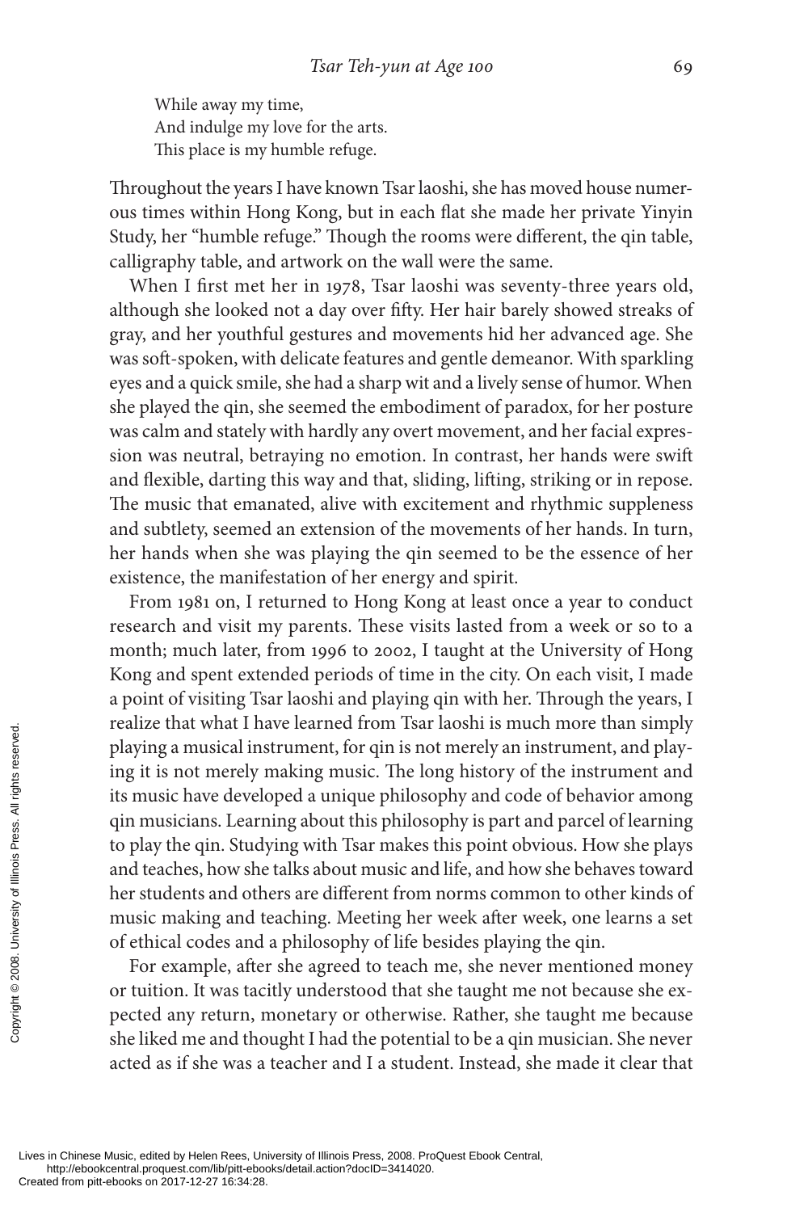While away my time,  
And indulge my love for the arts.  
This place is my humble refuge.

Throughout the years I have known Tsar laoshi, she has moved house numerous times within Hong Kong, but in each flat she made her private Yinyin Study, her "humble refuge." Though the rooms were different, the qin table, calligraphy table, and artwork on the wall were the same.

When I first met her in 1978, Tsar laoshi was seventy-three years old, although she looked not a day over fifty. Her hair barely showed streaks of gray, and her youthful gestures and movements hid her advanced age. She was soft-spoken, with delicate features and gentle demeanor. With sparkling eyes and a quick smile, she had a sharp wit and a lively sense of humor. When she played the qin, she seemed the embodiment of paradox, for her posture was calm and stately with hardly any overt movement, and her facial expression was neutral, betraying no emotion. In contrast, her hands were swift and flexible, darting this way and that, sliding, lifting, striking or in repose. The music that emanated, alive with excitement and rhythmic suppleness and subtlety, seemed an extension of the movements of her hands. In turn, her hands when she was playing the qin seemed to be the essence of her existence, the manifestation of her energy and spirit.

From 1981 on, I returned to Hong Kong at least once a year to conduct research and visit my parents. These visits lasted from a week or so to a month; much later, from 1996 to 2002, I taught at the University of Hong Kong and spent extended periods of time in the city. On each visit, I made a point of visiting Tsar laoshi and playing qin with her. Through the years, I realize that what I have learned from Tsar laoshi is much more than simply playing a musical instrument, for qin is not merely an instrument, and playing it is not merely making music. The long history of the instrument and its music have developed a unique philosophy and code of behavior among qin musicians. Learning about this philosophy is part and parcel of learning to play the qin. Studying with Tsar makes this point obvious. How she plays and teaches, how she talks about music and life, and how she behaves toward her students and others are different from norms common to other kinds of music making and teaching. Meeting her week after week, one learns a set of ethical codes and a philosophy of life besides playing the qin.

For example, after she agreed to teach me, she never mentioned money or tuition. It was tacitly understood that she taught me not because she expected any return, monetary or otherwise. Rather, she taught me because she liked me and thought I had the potential to be a qin musician. She never acted as if she was a teacher and I a student. Instead, she made it clear that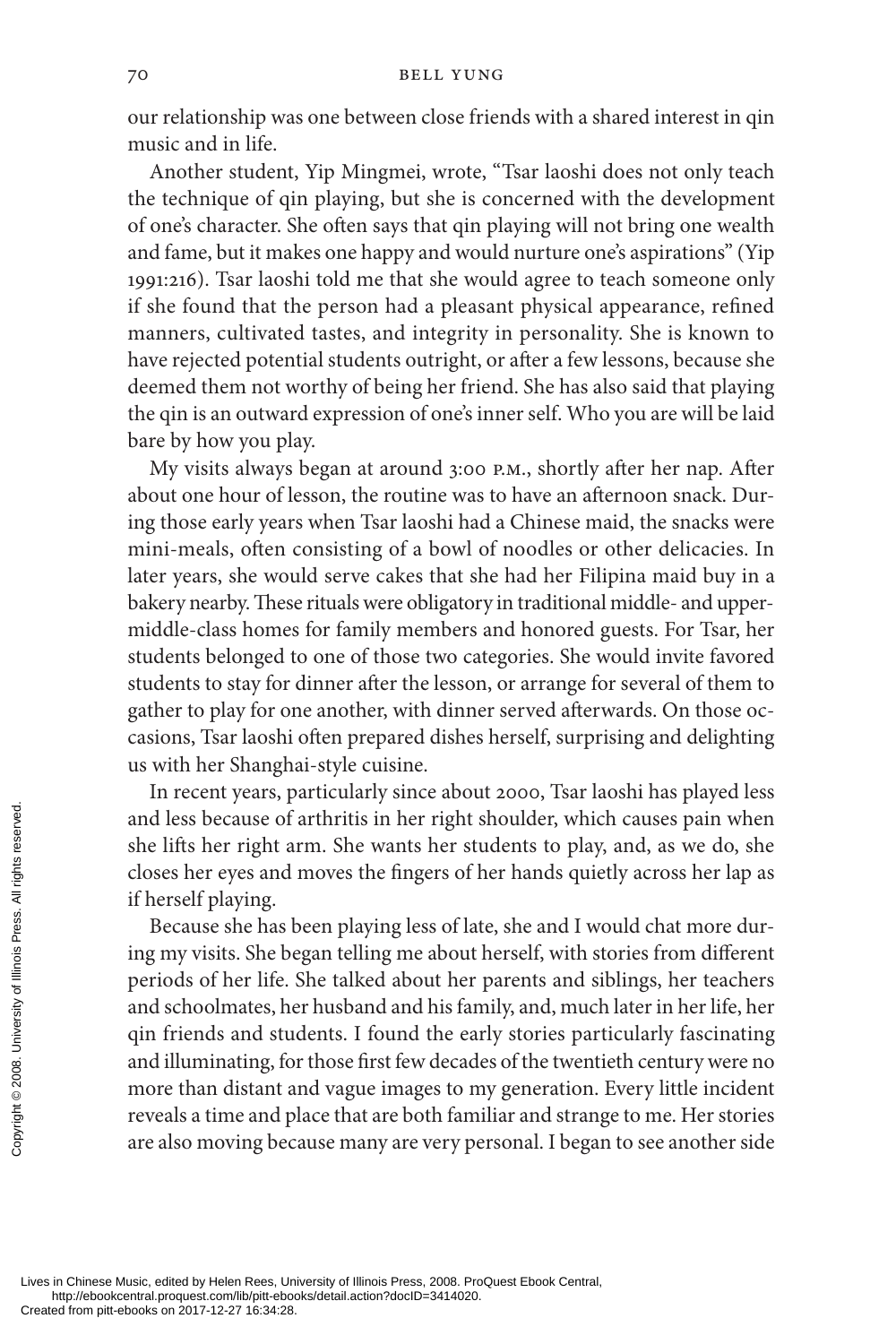our relationship was one between close friends with a shared interest in qin music and in life.

Another student, Yip Mingmei, wrote, "Tsar laoshi does not only teach the technique of qin playing, but she is concerned with the development of one's character. She often says that qin playing will not bring one wealth and fame, but it makes one happy and would nurture one's aspirations" (Yip 1991:216). Tsar laoshi told me that she would agree to teach someone only if she found that the person had a pleasant physical appearance, refined manners, cultivated tastes, and integrity in personality. She is known to have rejected potential students outright, or after a few lessons, because she deemed them not worthy of being her friend. She has also said that playing the qin is an outward expression of one's inner self. Who you are will be laid bare by how you play.

My visits always began at around 3:00 P.M., shortly after her nap. After about one hour of lesson, the routine was to have an afternoon snack. During those early years when Tsar laoshi had a Chinese maid, the snacks were mini-meals, often consisting of a bowl of noodles or other delicacies. In later years, she would serve cakes that she had her Filipina maid buy in a bakery nearby. These rituals were obligatory in traditional middle- and upper-middle-class homes for family members and honored guests. For Tsar, her students belonged to one of those two categories. She would invite favored students to stay for dinner after the lesson, or arrange for several of them to gather to play for one another, with dinner served afterwards. On those occasions, Tsar laoshi often prepared dishes herself, surprising and delighting us with her Shanghai-style cuisine.

In recent years, particularly since about 2000, Tsar laoshi has played less and less because of arthritis in her right shoulder, which causes pain when she lifts her right arm. She wants her students to play, and, as we do, she closes her eyes and moves the fingers of her hands quietly across her lap as if herself playing.

Because she has been playing less of late, she and I would chat more during my visits. She began telling me about herself, with stories from different periods of her life. She talked about her parents and siblings, her teachers and schoolmates, her husband and his family, and, much later in her life, her qin friends and students. I found the early stories particularly fascinating and illuminating, for those first few decades of the twentieth century were no more than distant and vague images to my generation. Every little incident reveals a time and place that are both familiar and strange to me. Her stories are also moving because many are very personal. I began to see another side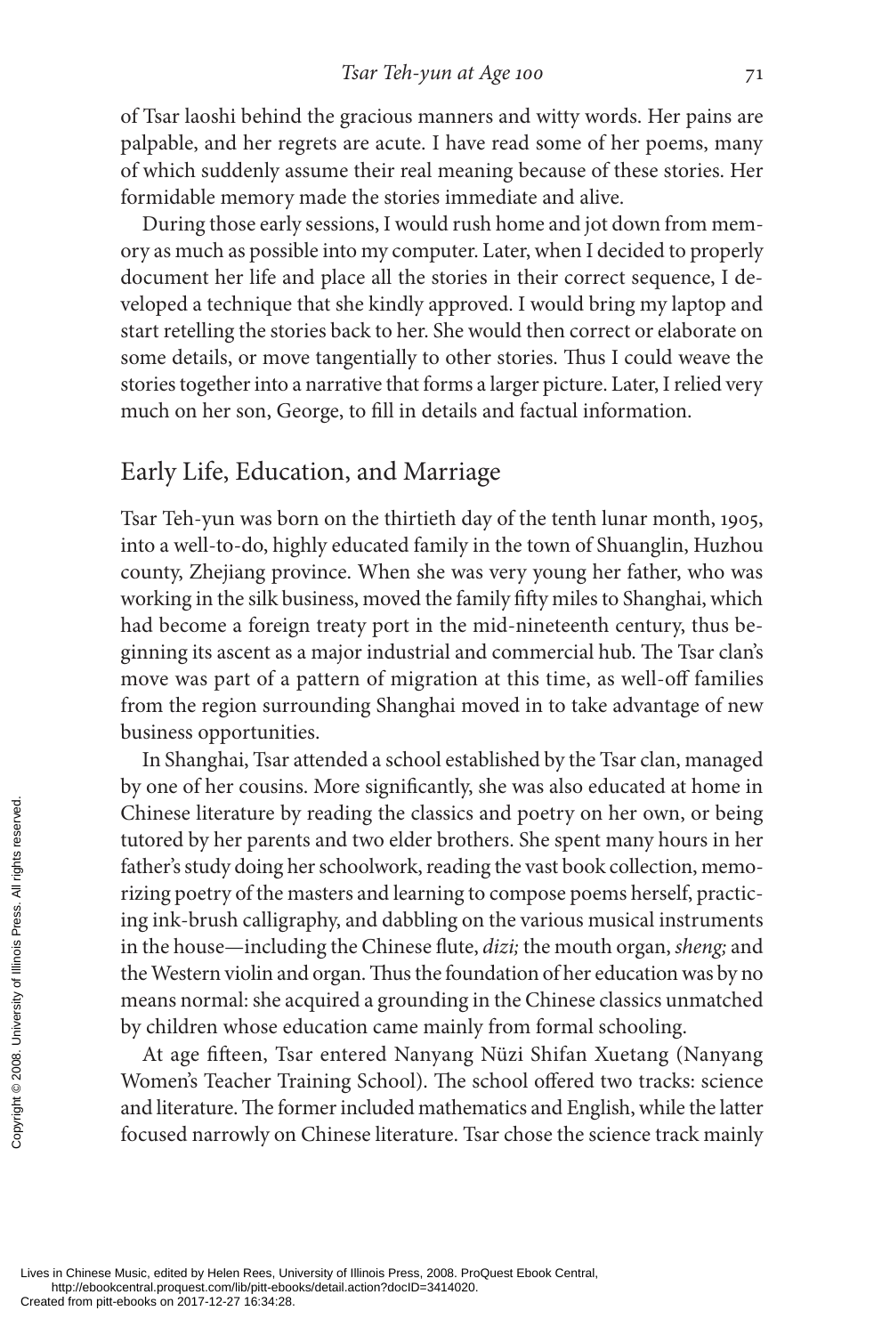of Tsar laoshi behind the gracious manners and witty words. Her pains are palpable, and her regrets are acute. I have read some of her poems, many of which suddenly assume their real meaning because of these stories. Her formidable memory made the stories immediate and alive.

During those early sessions, I would rush home and jot down from memory as much as possible into my computer. Later, when I decided to properly document her life and place all the stories in their correct sequence, I developed a technique that she kindly approved. I would bring my laptop and start retelling the stories back to her. She would then correct or elaborate on some details, or move tangentially to other stories. Thus I could weave the stories together into a narrative that forms a larger picture. Later, I relied very much on her son, George, to fill in details and factual information.

## Early Life, Education, and Marriage

Tsar Teh-yun was born on the thirtieth day of the tenth lunar month, 1905, into a well-to-do, highly educated family in the town of Shuanglin, Huzhou county, Zhejiang province. When she was very young her father, who was working in the silk business, moved the family fifty miles to Shanghai, which had become a foreign treaty port in the mid-nineteenth century, thus beginning its ascent as a major industrial and commercial hub. The Tsar clan's move was part of a pattern of migration at this time, as well-off families from the region surrounding Shanghai moved in to take advantage of new business opportunities.

In Shanghai, Tsar attended a school established by the Tsar clan, managed by one of her cousins. More significantly, she was also educated at home in Chinese literature by reading the classics and poetry on her own, or being tutored by her parents and two elder brothers. She spent many hours in her father's study doing her schoolwork, reading the vast book collection, memorizing poetry of the masters and learning to compose poems herself, practicing ink-brush calligraphy, and dabbling on the various musical instruments in the house—including the Chinese flute, *dizi;* the mouth organ, *sheng;* and the Western violin and organ. Thus the foundation of her education was by no means normal: she acquired a grounding in the Chinese classics unmatched by children whose education came mainly from formal schooling.

At age fifteen, Tsar entered Nanyang Nüzi Shifan Xuetang (Nanyang Women's Teacher Training School). The school offered two tracks: science and literature. The former included mathematics and English, while the latter focused narrowly on Chinese literature. Tsar chose the science track mainly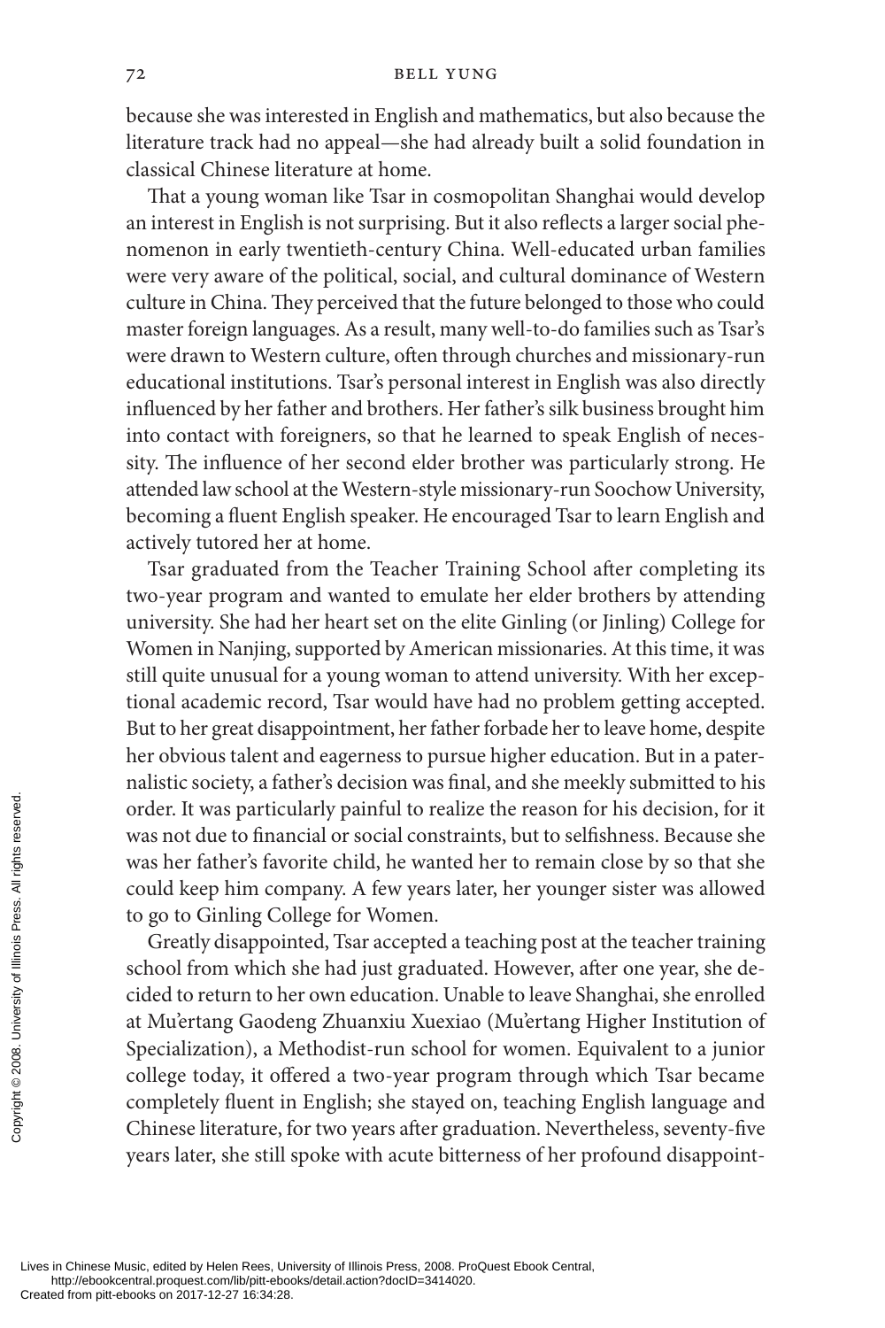because she was interested in English and mathematics, but also because the literature track had no appeal—she had already built a solid foundation in classical Chinese literature at home.

That a young woman like Tsar in cosmopolitan Shanghai would develop an interest in English is not surprising. But it also reflects a larger social phenomenon in early twentieth-century China. Well-educated urban families were very aware of the political, social, and cultural dominance of Western culture in China. They perceived that the future belonged to those who could master foreign languages. As a result, many well-to-do families such as Tsar's were drawn to Western culture, often through churches and missionary-run educational institutions. Tsar's personal interest in English was also directly influenced by her father and brothers. Her father's silk business brought him into contact with foreigners, so that he learned to speak English of necessity. The influence of her second elder brother was particularly strong. He attended law school at the Western-style missionary-run Soochow University, becoming a fluent English speaker. He encouraged Tsar to learn English and actively tutored her at home.

Tsar graduated from the Teacher Training School after completing its two-year program and wanted to emulate her elder brothers by attending university. She had her heart set on the elite Ginling (or Jinling) College for Women in Nanjing, supported by American missionaries. At this time, it was still quite unusual for a young woman to attend university. With her exceptional academic record, Tsar would have had no problem getting accepted. But to her great disappointment, her father forbade her to leave home, despite her obvious talent and eagerness to pursue higher education. But in a paternalistic society, a father's decision was final, and she meekly submitted to his order. It was particularly painful to realize the reason for his decision, for it was not due to financial or social constraints, but to selfishness. Because she was her father's favorite child, he wanted her to remain close by so that she could keep him company. A few years later, her younger sister was allowed to go to Ginling College for Women.

Greatly disappointed, Tsar accepted a teaching post at the teacher training school from which she had just graduated. However, after one year, she decided to return to her own education. Unable to leave Shanghai, she enrolled at Mu'ertang Gaodeng Zhuanxiu Xuexiao (Mu'ertang Higher Institution of Specialization), a Methodist-run school for women. Equivalent to a junior college today, it offered a two-year program through which Tsar became completely fluent in English; she stayed on, teaching English language and Chinese literature, for two years after graduation. Nevertheless, seventy-five years later, she still spoke with acute bitterness of her profound disappoint-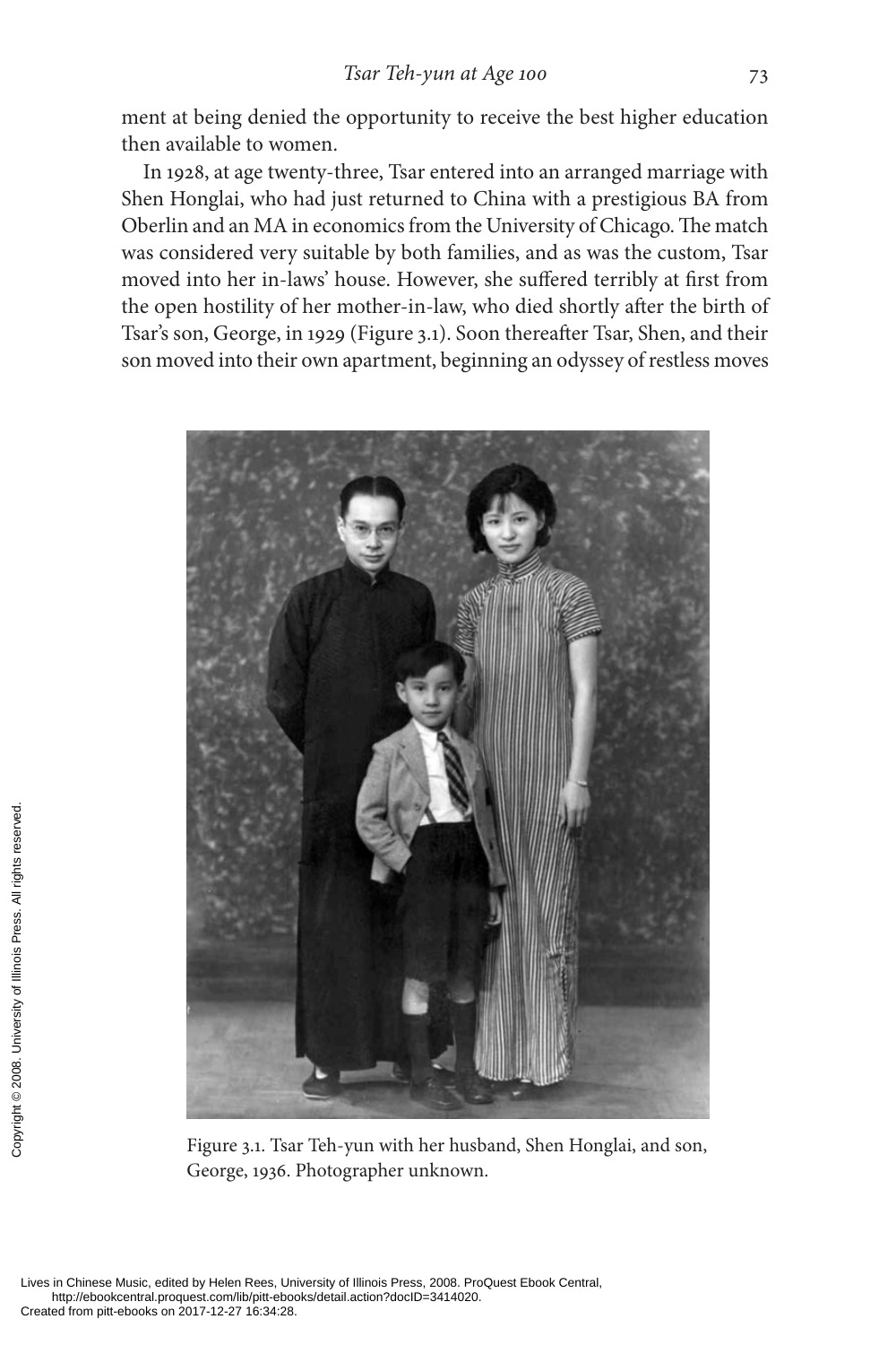ment at being denied the opportunity to receive the best higher education then available to women.

In 1928, at age twenty-three, Tsar entered into an arranged marriage with Shen Honglai, who had just returned to China with a prestigious BA from Oberlin and an MA in economics from the University of Chicago. The match was considered very suitable by both families, and as was the custom, Tsar moved into her in-laws' house. However, she suffered terribly at first from the open hostility of her mother-in-law, who died shortly after the birth of Tsar's son, George, in 1929 (Figure 3.1). Soon thereafter Tsar, Shen, and their son moved into their own apartment, beginning an odyssey of restless moves

Figure 3.1. Tsar Teh-yun with her husband, Shen Honglai, and son, George, 1936. Photographer unknown.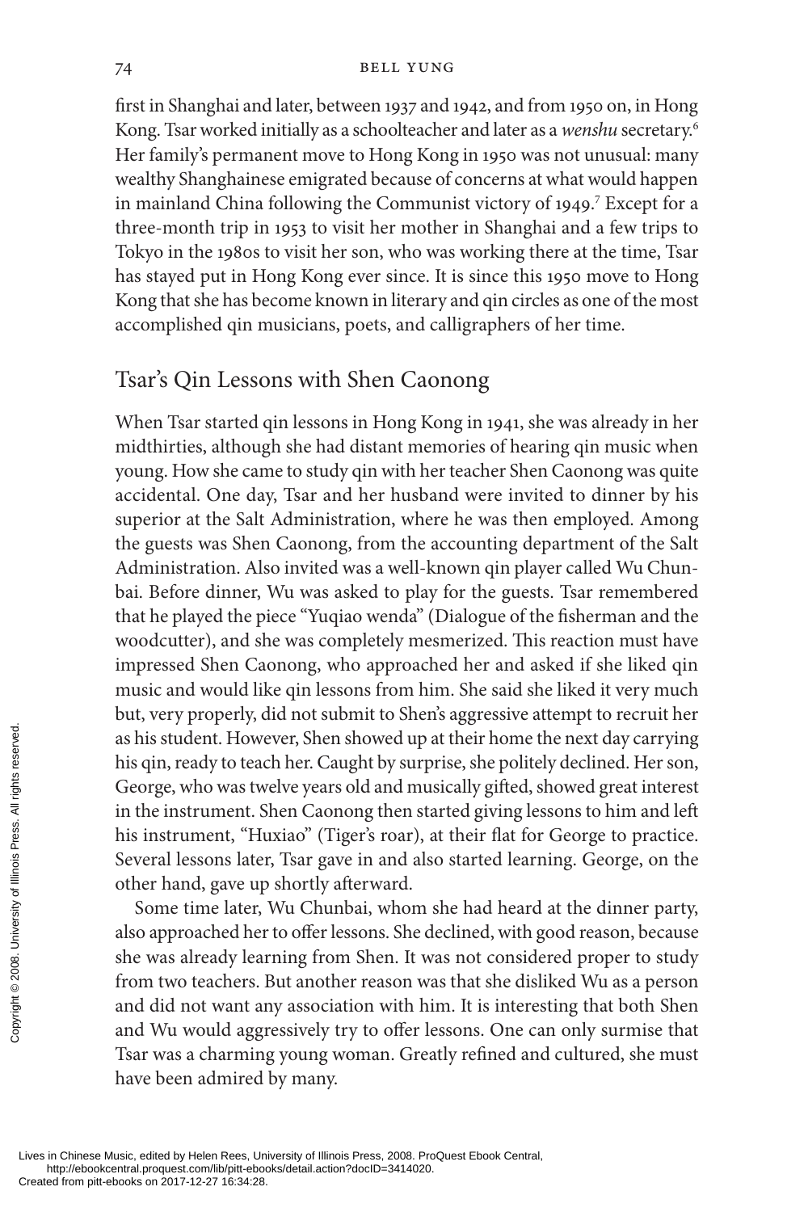first in Shanghai and later, between 1937 and 1942, and from 1950 on, in Hong Kong. Tsar worked initially as a schoolteacher and later as a *wenshu* secretary.[6] Her family's permanent move to Hong Kong in 1950 was not unusual: many wealthy Shanghainese emigrated because of concerns at what would happen in mainland China following the Communist victory of 1949.[7] Except for a three-month trip in 1953 to visit her mother in Shanghai and a few trips to Tokyo in the 1980s to visit her son, who was working there at the time, Tsar has stayed put in Hong Kong ever since. It is since this 1950 move to Hong Kong that she has become known in literary and qin circles as one of the most accomplished qin musicians, poets, and calligraphers of her time.

## Tsar's Qin Lessons with Shen Caonong

When Tsar started qin lessons in Hong Kong in 1941, she was already in her midthirties, although she had distant memories of hearing qin music when young. How she came to study qin with her teacher Shen Caonong was quite accidental. One day, Tsar and her husband were invited to dinner by his superior at the Salt Administration, where he was then employed. Among the guests was Shen Caonong, from the accounting department of the Salt Administration. Also invited was a well-known qin player called Wu Chunbai. Before dinner, Wu was asked to play for the guests. Tsar remembered that he played the piece "Yuqiao wenda" (Dialogue of the fisherman and the woodcutter), and she was completely mesmerized. This reaction must have impressed Shen Caonong, who approached her and asked if she liked qin music and would like qin lessons from him. She said she liked it very much but, very properly, did not submit to Shen's aggressive attempt to recruit her as his student. However, Shen showed up at their home the next day carrying his qin, ready to teach her. Caught by surprise, she politely declined. Her son, George, who was twelve years old and musically gifted, showed great interest in the instrument. Shen Caonong then started giving lessons to him and left his instrument, "Huxiao" (Tiger's roar), at their flat for George to practice. Several lessons later, Tsar gave in and also started learning. George, on the other hand, gave up shortly afterward.

Some time later, Wu Chunbai, whom she had heard at the dinner party, also approached her to offer lessons. She declined, with good reason, because she was already learning from Shen. It was not considered proper to study from two teachers. But another reason was that she disliked Wu as a person and did not want any association with him. It is interesting that both Shen and Wu would aggressively try to offer lessons. One can only surmise that Tsar was a charming young woman. Greatly refined and cultured, she must have been admired by many.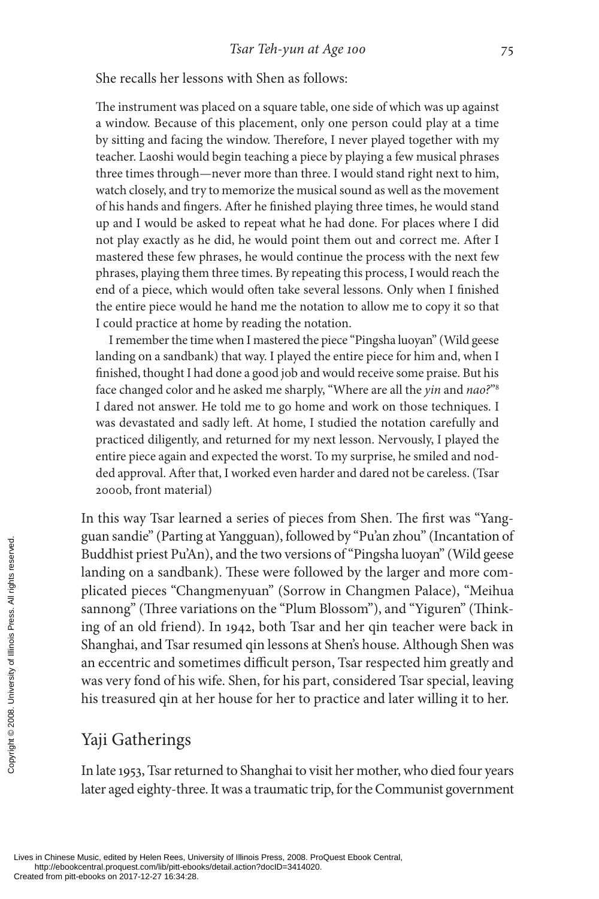She recalls her lessons with Shen as follows:

> The instrument was placed on a square table, one side of which was up against a window. Because of this placement, only one person could play at a time by sitting and facing the window. Therefore, I never played together with my teacher. Laoshi would begin teaching a piece by playing a few musical phrases three times through—never more than three. I would stand right next to him, watch closely, and try to memorize the musical sound as well as the movement of his hands and fingers. After he finished playing three times, he would stand up and I would be asked to repeat what he had done. For places where I did not play exactly as he did, he would point them out and correct me. After I mastered these few phrases, he would continue the process with the next few phrases, playing them three times. By repeating this process, I would reach the end of a piece, which would often take several lessons. Only when I finished the entire piece would he hand me the notation to allow me to copy it so that I could practice at home by reading the notation.
>
> I remember the time when I mastered the piece "Pingsha luoyan" (Wild geese landing on a sandbank) that way. I played the entire piece for him and, when I finished, thought I had done a good job and would receive some praise. But his face changed color and he asked me sharply, "Where are all the *yin* and *nao?*"[8] I dared not answer. He told me to go home and work on those techniques. I was devastated and sadly left. At home, I studied the notation carefully and practiced diligently, and returned for my next lesson. Nervously, I played the entire piece again and expected the worst. To my surprise, he smiled and nodded approval. After that, I worked even harder and dared not be careless. (Tsar 2000b, front material)

In this way Tsar learned a series of pieces from Shen. The first was "Yangguan sandie" (Parting at Yangguan), followed by "Pu'an zhou" (Incantation of Buddhist priest Pu'An), and the two versions of "Pingsha luoyan" (Wild geese landing on a sandbank). These were followed by the larger and more complicated pieces "Changmenyuan" (Sorrow in Changmen Palace), "Meihua sannong" (Three variations on the "Plum Blossom"), and "Yiguren" (Thinking of an old friend). In 1942, both Tsar and her qin teacher were back in Shanghai, and Tsar resumed qin lessons at Shen's house. Although Shen was an eccentric and sometimes difficult person, Tsar respected him greatly and was very fond of his wife. Shen, for his part, considered Tsar special, leaving his treasured qin at her house for her to practice and later willing it to her.

## Yaji Gatherings

In late 1953, Tsar returned to Shanghai to visit her mother, who died four years later aged eighty-three. It was a traumatic trip, for the Communist government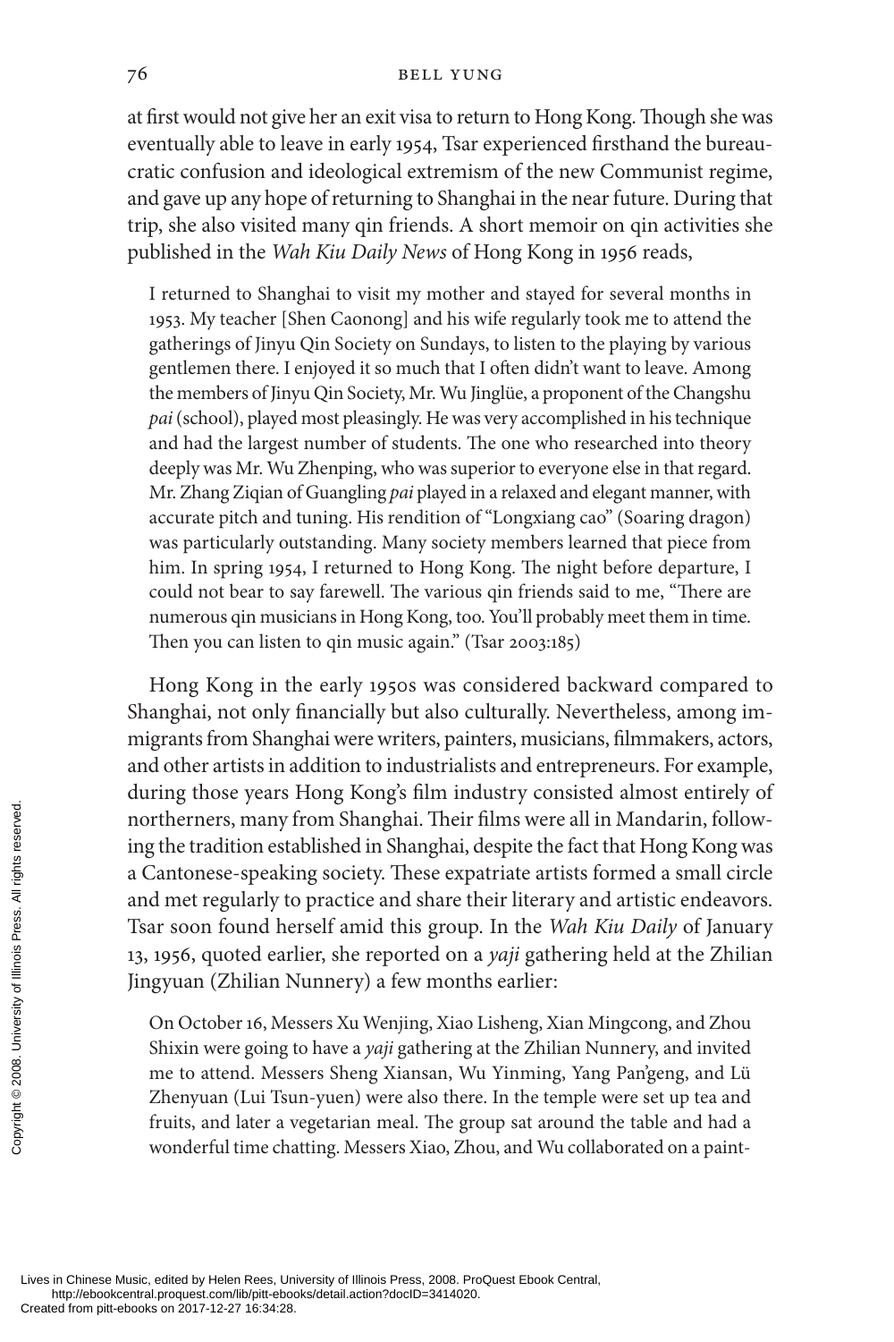at first would not give her an exit visa to return to Hong Kong. Though she was eventually able to leave in early 1954, Tsar experienced firsthand the bureaucratic confusion and ideological extremism of the new Communist regime, and gave up any hope of returning to Shanghai in the near future. During that trip, she also visited many qin friends. A short memoir on qin activities she published in the *Wah Kiu Daily News* of Hong Kong in 1956 reads,

> I returned to Shanghai to visit my mother and stayed for several months in 1953. My teacher [Shen Caonong] and his wife regularly took me to attend the gatherings of Jinyu Qin Society on Sundays, to listen to the playing by various gentlemen there. I enjoyed it so much that I often didn't want to leave. Among the members of Jinyu Qin Society, Mr. Wu Jinglüe, a proponent of the Changshu *pai* (school), played most pleasingly. He was very accomplished in his technique and had the largest number of students. The one who researched into theory deeply was Mr. Wu Zhenping, who was superior to everyone else in that regard. Mr. Zhang Ziqian of Guangling *pai* played in a relaxed and elegant manner, with accurate pitch and tuning. His rendition of "Longxiang cao" (Soaring dragon) was particularly outstanding. Many society members learned that piece from him. In spring 1954, I returned to Hong Kong. The night before departure, I could not bear to say farewell. The various qin friends said to me, "There are numerous qin musicians in Hong Kong, too. You'll probably meet them in time. Then you can listen to qin music again." (Tsar 2003:185)

Hong Kong in the early 1950s was considered backward compared to Shanghai, not only financially but also culturally. Nevertheless, among immigrants from Shanghai were writers, painters, musicians, filmmakers, actors, and other artists in addition to industrialists and entrepreneurs. For example, during those years Hong Kong's film industry consisted almost entirely of northerners, many from Shanghai. Their films were all in Mandarin, following the tradition established in Shanghai, despite the fact that Hong Kong was a Cantonese-speaking society. These expatriate artists formed a small circle and met regularly to practice and share their literary and artistic endeavors. Tsar soon found herself amid this group. In the *Wah Kiu Daily* of January 13, 1956, quoted earlier, she reported on a *yaji* gathering held at the Zhilian Jingyuan (Zhilian Nunnery) a few months earlier:

> On October 16, Messers Xu Wenjing, Xiao Lisheng, Xian Mingcong, and Zhou Shixin were going to have a *yaji* gathering at the Zhilian Nunnery, and invited me to attend. Messers Sheng Xiansan, Wu Yinming, Yang Pan'geng, and Lü Zhenyuan (Lui Tsun-yuen) were also there. In the temple were set up tea and fruits, and later a vegetarian meal. The group sat around the table and had a wonderful time chatting. Messers Xiao, Zhou, and Wu collaborated on a paint-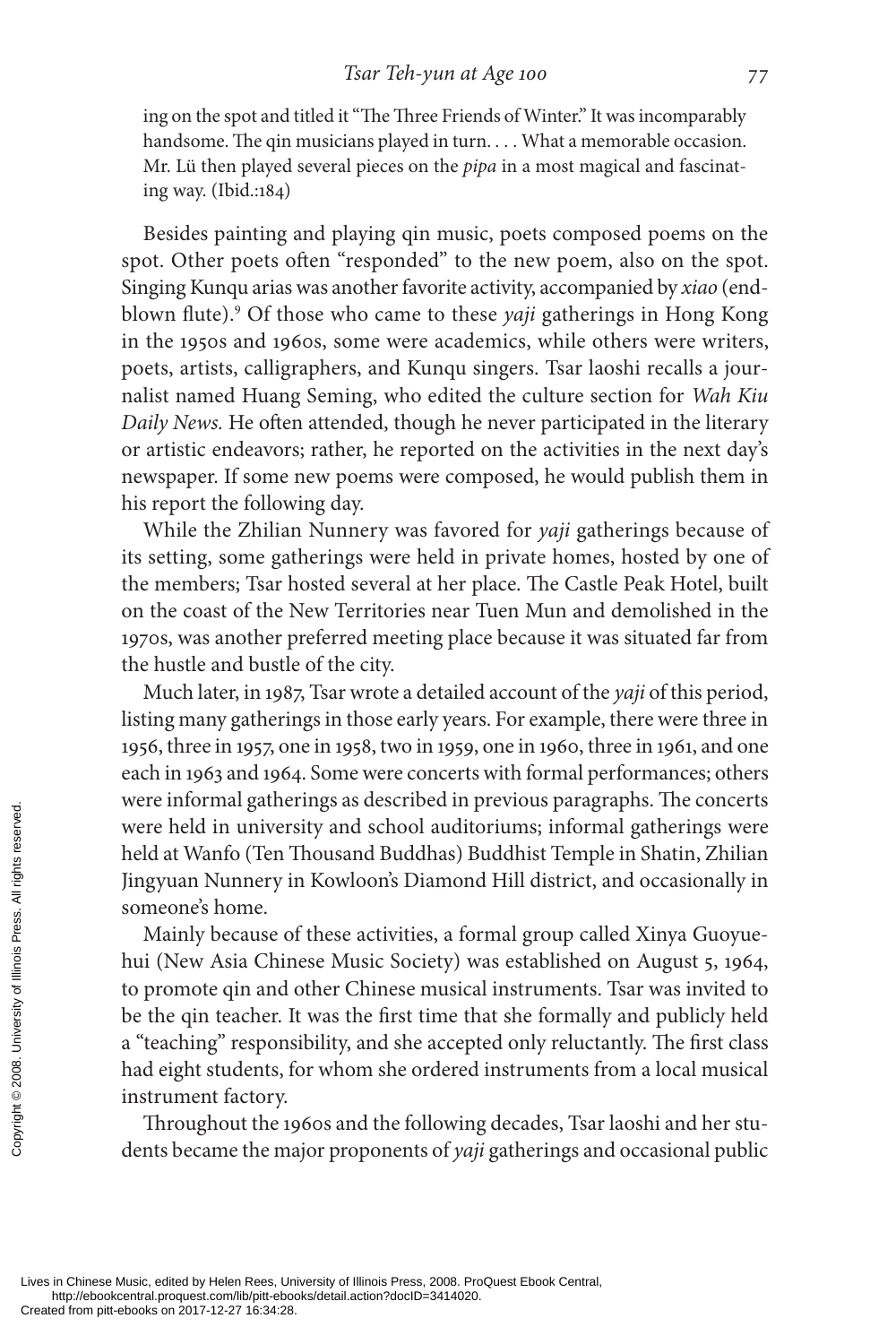ing on the spot and titled it "The Three Friends of Winter." It was incomparably handsome. The qin musicians played in turn. . . . What a memorable occasion. Mr. Lü then played several pieces on the *pipa* in a most magical and fascinating way. (Ibid.:184)

Besides painting and playing qin music, poets composed poems on the spot. Other poets often "responded" to the new poem, also on the spot. Singing Kunqu arias was another favorite activity, accompanied by *xiao* (end-blown flute).[9] Of those who came to these *yaji* gatherings in Hong Kong in the 1950s and 1960s, some were academics, while others were writers, poets, artists, calligraphers, and Kunqu singers. Tsar laoshi recalls a journalist named Huang Seming, who edited the culture section for *Wah Kiu Daily News.* He often attended, though he never participated in the literary or artistic endeavors; rather, he reported on the activities in the next day's newspaper. If some new poems were composed, he would publish them in his report the following day.

While the Zhilian Nunnery was favored for *yaji* gatherings because of its setting, some gatherings were held in private homes, hosted by one of the members; Tsar hosted several at her place. The Castle Peak Hotel, built on the coast of the New Territories near Tuen Mun and demolished in the 1970s, was another preferred meeting place because it was situated far from the hustle and bustle of the city.

Much later, in 1987, Tsar wrote a detailed account of the *yaji* of this period, listing many gatherings in those early years. For example, there were three in 1956, three in 1957, one in 1958, two in 1959, one in 1960, three in 1961, and one each in 1963 and 1964. Some were concerts with formal performances; others were informal gatherings as described in previous paragraphs. The concerts were held in university and school auditoriums; informal gatherings were held at Wanfo (Ten Thousand Buddhas) Buddhist Temple in Shatin, Zhilian Jingyuan Nunnery in Kowloon's Diamond Hill district, and occasionally in someone's home.

Mainly because of these activities, a formal group called Xinya Guoyuehui (New Asia Chinese Music Society) was established on August 5, 1964, to promote qin and other Chinese musical instruments. Tsar was invited to be the qin teacher. It was the first time that she formally and publicly held a "teaching" responsibility, and she accepted only reluctantly. The first class had eight students, for whom she ordered instruments from a local musical instrument factory.

Throughout the 1960s and the following decades, Tsar laoshi and her students became the major proponents of *yaji* gatherings and occasional public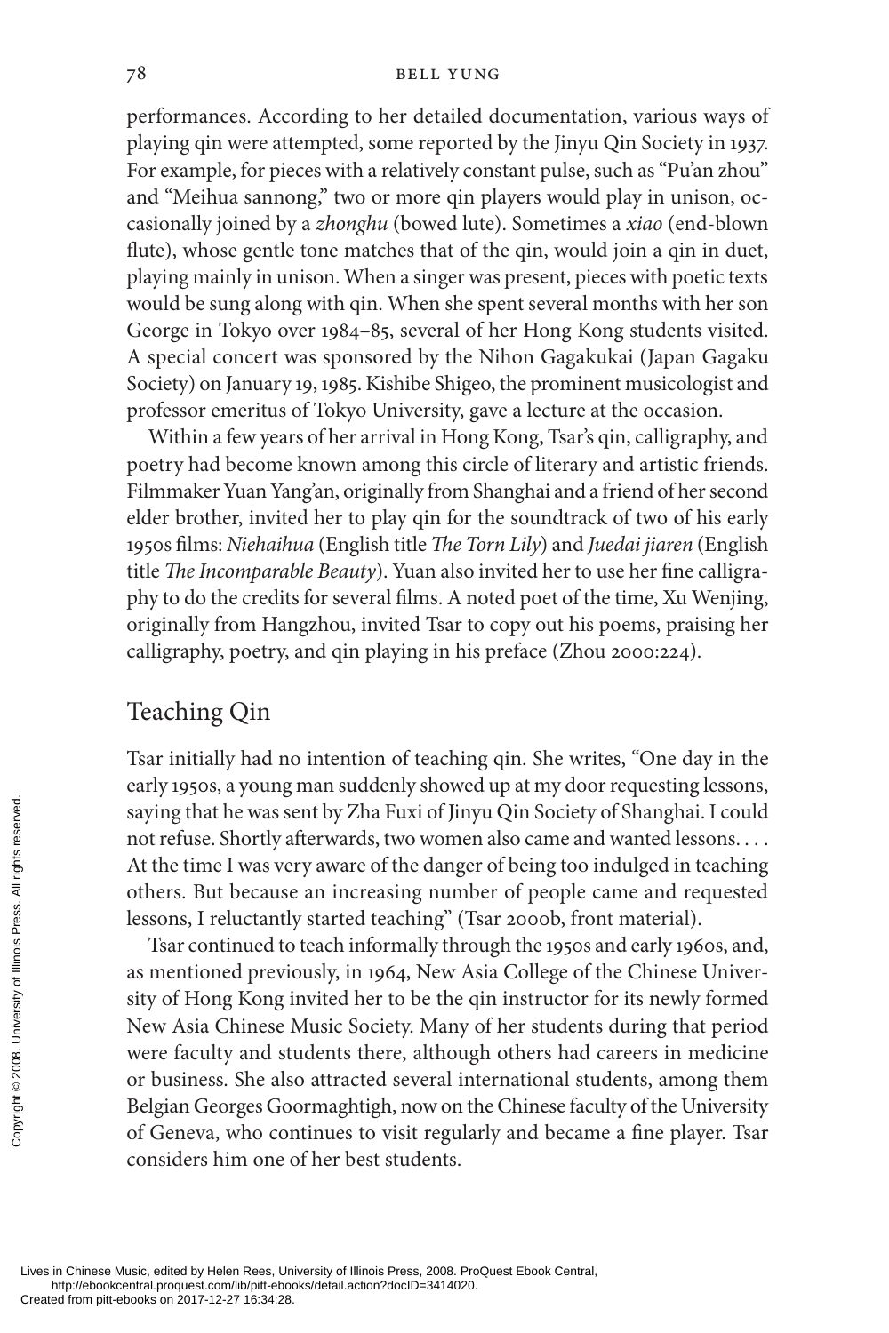performances. According to her detailed documentation, various ways of playing qin were attempted, some reported by the Jinyu Qin Society in 1937. For example, for pieces with a relatively constant pulse, such as "Pu'an zhou" and "Meihua sannong," two or more qin players would play in unison, occasionally joined by a *zhonghu* (bowed lute). Sometimes a *xiao* (end-blown flute), whose gentle tone matches that of the qin, would join a qin in duet, playing mainly in unison. When a singer was present, pieces with poetic texts would be sung along with qin. When she spent several months with her son George in Tokyo over 1984–85, several of her Hong Kong students visited. A special concert was sponsored by the Nihon Gagakukai (Japan Gagaku Society) on January 19, 1985. Kishibe Shigeo, the prominent musicologist and professor emeritus of Tokyo University, gave a lecture at the occasion.

Within a few years of her arrival in Hong Kong, Tsar's qin, calligraphy, and poetry had become known among this circle of literary and artistic friends. Filmmaker Yuan Yang'an, originally from Shanghai and a friend of her second elder brother, invited her to play qin for the soundtrack of two of his early 1950s films: *Niehaihua* (English title *The Torn Lily*) and *Juedai jiaren* (English title *The Incomparable Beauty*). Yuan also invited her to use her fine calligraphy to do the credits for several films. A noted poet of the time, Xu Wenjing, originally from Hangzhou, invited Tsar to copy out his poems, praising her calligraphy, poetry, and qin playing in his preface (Zhou 2000:224).

## Teaching Qin

Tsar initially had no intention of teaching qin. She writes, "One day in the early 1950s, a young man suddenly showed up at my door requesting lessons, saying that he was sent by Zha Fuxi of Jinyu Qin Society of Shanghai. I could not refuse. Shortly afterwards, two women also came and wanted lessons. . . . At the time I was very aware of the danger of being too indulged in teaching others. But because an increasing number of people came and requested lessons, I reluctantly started teaching" (Tsar 2000b, front material).

Tsar continued to teach informally through the 1950s and early 1960s, and, as mentioned previously, in 1964, New Asia College of the Chinese University of Hong Kong invited her to be the qin instructor for its newly formed New Asia Chinese Music Society. Many of her students during that period were faculty and students there, although others had careers in medicine or business. She also attracted several international students, among them Belgian Georges Goormaghtigh, now on the Chinese faculty of the University of Geneva, who continues to visit regularly and became a fine player. Tsar considers him one of her best students.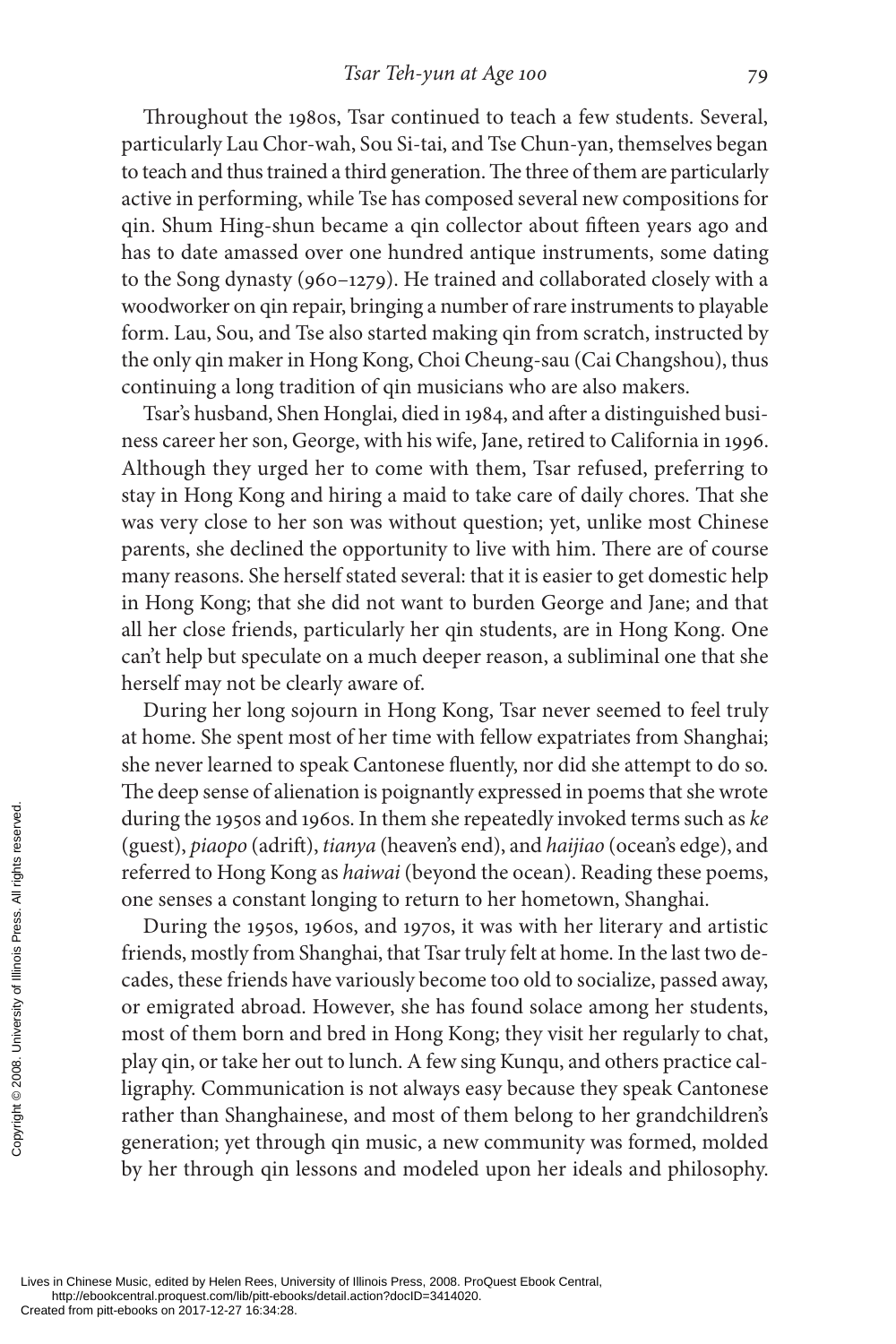Throughout the 1980s, Tsar continued to teach a few students. Several, particularly Lau Chor-wah, Sou Si-tai, and Tse Chun-yan, themselves began to teach and thus trained a third generation. The three of them are particularly active in performing, while Tse has composed several new compositions for qin. Shum Hing-shun became a qin collector about fifteen years ago and has to date amassed over one hundred antique instruments, some dating to the Song dynasty (960–1279). He trained and collaborated closely with a woodworker on qin repair, bringing a number of rare instruments to playable form. Lau, Sou, and Tse also started making qin from scratch, instructed by the only qin maker in Hong Kong, Choi Cheung-sau (Cai Changshou), thus continuing a long tradition of qin musicians who are also makers.

Tsar's husband, Shen Honglai, died in 1984, and after a distinguished business career her son, George, with his wife, Jane, retired to California in 1996. Although they urged her to come with them, Tsar refused, preferring to stay in Hong Kong and hiring a maid to take care of daily chores. That she was very close to her son was without question; yet, unlike most Chinese parents, she declined the opportunity to live with him. There are of course many reasons. She herself stated several: that it is easier to get domestic help in Hong Kong; that she did not want to burden George and Jane; and that all her close friends, particularly her qin students, are in Hong Kong. One can't help but speculate on a much deeper reason, a subliminal one that she herself may not be clearly aware of.

During her long sojourn in Hong Kong, Tsar never seemed to feel truly at home. She spent most of her time with fellow expatriates from Shanghai; she never learned to speak Cantonese fluently, nor did she attempt to do so. The deep sense of alienation is poignantly expressed in poems that she wrote during the 1950s and 1960s. In them she repeatedly invoked terms such as *ke* (guest), *piaopo* (adrift), *tianya* (heaven's end), and *haijiao* (ocean's edge), and referred to Hong Kong as *haiwai* (beyond the ocean). Reading these poems, one senses a constant longing to return to her hometown, Shanghai.

During the 1950s, 1960s, and 1970s, it was with her literary and artistic friends, mostly from Shanghai, that Tsar truly felt at home. In the last two decades, these friends have variously become too old to socialize, passed away, or emigrated abroad. However, she has found solace among her students, most of them born and bred in Hong Kong; they visit her regularly to chat, play qin, or take her out to lunch. A few sing Kunqu, and others practice calligraphy. Communication is not always easy because they speak Cantonese rather than Shanghainese, and most of them belong to her grandchildren's generation; yet through qin music, a new community was formed, molded by her through qin lessons and modeled upon her ideals and philosophy.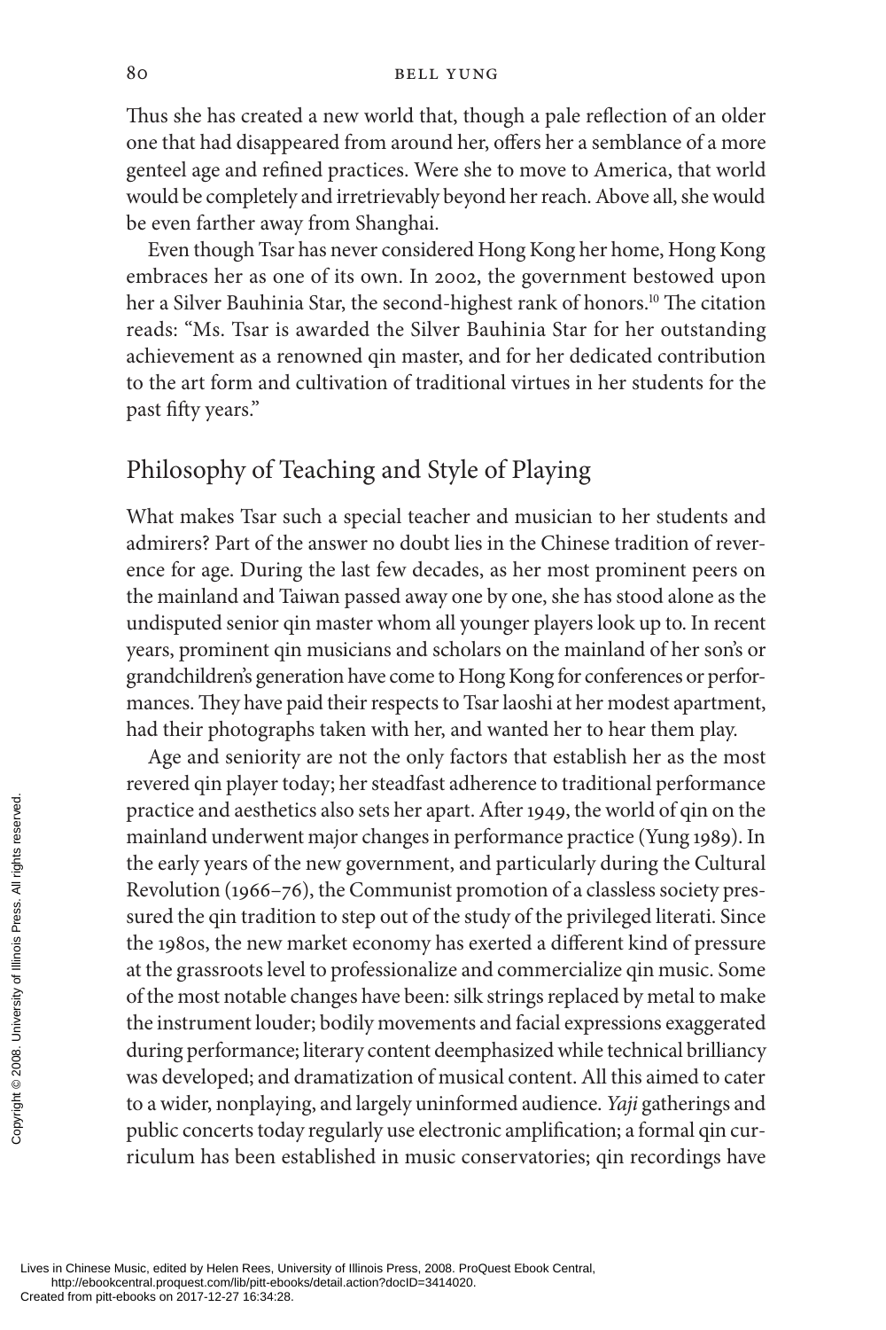Thus she has created a new world that, though a pale reflection of an older one that had disappeared from around her, offers her a semblance of a more genteel age and refined practices. Were she to move to America, that world would be completely and irretrievably beyond her reach. Above all, she would be even farther away from Shanghai.

Even though Tsar has never considered Hong Kong her home, Hong Kong embraces her as one of its own. In 2002, the government bestowed upon her a Silver Bauhinia Star, the second-highest rank of honors.[10] The citation reads: "Ms. Tsar is awarded the Silver Bauhinia Star for her outstanding achievement as a renowned qin master, and for her dedicated contribution to the art form and cultivation of traditional virtues in her students for the past fifty years."

## Philosophy of Teaching and Style of Playing

What makes Tsar such a special teacher and musician to her students and admirers? Part of the answer no doubt lies in the Chinese tradition of reverence for age. During the last few decades, as her most prominent peers on the mainland and Taiwan passed away one by one, she has stood alone as the undisputed senior qin master whom all younger players look up to. In recent years, prominent qin musicians and scholars on the mainland of her son's or grandchildren's generation have come to Hong Kong for conferences or performances. They have paid their respects to Tsar laoshi at her modest apartment, had their photographs taken with her, and wanted her to hear them play.

Age and seniority are not the only factors that establish her as the most revered qin player today; her steadfast adherence to traditional performance practice and aesthetics also sets her apart. After 1949, the world of qin on the mainland underwent major changes in performance practice (Yung 1989). In the early years of the new government, and particularly during the Cultural Revolution (1966–76), the Communist promotion of a classless society pressured the qin tradition to step out of the study of the privileged literati. Since the 1980s, the new market economy has exerted a different kind of pressure at the grassroots level to professionalize and commercialize qin music. Some of the most notable changes have been: silk strings replaced by metal to make the instrument louder; bodily movements and facial expressions exaggerated during performance; literary content deemphasized while technical brilliancy was developed; and dramatization of musical content. All this aimed to cater to a wider, nonplaying, and largely uninformed audience. *Yaji* gatherings and public concerts today regularly use electronic amplification; a formal qin curriculum has been established in music conservatories; qin recordings have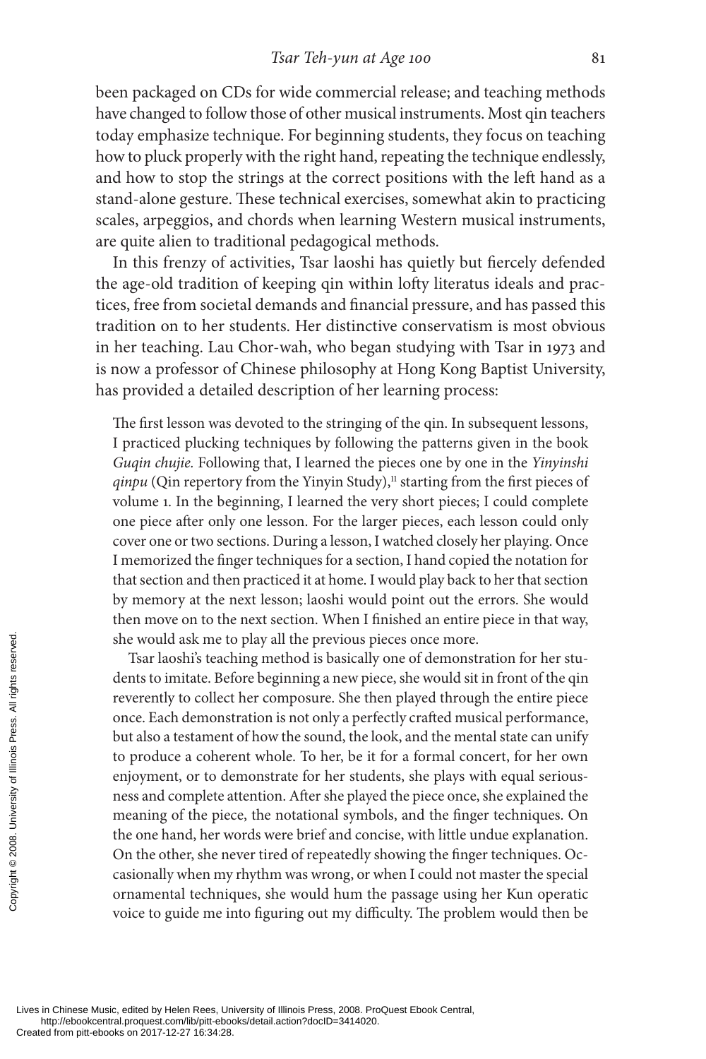been packaged on CDs for wide commercial release; and teaching methods have changed to follow those of other musical instruments. Most qin teachers today emphasize technique. For beginning students, they focus on teaching how to pluck properly with the right hand, repeating the technique endlessly, and how to stop the strings at the correct positions with the left hand as a stand-alone gesture. These technical exercises, somewhat akin to practicing scales, arpeggios, and chords when learning Western musical instruments, are quite alien to traditional pedagogical methods.

In this frenzy of activities, Tsar laoshi has quietly but fiercely defended the age-old tradition of keeping qin within lofty literatus ideals and practices, free from societal demands and financial pressure, and has passed this tradition on to her students. Her distinctive conservatism is most obvious in her teaching. Lau Chor-wah, who began studying with Tsar in 1973 and is now a professor of Chinese philosophy at Hong Kong Baptist University, has provided a detailed description of her learning process:

> The first lesson was devoted to the stringing of the qin. In subsequent lessons, I practiced plucking techniques by following the patterns given in the book *Guqin chujie.* Following that, I learned the pieces one by one in the *Yinyinshi qinpu* (Qin repertory from the Yinyin Study),[11] starting from the first pieces of volume 1. In the beginning, I learned the very short pieces; I could complete one piece after only one lesson. For the larger pieces, each lesson could only cover one or two sections. During a lesson, I watched closely her playing. Once I memorized the finger techniques for a section, I hand copied the notation for that section and then practiced it at home. I would play back to her that section by memory at the next lesson; laoshi would point out the errors. She would then move on to the next section. When I finished an entire piece in that way, she would ask me to play all the previous pieces once more.
>
> Tsar laoshi's teaching method is basically one of demonstration for her students to imitate. Before beginning a new piece, she would sit in front of the qin reverently to collect her composure. She then played through the entire piece once. Each demonstration is not only a perfectly crafted musical performance, but also a testament of how the sound, the look, and the mental state can unify to produce a coherent whole. To her, be it for a formal concert, for her own enjoyment, or to demonstrate for her students, she plays with equal seriousness and complete attention. After she played the piece once, she explained the meaning of the piece, the notational symbols, and the finger techniques. On the one hand, her words were brief and concise, with little undue explanation. On the other, she never tired of repeatedly showing the finger techniques. Occasionally when my rhythm was wrong, or when I could not master the special ornamental techniques, she would hum the passage using her Kun operatic voice to guide me into figuring out my difficulty. The problem would then be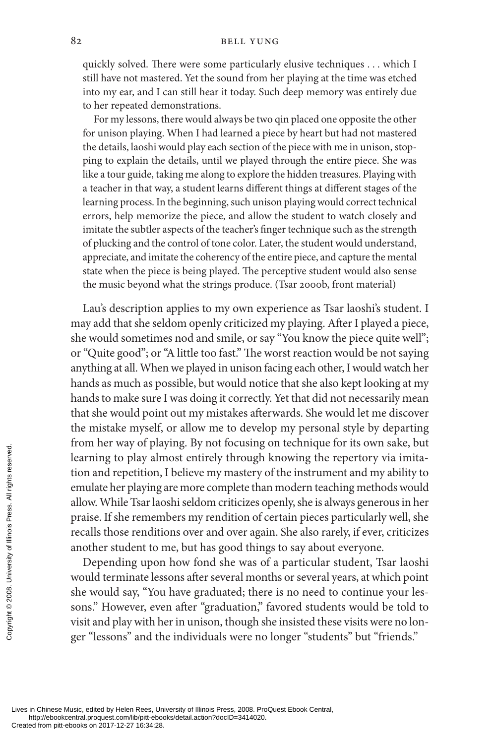quickly solved. There were some particularly elusive techniques . . . which I still have not mastered. Yet the sound from her playing at the time was etched into my ear, and I can still hear it today. Such deep memory was entirely due to her repeated demonstrations.

For my lessons, there would always be two qin placed one opposite the other for unison playing. When I had learned a piece by heart but had not mastered the details, laoshi would play each section of the piece with me in unison, stopping to explain the details, until we played through the entire piece. She was like a tour guide, taking me along to explore the hidden treasures. Playing with a teacher in that way, a student learns different things at different stages of the learning process. In the beginning, such unison playing would correct technical errors, help memorize the piece, and allow the student to watch closely and imitate the subtler aspects of the teacher's finger technique such as the strength of plucking and the control of tone color. Later, the student would understand, appreciate, and imitate the coherency of the entire piece, and capture the mental state when the piece is being played. The perceptive student would also sense the music beyond what the strings produce. (Tsar 2000b, front material)

Lau's description applies to my own experience as Tsar laoshi's student. I may add that she seldom openly criticized my playing. After I played a piece, she would sometimes nod and smile, or say "You know the piece quite well"; or "Quite good"; or "A little too fast." The worst reaction would be not saying anything at all. When we played in unison facing each other, I would watch her hands as much as possible, but would notice that she also kept looking at my hands to make sure I was doing it correctly. Yet that did not necessarily mean that she would point out my mistakes afterwards. She would let me discover the mistake myself, or allow me to develop my personal style by departing from her way of playing. By not focusing on technique for its own sake, but learning to play almost entirely through knowing the repertory via imitation and repetition, I believe my mastery of the instrument and my ability to emulate her playing are more complete than modern teaching methods would allow. While Tsar laoshi seldom criticizes openly, she is always generous in her praise. If she remembers my rendition of certain pieces particularly well, she recalls those renditions over and over again. She also rarely, if ever, criticizes another student to me, but has good things to say about everyone.

Depending upon how fond she was of a particular student, Tsar laoshi would terminate lessons after several months or several years, at which point she would say, "You have graduated; there is no need to continue your lessons." However, even after "graduation," favored students would be told to visit and play with her in unison, though she insisted these visits were no longer "lessons" and the individuals were no longer "students" but "friends."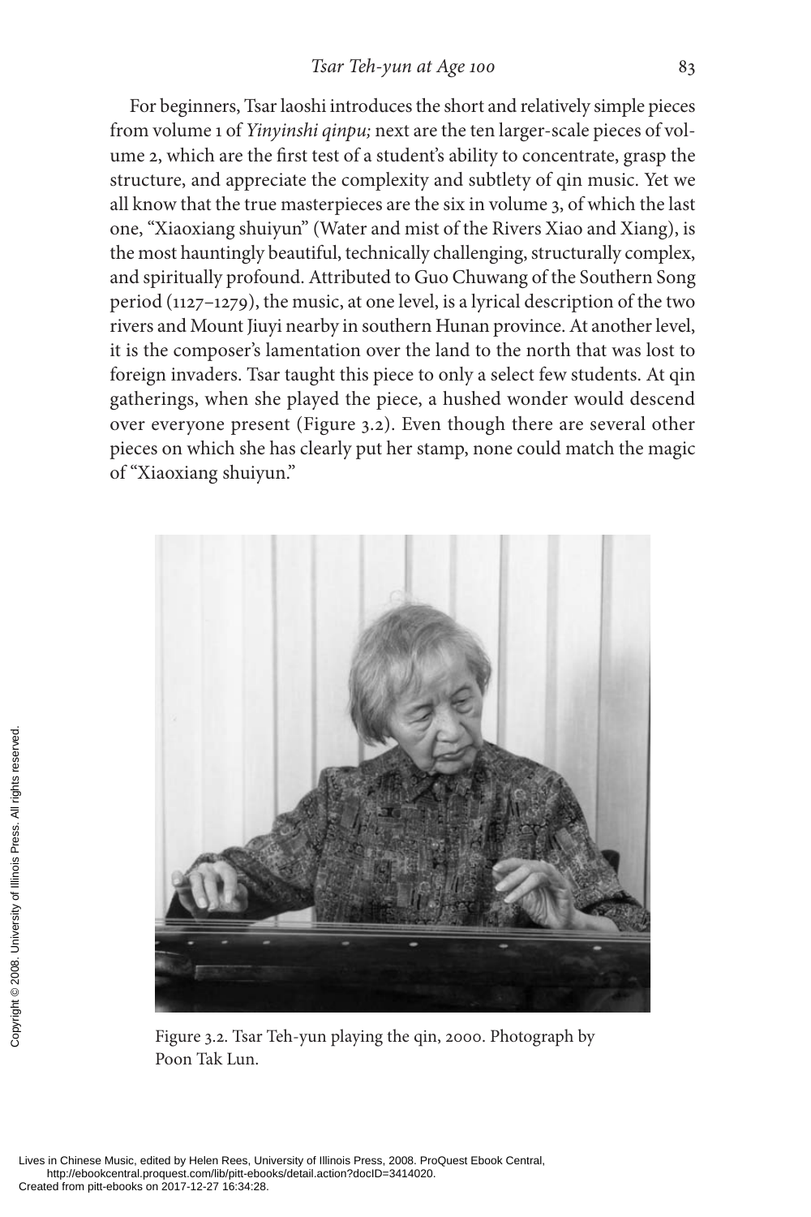For beginners, Tsar laoshi introduces the short and relatively simple pieces from volume 1 of *Yinyinshi qinpu;* next are the ten larger-scale pieces of volume 2, which are the first test of a student's ability to concentrate, grasp the structure, and appreciate the complexity and subtlety of qin music. Yet we all know that the true masterpieces are the six in volume 3, of which the last one, "Xiaoxiang shuiyun" (Water and mist of the Rivers Xiao and Xiang), is the most hauntingly beautiful, technically challenging, structurally complex, and spiritually profound. Attributed to Guo Chuwang of the Southern Song period (1127–1279), the music, at one level, is a lyrical description of the two rivers and Mount Jiuyi nearby in southern Hunan province. At another level, it is the composer's lamentation over the land to the north that was lost to foreign invaders. Tsar taught this piece to only a select few students. At qin gatherings, when she played the piece, a hushed wonder would descend over everyone present (Figure 3.2). Even though there are several other pieces on which she has clearly put her stamp, none could match the magic of "Xiaoxiang shuiyun."

Figure 3.2. Tsar Teh-yun playing the qin, 2000. Photograph by Poon Tak Lun.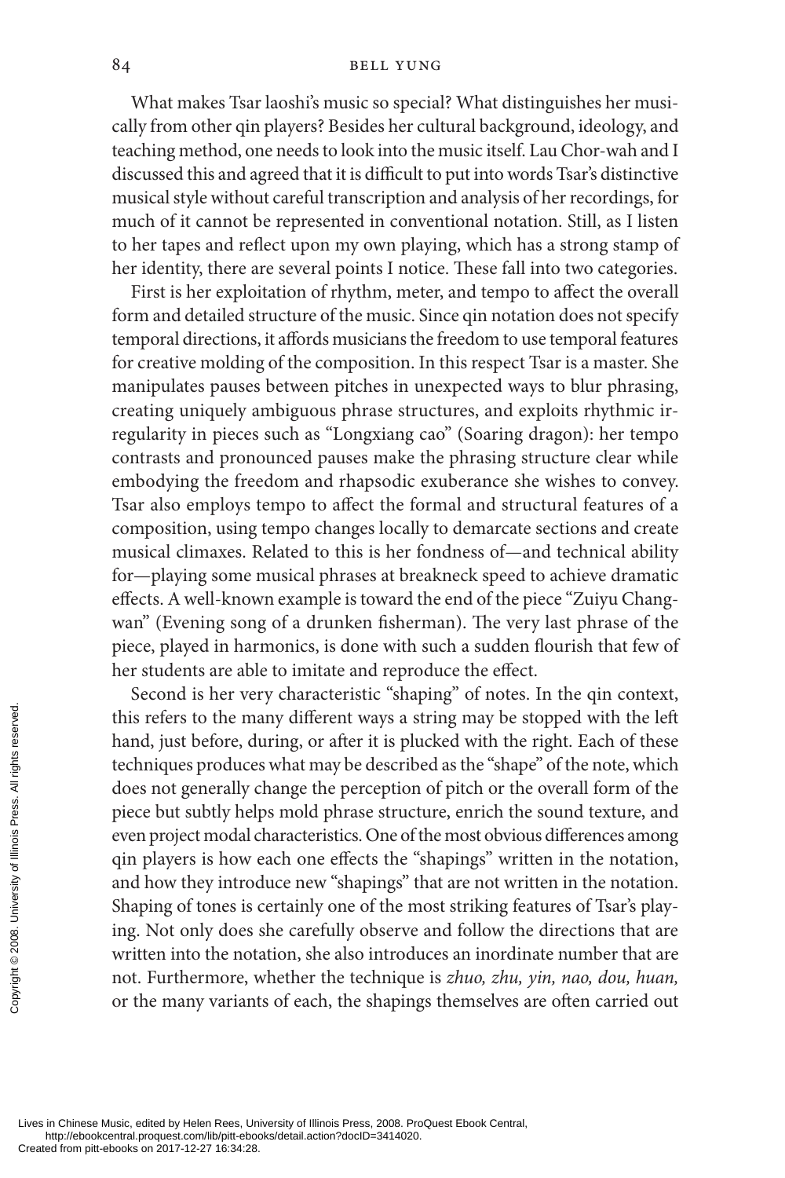What makes Tsar laoshi's music so special? What distinguishes her musically from other qin players? Besides her cultural background, ideology, and teaching method, one needs to look into the music itself. Lau Chor-wah and I discussed this and agreed that it is difficult to put into words Tsar's distinctive musical style without careful transcription and analysis of her recordings, for much of it cannot be represented in conventional notation. Still, as I listen to her tapes and reflect upon my own playing, which has a strong stamp of her identity, there are several points I notice. These fall into two categories.

First is her exploitation of rhythm, meter, and tempo to affect the overall form and detailed structure of the music. Since qin notation does not specify temporal directions, it affords musicians the freedom to use temporal features for creative molding of the composition. In this respect Tsar is a master. She manipulates pauses between pitches in unexpected ways to blur phrasing, creating uniquely ambiguous phrase structures, and exploits rhythmic irregularity in pieces such as "Longxiang cao" (Soaring dragon): her tempo contrasts and pronounced pauses make the phrasing structure clear while embodying the freedom and rhapsodic exuberance she wishes to convey. Tsar also employs tempo to affect the formal and structural features of a composition, using tempo changes locally to demarcate sections and create musical climaxes. Related to this is her fondness of—and technical ability for—playing some musical phrases at breakneck speed to achieve dramatic effects. A well-known example is toward the end of the piece "Zuiyu Changwan" (Evening song of a drunken fisherman). The very last phrase of the piece, played in harmonics, is done with such a sudden flourish that few of her students are able to imitate and reproduce the effect.

Second is her very characteristic "shaping" of notes. In the qin context, this refers to the many different ways a string may be stopped with the left hand, just before, during, or after it is plucked with the right. Each of these techniques produces what may be described as the "shape" of the note, which does not generally change the perception of pitch or the overall form of the piece but subtly helps mold phrase structure, enrich the sound texture, and even project modal characteristics. One of the most obvious differences among qin players is how each one effects the "shapings" written in the notation, and how they introduce new "shapings" that are not written in the notation. Shaping of tones is certainly one of the most striking features of Tsar's playing. Not only does she carefully observe and follow the directions that are written into the notation, she also introduces an inordinate number that are not. Furthermore, whether the technique is *zhuo, zhu, yin, nao, dou, huan,* or the many variants of each, the shapings themselves are often carried out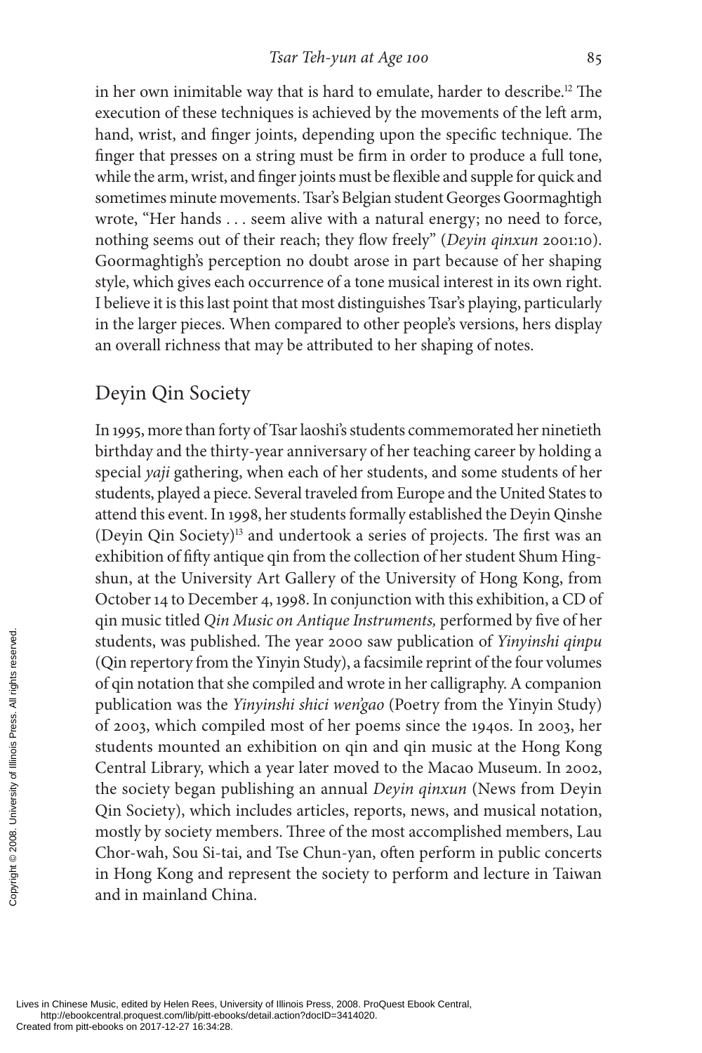in her own inimitable way that is hard to emulate, harder to describe.[12] The execution of these techniques is achieved by the movements of the left arm, hand, wrist, and finger joints, depending upon the specific technique. The finger that presses on a string must be firm in order to produce a full tone, while the arm, wrist, and finger joints must be flexible and supple for quick and sometimes minute movements. Tsar's Belgian student Georges Goormaghtigh wrote, "Her hands . . . seem alive with a natural energy; no need to force, nothing seems out of their reach; they flow freely" (*Deyin qinxun* 2001:10). Goormaghtigh's perception no doubt arose in part because of her shaping style, which gives each occurrence of a tone musical interest in its own right. I believe it is this last point that most distinguishes Tsar's playing, particularly in the larger pieces. When compared to other people's versions, hers display an overall richness that may be attributed to her shaping of notes.

## Deyin Qin Society

In 1995, more than forty of Tsar laoshi's students commemorated her ninetieth birthday and the thirty-year anniversary of her teaching career by holding a special *yaji* gathering, when each of her students, and some students of her students, played a piece. Several traveled from Europe and the United States to attend this event. In 1998, her students formally established the Deyin Qinshe (Deyin Qin Society)[13] and undertook a series of projects. The first was an exhibition of fifty antique qin from the collection of her student Shum Hing-shun, at the University Art Gallery of the University of Hong Kong, from October 14 to December 4, 1998. In conjunction with this exhibition, a CD of qin music titled *Qin Music on Antique Instruments,* performed by five of her students, was published. The year 2000 saw publication of *Yinyinshi qinpu* (Qin repertory from the Yinyin Study), a facsimile reprint of the four volumes of qin notation that she compiled and wrote in her calligraphy. A companion publication was the *Yinyinshi shici wen'gao* (Poetry from the Yinyin Study) of 2003, which compiled most of her poems since the 1940s. In 2003, her students mounted an exhibition on qin and qin music at the Hong Kong Central Library, which a year later moved to the Macao Museum. In 2002, the society began publishing an annual *Deyin qinxun* (News from Deyin Qin Society), which includes articles, reports, news, and musical notation, mostly by society members. Three of the most accomplished members, Lau Chor-wah, Sou Si-tai, and Tse Chun-yan, often perform in public concerts in Hong Kong and represent the society to perform and lecture in Taiwan and in mainland China.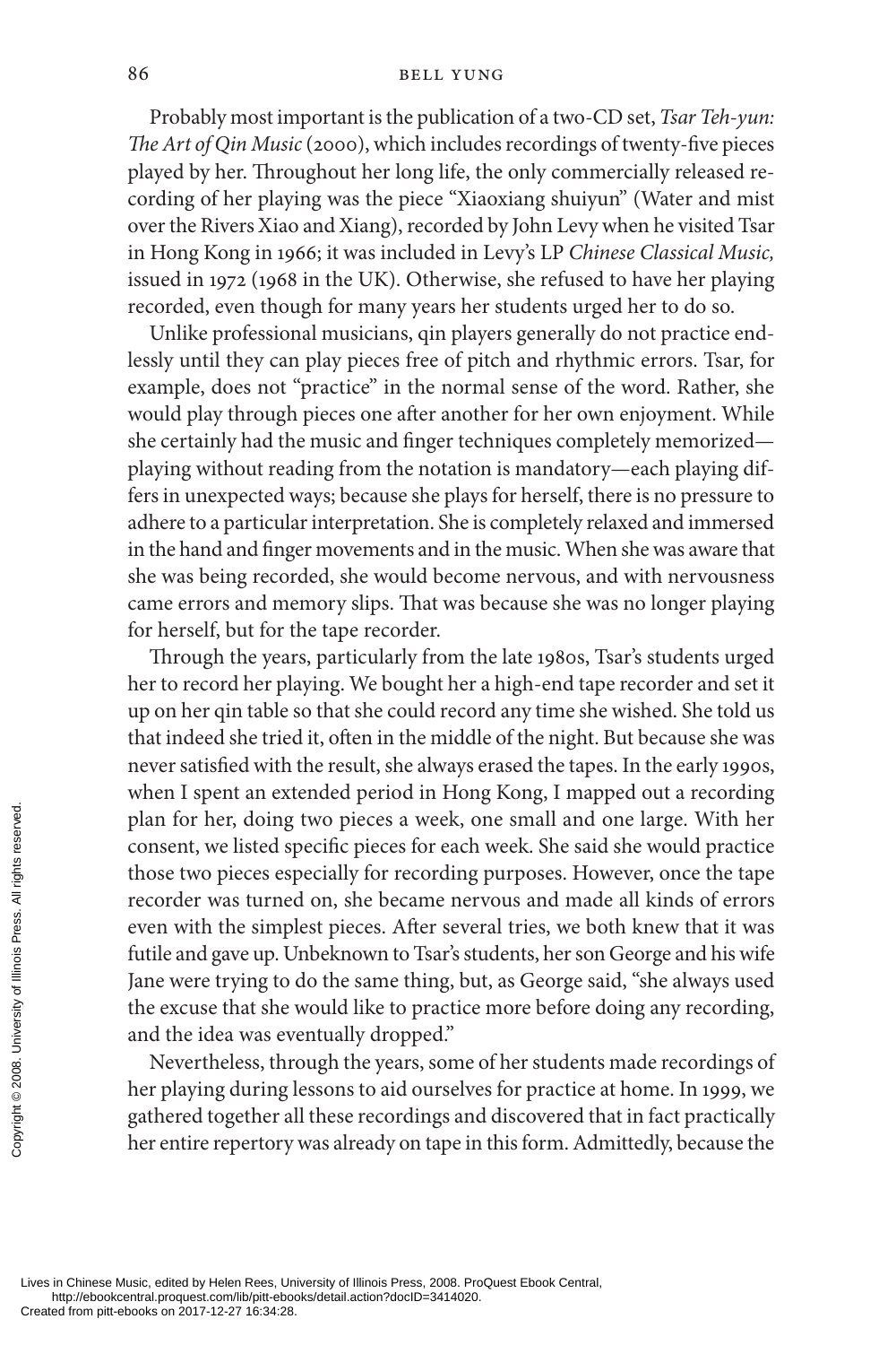Probably most important is the publication of a two-CD set, *Tsar Teh-yun: The Art of Qin Music* (2000), which includes recordings of twenty-five pieces played by her. Throughout her long life, the only commercially released recording of her playing was the piece "Xiaoxiang shuiyun" (Water and mist over the Rivers Xiao and Xiang), recorded by John Levy when he visited Tsar in Hong Kong in 1966; it was included in Levy's LP *Chinese Classical Music,* issued in 1972 (1968 in the UK). Otherwise, she refused to have her playing recorded, even though for many years her students urged her to do so.

Unlike professional musicians, qin players generally do not practice endlessly until they can play pieces free of pitch and rhythmic errors. Tsar, for example, does not "practice" in the normal sense of the word. Rather, she would play through pieces one after another for her own enjoyment. While she certainly had the music and finger techniques completely memorized—playing without reading from the notation is mandatory—each playing differs in unexpected ways; because she plays for herself, there is no pressure to adhere to a particular interpretation. She is completely relaxed and immersed in the hand and finger movements and in the music. When she was aware that she was being recorded, she would become nervous, and with nervousness came errors and memory slips. That was because she was no longer playing for herself, but for the tape recorder.

Through the years, particularly from the late 1980s, Tsar's students urged her to record her playing. We bought her a high-end tape recorder and set it up on her qin table so that she could record any time she wished. She told us that indeed she tried it, often in the middle of the night. But because she was never satisfied with the result, she always erased the tapes. In the early 1990s, when I spent an extended period in Hong Kong, I mapped out a recording plan for her, doing two pieces a week, one small and one large. With her consent, we listed specific pieces for each week. She said she would practice those two pieces especially for recording purposes. However, once the tape recorder was turned on, she became nervous and made all kinds of errors even with the simplest pieces. After several tries, we both knew that it was futile and gave up. Unbeknown to Tsar's students, her son George and his wife Jane were trying to do the same thing, but, as George said, "she always used the excuse that she would like to practice more before doing any recording, and the idea was eventually dropped."

Nevertheless, through the years, some of her students made recordings of her playing during lessons to aid ourselves for practice at home. In 1999, we gathered together all these recordings and discovered that in fact practically her entire repertory was already on tape in this form. Admittedly, because the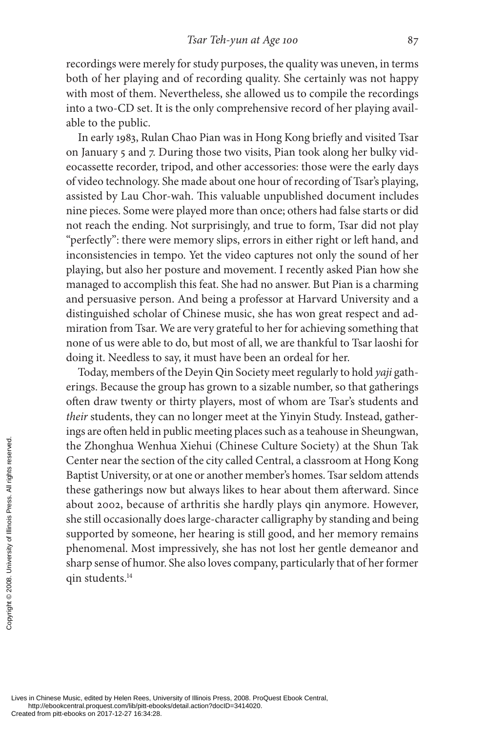recordings were merely for study purposes, the quality was uneven, in terms both of her playing and of recording quality. She certainly was not happy with most of them. Nevertheless, she allowed us to compile the recordings into a two-CD set. It is the only comprehensive record of her playing available to the public.

In early 1983, Rulan Chao Pian was in Hong Kong briefly and visited Tsar on January 5 and 7. During those two visits, Pian took along her bulky videocassette recorder, tripod, and other accessories: those were the early days of video technology. She made about one hour of recording of Tsar's playing, assisted by Lau Chor-wah. This valuable unpublished document includes nine pieces. Some were played more than once; others had false starts or did not reach the ending. Not surprisingly, and true to form, Tsar did not play "perfectly": there were memory slips, errors in either right or left hand, and inconsistencies in tempo. Yet the video captures not only the sound of her playing, but also her posture and movement. I recently asked Pian how she managed to accomplish this feat. She had no answer. But Pian is a charming and persuasive person. And being a professor at Harvard University and a distinguished scholar of Chinese music, she has won great respect and admiration from Tsar. We are very grateful to her for achieving something that none of us were able to do, but most of all, we are thankful to Tsar laoshi for doing it. Needless to say, it must have been an ordeal for her.

Today, members of the Deyin Qin Society meet regularly to hold *yaji* gatherings. Because the group has grown to a sizable number, so that gatherings often draw twenty or thirty players, most of whom are Tsar's students and *their* students, they can no longer meet at the Yinyin Study. Instead, gatherings are often held in public meeting places such as a teahouse in Sheungwan, the Zhonghua Wenhua Xiehui (Chinese Culture Society) at the Shun Tak Center near the section of the city called Central, a classroom at Hong Kong Baptist University, or at one or another member's homes. Tsar seldom attends these gatherings now but always likes to hear about them afterward. Since about 2002, because of arthritis she hardly plays qin anymore. However, she still occasionally does large-character calligraphy by standing and being supported by someone, her hearing is still good, and her memory remains phenomenal. Most impressively, she has not lost her gentle demeanor and sharp sense of humor. She also loves company, particularly that of her former qin students.[14]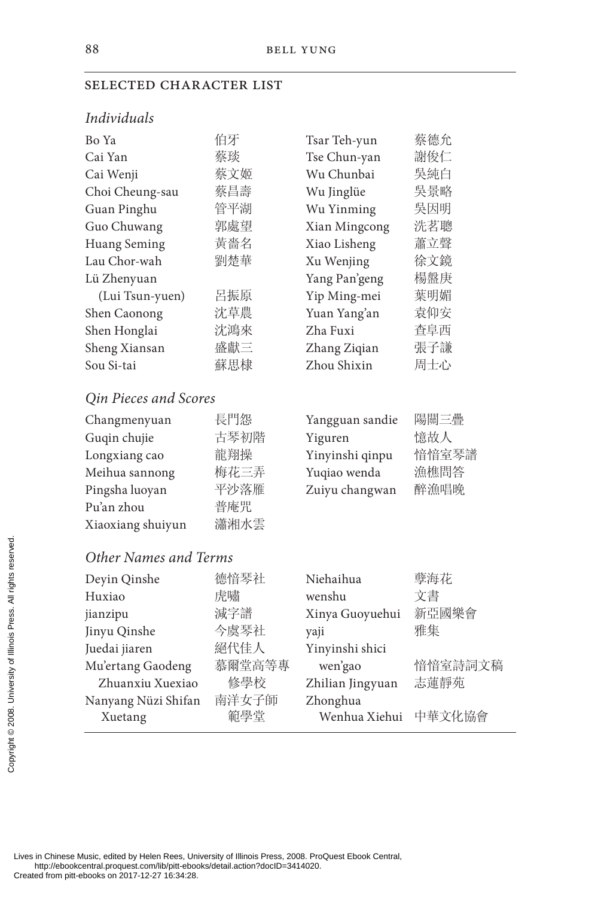## SELECTED CHARACTER LIST

### *Individuals*

| | | | |
|---|---|---|---|
| Bo Ya | 伯牙 | Tsar Teh-yun | 蔡德允 |
| Cai Yan | 蔡琰 | Tse Chun-yan | 謝俊仁 |
| Cai Wenji | 蔡文姬 | Wu Chunbai | 吳純白 |
| Choi Cheung-sau | 蔡昌壽 | Wu Jinglüe | 吳景略 |
| Guan Pinghu | 管平湖 | Wu Yinming | 吳因明 |
| Guo Chuwang | 郭處望 | Xian Mingcong | 冼茗聰 |
| Huang Seming | 黃嗇名 | Xiao Lisheng | 蕭立聲 |
| Lau Chor-wah | 劉楚華 | Xu Wenjing | 徐文鏡 |
| Lü Zhenyuan (Lui Tsun-yuen) | 呂振原 | Yang Pan'geng | 楊盤庚 |
| | | Yip Ming-mei | 葉明媚 |
| Shen Caonong | 沈草農 | Yuan Yang'an | 袁仰安 |
| Shen Honglai | 沈鴻來 | Zha Fuxi | 查阜西 |
| Sheng Xiansan | 盛獻三 | Zhang Ziqian | 張子謙 |
| Sou Si-tai | 蘇思棣 | Zhou Shixin | 周士心 |

### *Qin Pieces and Scores*

| | | | |
|---|---|---|---|
| Changmenyuan | 長門怨 | Yangguan sandie | 陽關三疊 |
| Guqin chujie | 古琴初階 | Yiguren | 憶故人 |
| Longxiang cao | 龍翔操 | Yinyinshi qinpu | 愔愔室琴譜 |
| Meihua sannong | 梅花三弄 | Yuqiao wenda | 漁樵問答 |
| Pingsha luoyan | 平沙落雁 | Zuiyu changwan | 醉漁唱晚 |
| Pu'an zhou | 普庵咒 | | |
| Xiaoxiang shuiyun | 瀟湘水雲 | | |

### *Other Names and Terms*

| | | | |
|---|---|---|---|
| Deyin Qinshe | 德愔琴社 | Niehaihua | 孽海花 |
| Huxiao | 虎嘯 | wenshu | 文書 |
| jianzipu | 減字譜 | Xinya Guoyuehui | 新亞國樂會 |
| Jinyu Qinshe | 今虞琴社 | yaji | 雅集 |
| Juedai jiaren | 絕代佳人 | Yinyinshi shici wen'gao | 愔愔室詩詞文稿 |
| Mu'ertang Gaodeng Zhuanxiu Xuexiao | 慕爾堂高等專修學校 | Zhilian Jingyuan | 志蓮靜苑 |
| Nanyang Nüzi Shifan Xuetang | 南洋女子師範學堂 | Zhonghua Wenhua Xiehui | 中華文化協會 |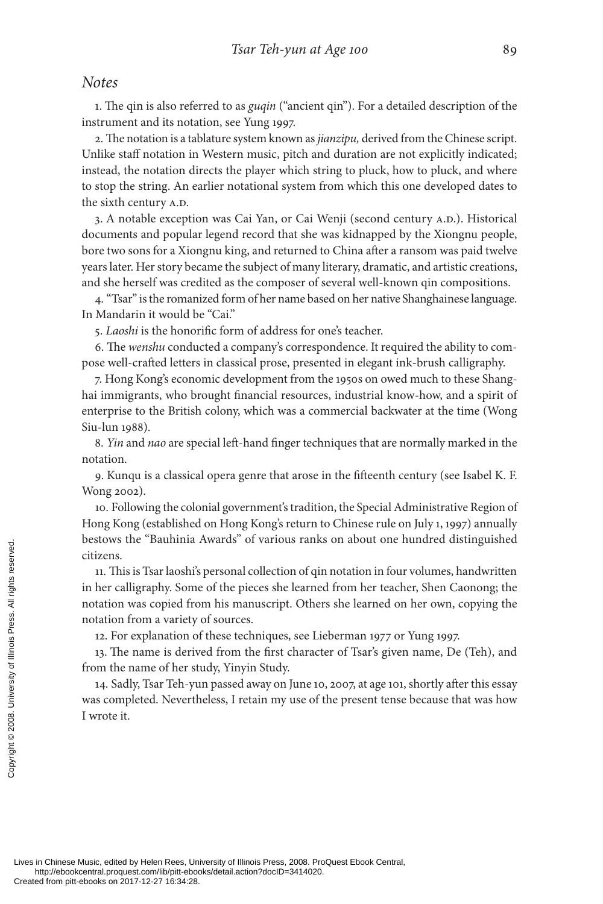## *Notes*

1. The qin is also referred to as *guqin* ("ancient qin"). For a detailed description of the instrument and its notation, see Yung 1997.

2. The notation is a tablature system known as *jianzipu,* derived from the Chinese script. Unlike staff notation in Western music, pitch and duration are not explicitly indicated; instead, the notation directs the player which string to pluck, how to pluck, and where to stop the string. An earlier notational system from which this one developed dates to the sixth century A.D.

3. A notable exception was Cai Yan, or Cai Wenji (second century A.D.). Historical documents and popular legend record that she was kidnapped by the Xiongnu people, bore two sons for a Xiongnu king, and returned to China after a ransom was paid twelve years later. Her story became the subject of many literary, dramatic, and artistic creations, and she herself was credited as the composer of several well-known qin compositions.

4. "Tsar" is the romanized form of her name based on her native Shanghainese language. In Mandarin it would be "Cai."

5. *Laoshi* is the honorific form of address for one's teacher.

6. The *wenshu* conducted a company's correspondence. It required the ability to compose well-crafted letters in classical prose, presented in elegant ink-brush calligraphy.

7. Hong Kong's economic development from the 1950s on owed much to these Shanghai immigrants, who brought financial resources, industrial know-how, and a spirit of enterprise to the British colony, which was a commercial backwater at the time (Wong Siu-lun 1988).

8. *Yin* and *nao* are special left-hand finger techniques that are normally marked in the notation.

9. Kunqu is a classical opera genre that arose in the fifteenth century (see Isabel K. F. Wong 2002).

10. Following the colonial government's tradition, the Special Administrative Region of Hong Kong (established on Hong Kong's return to Chinese rule on July 1, 1997) annually bestows the "Bauhinia Awards" of various ranks on about one hundred distinguished citizens.

11. This is Tsar laoshi's personal collection of qin notation in four volumes, handwritten in her calligraphy. Some of the pieces she learned from her teacher, Shen Caonong; the notation was copied from his manuscript. Others she learned on her own, copying the notation from a variety of sources.

12. For explanation of these techniques, see Lieberman 1977 or Yung 1997.

13. The name is derived from the first character of Tsar's given name, De (Teh), and from the name of her study, Yinyin Study.

14. Sadly, Tsar Teh-yun passed away on June 10, 2007, at age 101, shortly after this essay was completed. Nevertheless, I retain my use of the present tense because that was how I wrote it.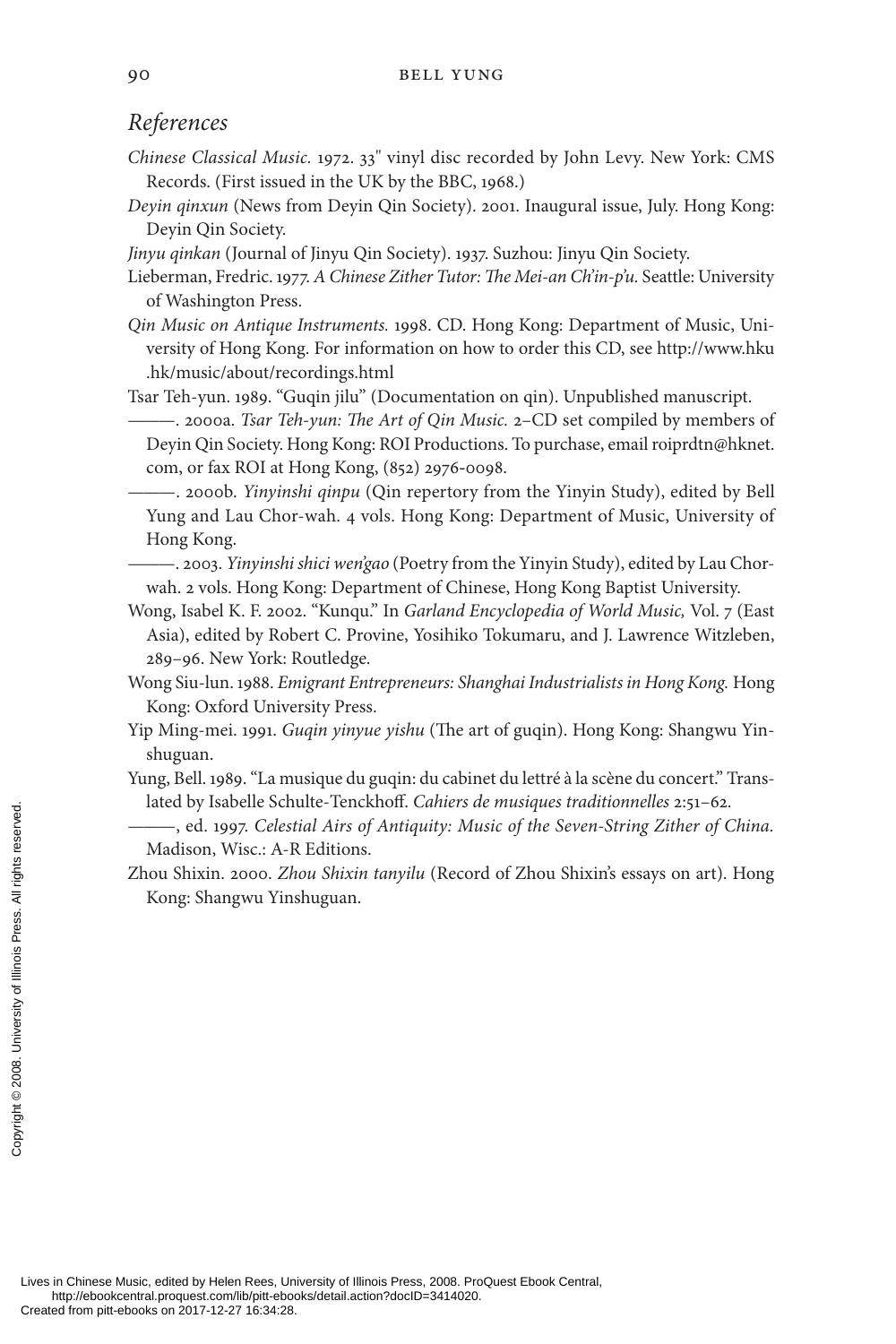## *References*

*Chinese Classical Music*. 1972. 33" vinyl disc recorded by John Levy. New York: CMS Records. (First issued in the UK by the BBC, 1968.)

*Deyin qinxun* (News from Deyin Qin Society). 2001. Inaugural issue, July. Hong Kong: Deyin Qin Society.

*Jinyu qinkan* (Journal of Jinyu Qin Society). 1937. Suzhou: Jinyu Qin Society.

Lieberman, Fredric. 1977. *A Chinese Zither Tutor: The Mei-an Ch'in-p'u*. Seattle: University of Washington Press.

*Qin Music on Antique Instruments*. 1998. CD. Hong Kong: Department of Music, University of Hong Kong. For information on how to order this CD, see http://www.hku.hk/music/about/recordings.html

Tsar Teh-yun. 1989. "Guqin jilu" (Documentation on qin). Unpublished manuscript.

———. 2000a. *Tsar Teh-yun: The Art of Qin Music*. 2–CD set compiled by members of Deyin Qin Society. Hong Kong: ROI Productions. To purchase, email roiprdtn@hknet.com, or fax ROI at Hong Kong, (852) 2976-0098.

———. 2000b. *Yinyinshi qinpu* (Qin repertory from the Yinyin Study), edited by Bell Yung and Lau Chor-wah. 4 vols. Hong Kong: Department of Music, University of Hong Kong.

———. 2003. *Yinyinshi shici wen'gao* (Poetry from the Yinyin Study), edited by Lau Chor-wah. 2 vols. Hong Kong: Department of Chinese, Hong Kong Baptist University.

Wong, Isabel K. F. 2002. "Kunqu." In *Garland Encyclopedia of World Music,* Vol. 7 (East Asia), edited by Robert C. Provine, Yosihiko Tokumaru, and J. Lawrence Witzleben, 289–96. New York: Routledge.

Wong Siu-lun. 1988. *Emigrant Entrepreneurs: Shanghai Industrialists in Hong Kong*. Hong Kong: Oxford University Press.

Yip Ming-mei. 1991. *Guqin yinyue yishu* (The art of guqin). Hong Kong: Shangwu Yinshuguan.

Yung, Bell. 1989. "La musique du guqin: du cabinet du lettré à la scène du concert." Translated by Isabelle Schulte-Tenckhoff. *Cahiers de musiques traditionnelles* 2:51–62.

———, ed. 1997. *Celestial Airs of Antiquity: Music of the Seven-String Zither of China*. Madison, Wisc.: A-R Editions.

Zhou Shixin. 2000. *Zhou Shixin tanyilu* (Record of Zhou Shixin's essays on art). Hong Kong: Shangwu Yinshuguan.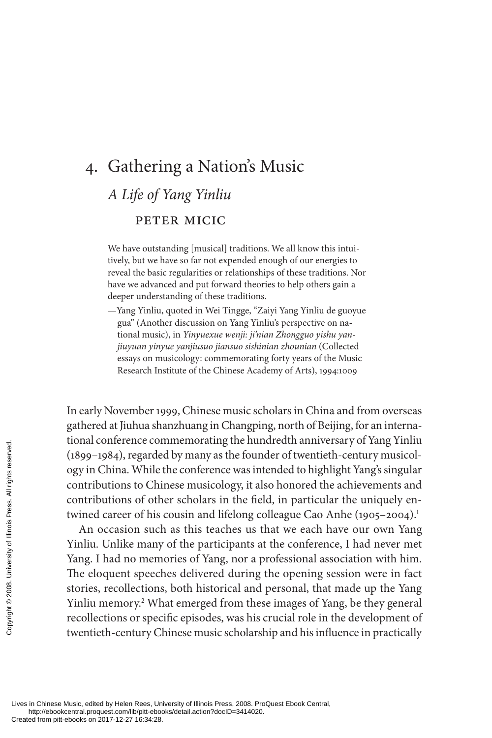# 4. Gathering a Nation's Music

## *A Life of Yang Yinliu*

### PETER MICIC

> We have outstanding [musical] traditions. We all know this intuitively, but we have so far not expended enough of our energies to reveal the basic regularities or relationships of these traditions. Nor have we advanced and put forward theories to help others gain a deeper understanding of these traditions.
>
> —Yang Yinliu, quoted in Wei Tingge, "Zaiyi Yang Yinliu de guoyue gua" (Another discussion on Yang Yinliu's perspective on national music), in *Yinyuexue wenji: ji'nian Zhongguo yishu yanjiuyuan yinyue yanjiusuo jiansuo sishinian zhounian* (Collected essays on musicology: commemorating forty years of the Music Research Institute of the Chinese Academy of Arts), 1994:1009

In early November 1999, Chinese music scholars in China and from overseas gathered at Jiuhua shanzhuang in Changping, north of Beijing, for an international conference commemorating the hundredth anniversary of Yang Yinliu (1899–1984), regarded by many as the founder of twentieth-century musicology in China. While the conference was intended to highlight Yang's singular contributions to Chinese musicology, it also honored the achievements and contributions of other scholars in the field, in particular the uniquely entwined career of his cousin and lifelong colleague Cao Anhe (1905–2004).[1]

An occasion such as this teaches us that we each have our own Yang Yinliu. Unlike many of the participants at the conference, I had never met Yang. I had no memories of Yang, nor a professional association with him. The eloquent speeches delivered during the opening session were in fact stories, recollections, both historical and personal, that made up the Yang Yinliu memory.[2] What emerged from these images of Yang, be they general recollections or specific episodes, was his crucial role in the development of twentieth-century Chinese music scholarship and his influence in practically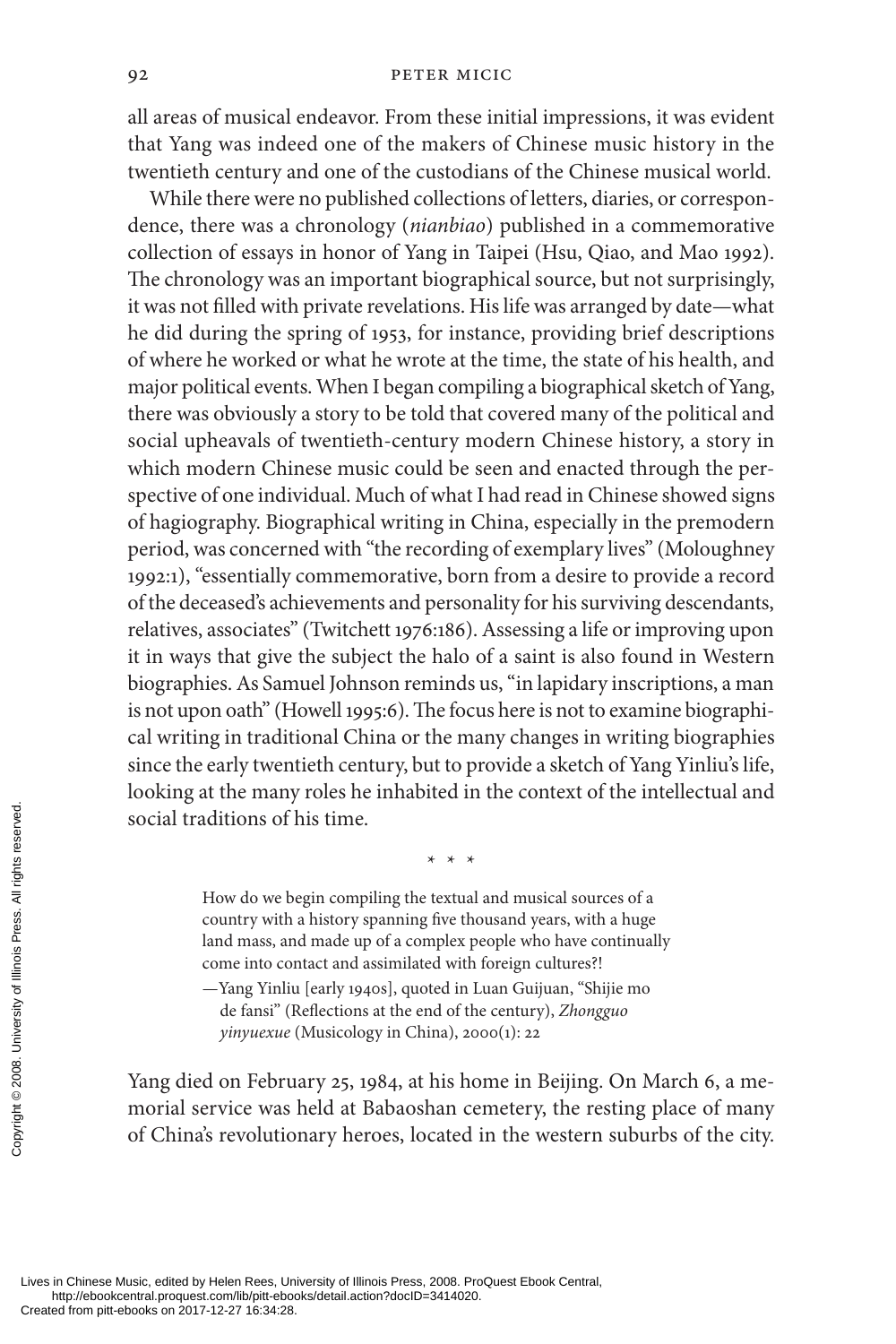all areas of musical endeavor. From these initial impressions, it was evident that Yang was indeed one of the makers of Chinese music history in the twentieth century and one of the custodians of the Chinese musical world.

While there were no published collections of letters, diaries, or correspondence, there was a chronology (*nianbiao*) published in a commemorative collection of essays in honor of Yang in Taipei (Hsu, Qiao, and Mao 1992). The chronology was an important biographical source, but not surprisingly, it was not filled with private revelations. His life was arranged by date—what he did during the spring of 1953, for instance, providing brief descriptions of where he worked or what he wrote at the time, the state of his health, and major political events. When I began compiling a biographical sketch of Yang, there was obviously a story to be told that covered many of the political and social upheavals of twentieth-century modern Chinese history, a story in which modern Chinese music could be seen and enacted through the perspective of one individual. Much of what I had read in Chinese showed signs of hagiography. Biographical writing in China, especially in the premodern period, was concerned with "the recording of exemplary lives" (Moloughney 1992:1), "essentially commemorative, born from a desire to provide a record of the deceased's achievements and personality for his surviving descendants, relatives, associates" (Twitchett 1976:186). Assessing a life or improving upon it in ways that give the subject the halo of a saint is also found in Western biographies. As Samuel Johnson reminds us, "in lapidary inscriptions, a man is not upon oath" (Howell 1995:6). The focus here is not to examine biographical writing in traditional China or the many changes in writing biographies since the early twentieth century, but to provide a sketch of Yang Yinliu's life, looking at the many roles he inhabited in the context of the intellectual and social traditions of his time.

\* \* \*

> How do we begin compiling the textual and musical sources of a country with a history spanning five thousand years, with a huge land mass, and made up of a complex people who have continually come into contact and assimilated with foreign cultures?!
>
> —Yang Yinliu [early 1940s], quoted in Luan Guijuan, "Shijie mo de fansi" (Reflections at the end of the century), *Zhongguo yinyuexue* (Musicology in China), 2000(1): 22

Yang died on February 25, 1984, at his home in Beijing. On March 6, a memorial service was held at Babaoshan cemetery, the resting place of many of China's revolutionary heroes, located in the western suburbs of the city.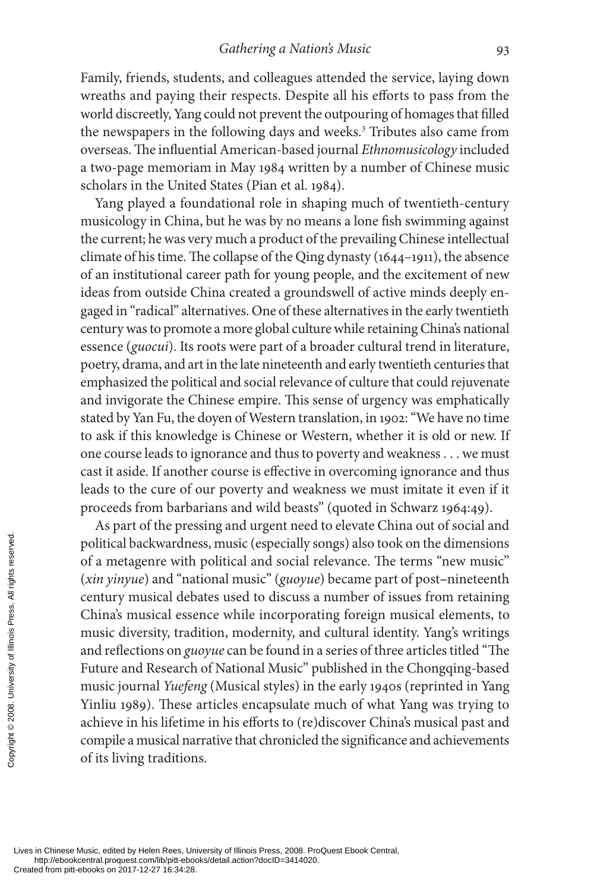Family, friends, students, and colleagues attended the service, laying down wreaths and paying their respects. Despite all his efforts to pass from the world discreetly, Yang could not prevent the outpouring of homages that filled the newspapers in the following days and weeks.[3] Tributes also came from overseas. The influential American-based journal *Ethnomusicology* included a two-page memoriam in May 1984 written by a number of Chinese music scholars in the United States (Pian et al. 1984).

Yang played a foundational role in shaping much of twentieth-century musicology in China, but he was by no means a lone fish swimming against the current; he was very much a product of the prevailing Chinese intellectual climate of his time. The collapse of the Qing dynasty (1644–1911), the absence of an institutional career path for young people, and the excitement of new ideas from outside China created a groundswell of active minds deeply engaged in "radical" alternatives. One of these alternatives in the early twentieth century was to promote a more global culture while retaining China's national essence (*guocui*). Its roots were part of a broader cultural trend in literature, poetry, drama, and art in the late nineteenth and early twentieth centuries that emphasized the political and social relevance of culture that could rejuvenate and invigorate the Chinese empire. This sense of urgency was emphatically stated by Yan Fu, the doyen of Western translation, in 1902: "We have no time to ask if this knowledge is Chinese or Western, whether it is old or new. If one course leads to ignorance and thus to poverty and weakness . . . we must cast it aside. If another course is effective in overcoming ignorance and thus leads to the cure of our poverty and weakness we must imitate it even if it proceeds from barbarians and wild beasts" (quoted in Schwarz 1964:49).

As part of the pressing and urgent need to elevate China out of social and political backwardness, music (especially songs) also took on the dimensions of a metagenre with political and social relevance. The terms "new music" (*xin yinyue*) and "national music" (*guoyue*) became part of post–nineteenth century musical debates used to discuss a number of issues from retaining China's musical essence while incorporating foreign musical elements, to music diversity, tradition, modernity, and cultural identity. Yang's writings and reflections on *guoyue* can be found in a series of three articles titled "The Future and Research of National Music" published in the Chongqing-based music journal *Yuefeng* (Musical styles) in the early 1940s (reprinted in Yang Yinliu 1989). These articles encapsulate much of what Yang was trying to achieve in his lifetime in his efforts to (re)discover China's musical past and compile a musical narrative that chronicled the significance and achievements of its living traditions.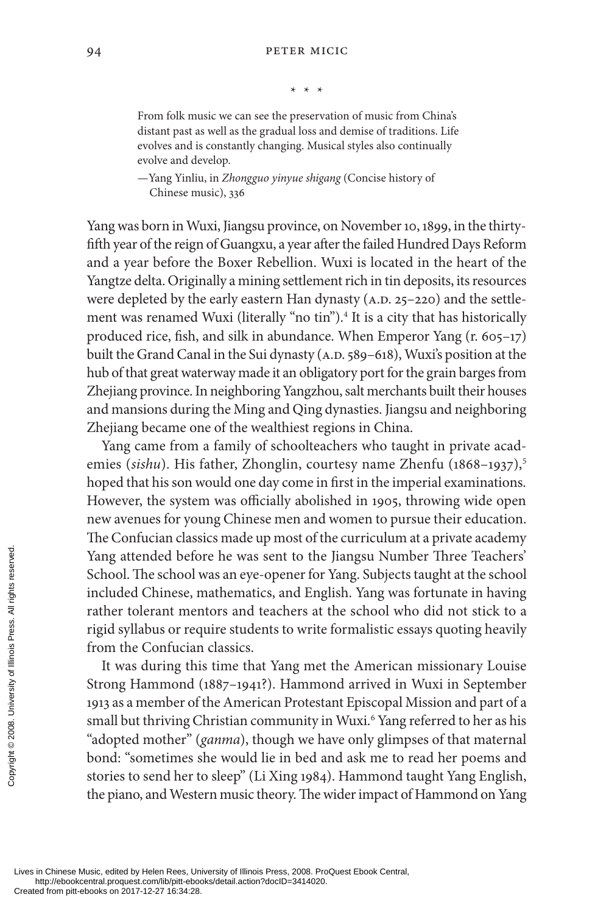\* \* \*

> From folk music we can see the preservation of music from China's distant past as well as the gradual loss and demise of traditions. Life evolves and is constantly changing. Musical styles also continually evolve and develop.
>
> —Yang Yinliu, in *Zhongguo yinyue shigang* (Concise history of Chinese music), 336

Yang was born in Wuxi, Jiangsu province, on November 10, 1899, in the thirty-fifth year of the reign of Guangxu, a year after the failed Hundred Days Reform and a year before the Boxer Rebellion. Wuxi is located in the heart of the Yangtze delta. Originally a mining settlement rich in tin deposits, its resources were depleted by the early eastern Han dynasty (A.D. 25–220) and the settlement was renamed Wuxi (literally "no tin").[4] It is a city that has historically produced rice, fish, and silk in abundance. When Emperor Yang (r. 605–17) built the Grand Canal in the Sui dynasty (A.D. 589–618), Wuxi's position at the hub of that great waterway made it an obligatory port for the grain barges from Zhejiang province. In neighboring Yangzhou, salt merchants built their houses and mansions during the Ming and Qing dynasties. Jiangsu and neighboring Zhejiang became one of the wealthiest regions in China.

Yang came from a family of schoolteachers who taught in private academies (*sishu*). His father, Zhonglin, courtesy name Zhenfu (1868–1937),[5] hoped that his son would one day come in first in the imperial examinations. However, the system was officially abolished in 1905, throwing wide open new avenues for young Chinese men and women to pursue their education. The Confucian classics made up most of the curriculum at a private academy Yang attended before he was sent to the Jiangsu Number Three Teachers' School. The school was an eye-opener for Yang. Subjects taught at the school included Chinese, mathematics, and English. Yang was fortunate in having rather tolerant mentors and teachers at the school who did not stick to a rigid syllabus or require students to write formalistic essays quoting heavily from the Confucian classics.

It was during this time that Yang met the American missionary Louise Strong Hammond (1887–1941?). Hammond arrived in Wuxi in September 1913 as a member of the American Protestant Episcopal Mission and part of a small but thriving Christian community in Wuxi.[6] Yang referred to her as his "adopted mother" (*ganma*), though we have only glimpses of that maternal bond: "sometimes she would lie in bed and ask me to read her poems and stories to send her to sleep" (Li Xing 1984). Hammond taught Yang English, the piano, and Western music theory. The wider impact of Hammond on Yang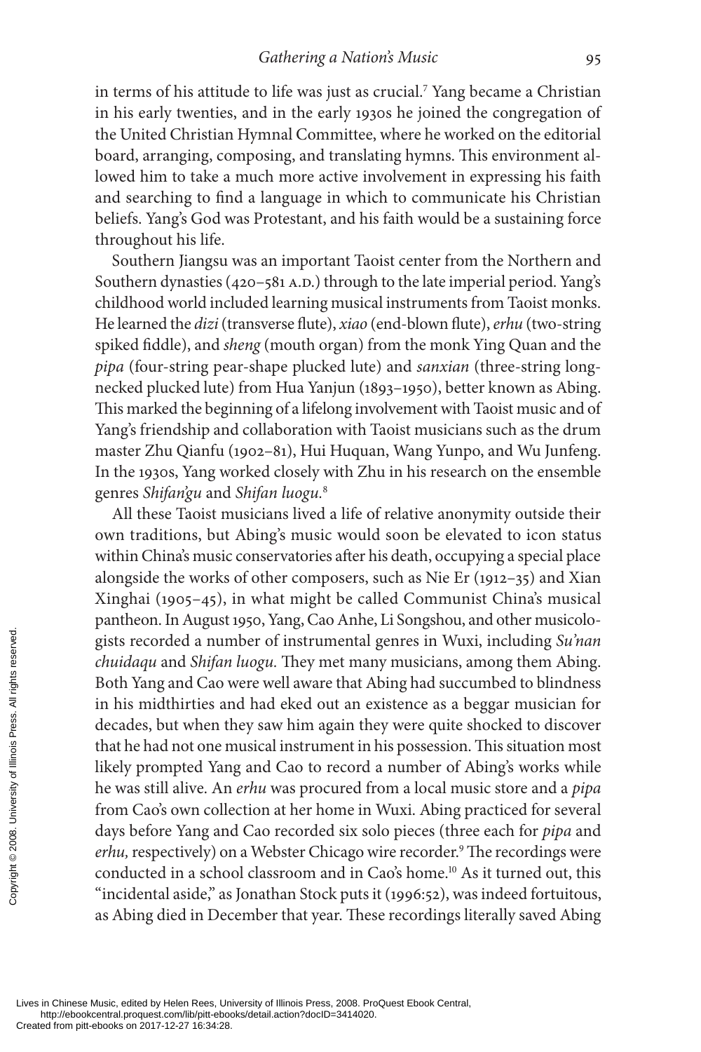in terms of his attitude to life was just as crucial.[7] Yang became a Christian in his early twenties, and in the early 1930s he joined the congregation of the United Christian Hymnal Committee, where he worked on the editorial board, arranging, composing, and translating hymns. This environment allowed him to take a much more active involvement in expressing his faith and searching to find a language in which to communicate his Christian beliefs. Yang's God was Protestant, and his faith would be a sustaining force throughout his life.

Southern Jiangsu was an important Taoist center from the Northern and Southern dynasties (420–581 A.D.) through to the late imperial period. Yang's childhood world included learning musical instruments from Taoist monks. He learned the *dizi* (transverse flute), *xiao* (end-blown flute), *erhu* (two-string spiked fiddle), and *sheng* (mouth organ) from the monk Ying Quan and the *pipa* (four-string pear-shape plucked lute) and *sanxian* (three-string long-necked plucked lute) from Hua Yanjun (1893–1950), better known as Abing. This marked the beginning of a lifelong involvement with Taoist music and of Yang's friendship and collaboration with Taoist musicians such as the drum master Zhu Qianfu (1902–81), Hui Huquan, Wang Yunpo, and Wu Junfeng. In the 1930s, Yang worked closely with Zhu in his research on the ensemble genres *Shifan'gu* and *Shifan luogu*.[8]

All these Taoist musicians lived a life of relative anonymity outside their own traditions, but Abing's music would soon be elevated to icon status within China's music conservatories after his death, occupying a special place alongside the works of other composers, such as Nie Er (1912–35) and Xian Xinghai (1905–45), in what might be called Communist China's musical pantheon. In August 1950, Yang, Cao Anhe, Li Songshou, and other musicologists recorded a number of instrumental genres in Wuxi, including *Su'nan chuidaqu* and *Shifan luogu*. They met many musicians, among them Abing. Both Yang and Cao were well aware that Abing had succumbed to blindness in his midthirties and had eked out an existence as a beggar musician for decades, but when they saw him again they were quite shocked to discover that he had not one musical instrument in his possession. This situation most likely prompted Yang and Cao to record a number of Abing's works while he was still alive. An *erhu* was procured from a local music store and a *pipa* from Cao's own collection at her home in Wuxi. Abing practiced for several days before Yang and Cao recorded six solo pieces (three each for *pipa* and *erhu*, respectively) on a Webster Chicago wire recorder.[9] The recordings were conducted in a school classroom and in Cao's home.[10] As it turned out, this "incidental aside," as Jonathan Stock puts it (1996:52), was indeed fortuitous, as Abing died in December that year. These recordings literally saved Abing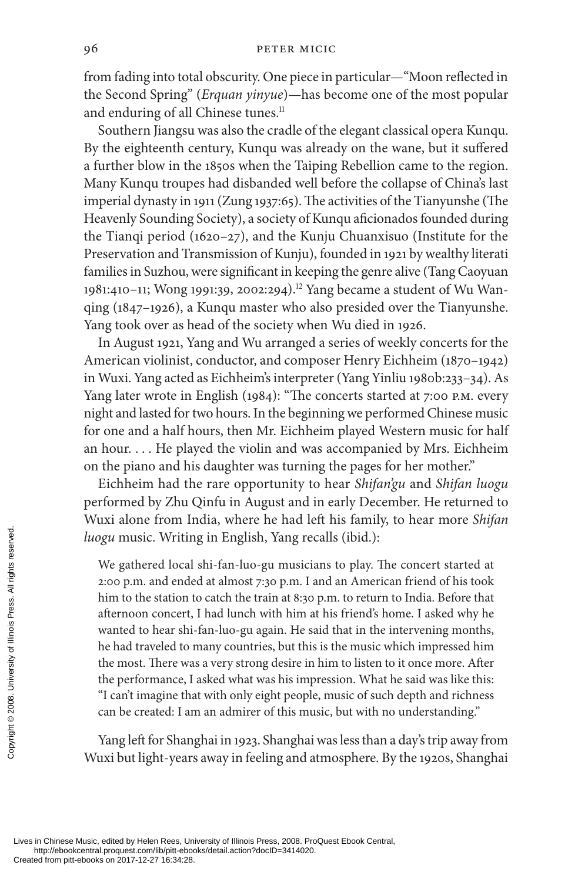from fading into total obscurity. One piece in particular—"Moon reflected in the Second Spring" (*Erquan yinyue*)—has become one of the most popular and enduring of all Chinese tunes.[11]

Southern Jiangsu was also the cradle of the elegant classical opera Kunqu. By the eighteenth century, Kunqu was already on the wane, but it suffered a further blow in the 1850s when the Taiping Rebellion came to the region. Many Kunqu troupes had disbanded well before the collapse of China's last imperial dynasty in 1911 (Zung 1937:65). The activities of the Tianyunshe (The Heavenly Sounding Society), a society of Kunqu aficionados founded during the Tianqi period (1620–27), and the Kunju Chuanxisuo (Institute for the Preservation and Transmission of Kunju), founded in 1921 by wealthy literati families in Suzhou, were significant in keeping the genre alive (Tang Caoyuan 1981:410–11; Wong 1991:39, 2002:294).[12] Yang became a student of Wu Wanqing (1847–1926), a Kunqu master who also presided over the Tianyunshe. Yang took over as head of the society when Wu died in 1926.

In August 1921, Yang and Wu arranged a series of weekly concerts for the American violinist, conductor, and composer Henry Eichheim (1870–1942) in Wuxi. Yang acted as Eichheim's interpreter (Yang Yinliu 1980b:233–34). As Yang later wrote in English (1984): "The concerts started at 7:00 P.M. every night and lasted for two hours. In the beginning we performed Chinese music for one and a half hours, then Mr. Eichheim played Western music for half an hour. . . . He played the violin and was accompanied by Mrs. Eichheim on the piano and his daughter was turning the pages for her mother."

Eichheim had the rare opportunity to hear *Shifan'gu* and *Shifan luogu* performed by Zhu Qinfu in August and in early December. He returned to Wuxi alone from India, where he had left his family, to hear more *Shifan luogu* music. Writing in English, Yang recalls (ibid.):

> We gathered local shi-fan-luo-gu musicians to play. The concert started at 2:00 p.m. and ended at almost 7:30 p.m. I and an American friend of his took him to the station to catch the train at 8:30 p.m. to return to India. Before that afternoon concert, I had lunch with him at his friend's home. I asked why he wanted to hear shi-fan-luo-gu again. He said that in the intervening months, he had traveled to many countries, but this is the music which impressed him the most. There was a very strong desire in him to listen to it once more. After the performance, I asked what was his impression. What he said was like this: "I can't imagine that with only eight people, music of such depth and richness can be created: I am an admirer of this music, but with no understanding."

Yang left for Shanghai in 1923. Shanghai was less than a day's trip away from Wuxi but light-years away in feeling and atmosphere. By the 1920s, Shanghai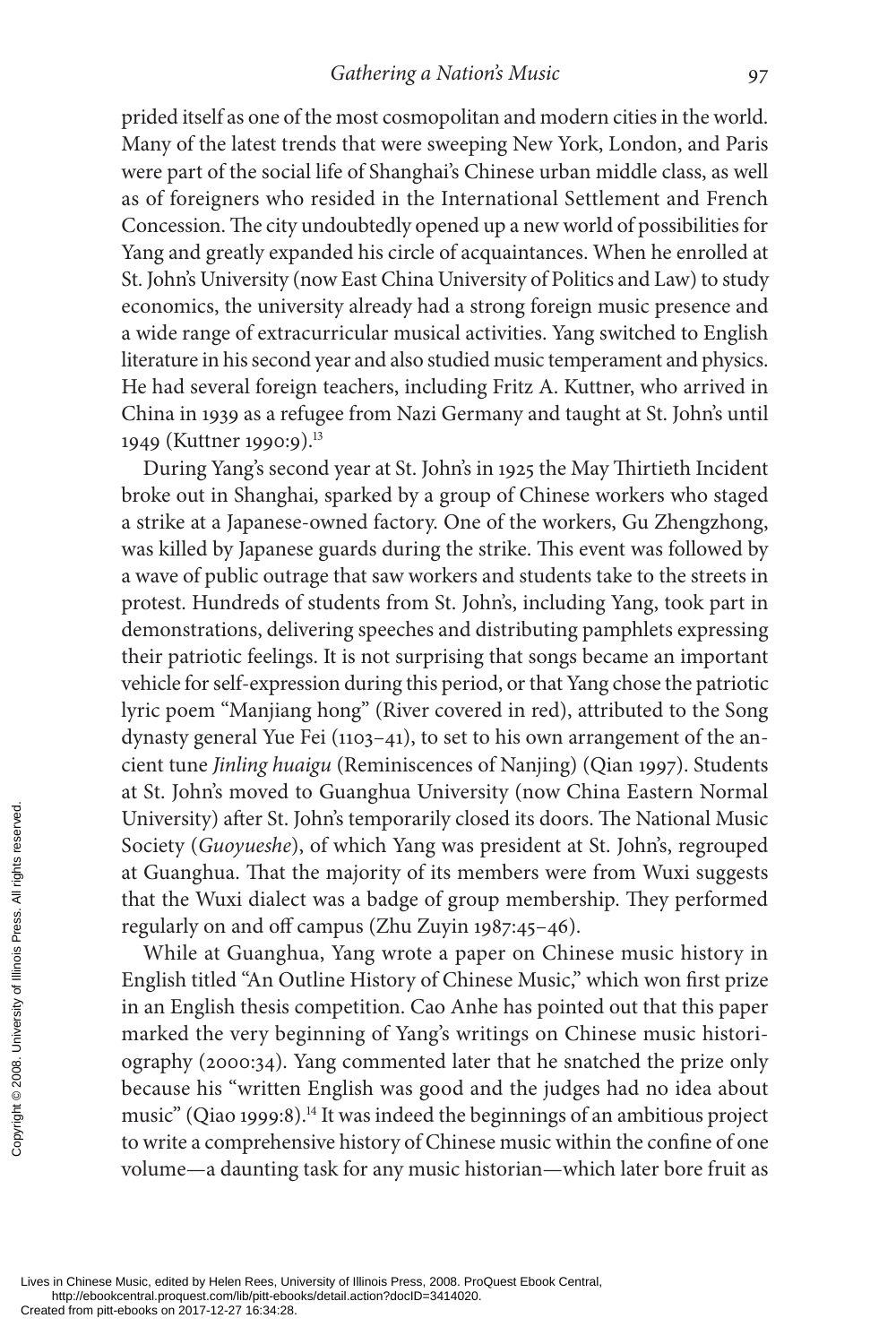prided itself as one of the most cosmopolitan and modern cities in the world. Many of the latest trends that were sweeping New York, London, and Paris were part of the social life of Shanghai's Chinese urban middle class, as well as of foreigners who resided in the International Settlement and French Concession. The city undoubtedly opened up a new world of possibilities for Yang and greatly expanded his circle of acquaintances. When he enrolled at St. John's University (now East China University of Politics and Law) to study economics, the university already had a strong foreign music presence and a wide range of extracurricular musical activities. Yang switched to English literature in his second year and also studied music temperament and physics. He had several foreign teachers, including Fritz A. Kuttner, who arrived in China in 1939 as a refugee from Nazi Germany and taught at St. John's until 1949 (Kuttner 1990:9).[13]

During Yang's second year at St. John's in 1925 the May Thirtieth Incident broke out in Shanghai, sparked by a group of Chinese workers who staged a strike at a Japanese-owned factory. One of the workers, Gu Zhengzhong, was killed by Japanese guards during the strike. This event was followed by a wave of public outrage that saw workers and students take to the streets in protest. Hundreds of students from St. John's, including Yang, took part in demonstrations, delivering speeches and distributing pamphlets expressing their patriotic feelings. It is not surprising that songs became an important vehicle for self-expression during this period, or that Yang chose the patriotic lyric poem "Manjiang hong" (River covered in red), attributed to the Song dynasty general Yue Fei (1103–41), to set to his own arrangement of the ancient tune *Jinling huaigu* (Reminiscences of Nanjing) (Qian 1997). Students at St. John's moved to Guanghua University (now China Eastern Normal University) after St. John's temporarily closed its doors. The National Music Society (*Guoyueshe*), of which Yang was president at St. John's, regrouped at Guanghua. That the majority of its members were from Wuxi suggests that the Wuxi dialect was a badge of group membership. They performed regularly on and off campus (Zhu Zuyin 1987:45–46).

While at Guanghua, Yang wrote a paper on Chinese music history in English titled "An Outline History of Chinese Music," which won first prize in an English thesis competition. Cao Anhe has pointed out that this paper marked the very beginning of Yang's writings on Chinese music historiography (2000:34). Yang commented later that he snatched the prize only because his "written English was good and the judges had no idea about music" (Qiao 1999:8).[14] It was indeed the beginnings of an ambitious project to write a comprehensive history of Chinese music within the confine of one volume—a daunting task for any music historian—which later bore fruit as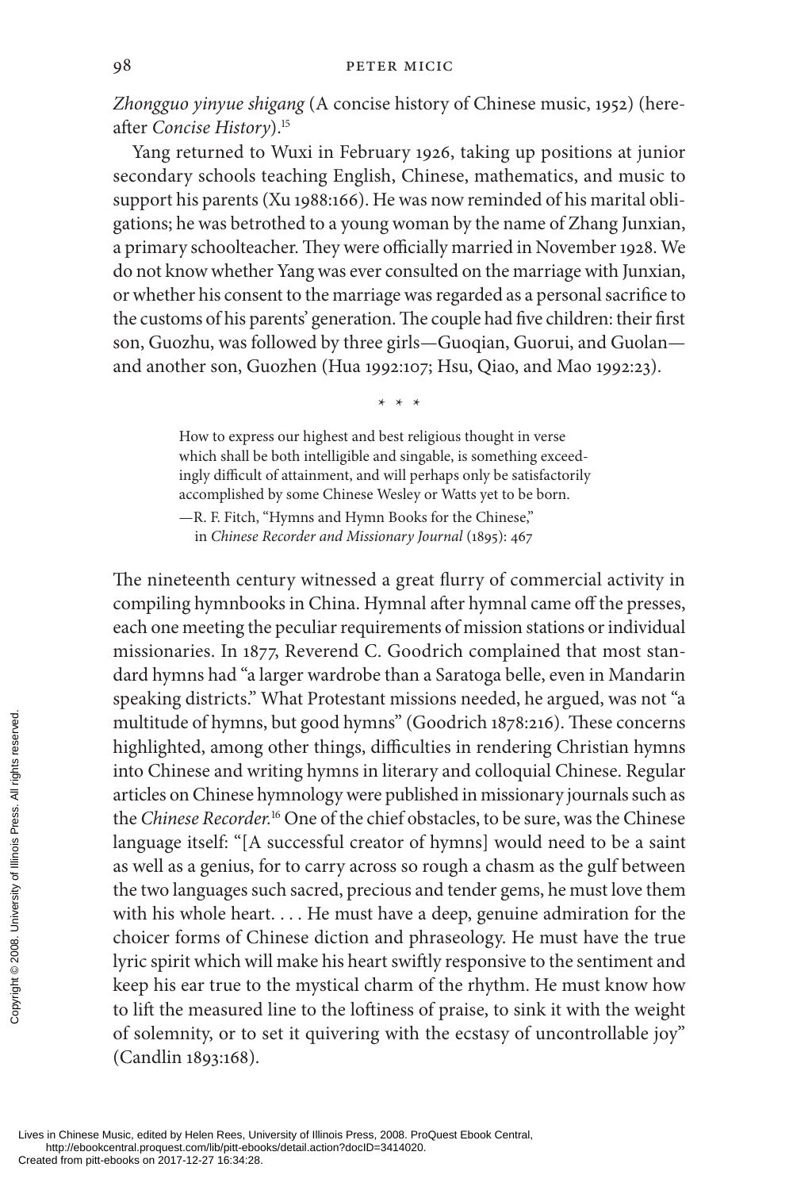*Zhongguo yinyue shigang* (A concise history of Chinese music, 1952) (hereafter *Concise History*).[15]

Yang returned to Wuxi in February 1926, taking up positions at junior secondary schools teaching English, Chinese, mathematics, and music to support his parents (Xu 1988:166). He was now reminded of his marital obligations; he was betrothed to a young woman by the name of Zhang Junxian, a primary schoolteacher. They were officially married in November 1928. We do not know whether Yang was ever consulted on the marriage with Junxian, or whether his consent to the marriage was regarded as a personal sacrifice to the customs of his parents' generation. The couple had five children: their first son, Guozhu, was followed by three girls—Guoqian, Guorui, and Guolan—and another son, Guozhen (Hua 1992:107; Hsu, Qiao, and Mao 1992:23).

\* \* \*

> How to express our highest and best religious thought in verse which shall be both intelligible and singable, is something exceedingly difficult of attainment, and will perhaps only be satisfactorily accomplished by some Chinese Wesley or Watts yet to be born.
>
> —R. F. Fitch, "Hymns and Hymn Books for the Chinese," in *Chinese Recorder and Missionary Journal* (1895): 467

The nineteenth century witnessed a great flurry of commercial activity in compiling hymnbooks in China. Hymnal after hymnal came off the presses, each one meeting the peculiar requirements of mission stations or individual missionaries. In 1877, Reverend C. Goodrich complained that most standard hymns had "a larger wardrobe than a Saratoga belle, even in Mandarin speaking districts." What Protestant missions needed, he argued, was not "a multitude of hymns, but good hymns" (Goodrich 1878:216). These concerns highlighted, among other things, difficulties in rendering Christian hymns into Chinese and writing hymns in literary and colloquial Chinese. Regular articles on Chinese hymnology were published in missionary journals such as the *Chinese Recorder*.[16] One of the chief obstacles, to be sure, was the Chinese language itself: "[A successful creator of hymns] would need to be a saint as well as a genius, for to carry across so rough a chasm as the gulf between the two languages such sacred, precious and tender gems, he must love them with his whole heart. . . . He must have a deep, genuine admiration for the choicer forms of Chinese diction and phraseology. He must have the true lyric spirit which will make his heart swiftly responsive to the sentiment and keep his ear true to the mystical charm of the rhythm. He must know how to lift the measured line to the loftiness of praise, to sink it with the weight of solemnity, or to set it quivering with the ecstasy of uncontrollable joy" (Candlin 1893:168).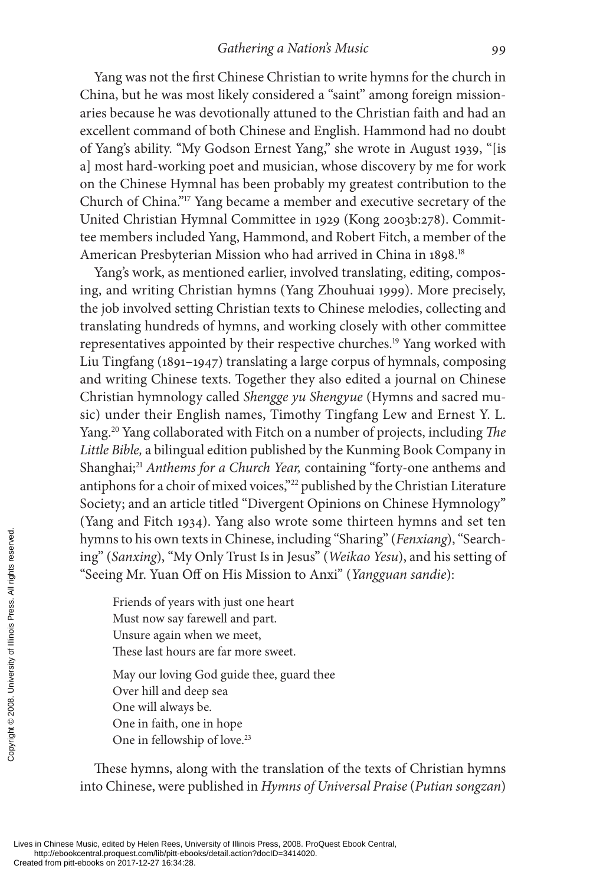Yang was not the first Chinese Christian to write hymns for the church in China, but he was most likely considered a "saint" among foreign missionaries because he was devotionally attuned to the Christian faith and had an excellent command of both Chinese and English. Hammond had no doubt of Yang's ability. "My Godson Ernest Yang," she wrote in August 1939, "[is a] most hard-working poet and musician, whose discovery by me for work on the Chinese Hymnal has been probably my greatest contribution to the Church of China."[17] Yang became a member and executive secretary of the United Christian Hymnal Committee in 1929 (Kong 2003b:278). Committee members included Yang, Hammond, and Robert Fitch, a member of the American Presbyterian Mission who had arrived in China in 1898.[18]

Yang's work, as mentioned earlier, involved translating, editing, composing, and writing Christian hymns (Yang Zhouhuai 1999). More precisely, the job involved setting Christian texts to Chinese melodies, collecting and translating hundreds of hymns, and working closely with other committee representatives appointed by their respective churches.[19] Yang worked with Liu Tingfang (1891–1947) translating a large corpus of hymnals, composing and writing Chinese texts. Together they also edited a journal on Chinese Christian hymnology called *Shengge yu Shengyue* (Hymns and sacred music) under their English names, Timothy Tingfang Lew and Ernest Y. L. Yang.[20] Yang collaborated with Fitch on a number of projects, including *The Little Bible,* a bilingual edition published by the Kunming Book Company in Shanghai;[21] *Anthems for a Church Year,* containing "forty-one anthems and antiphons for a choir of mixed voices,"[22] published by the Christian Literature Society; and an article titled "Divergent Opinions on Chinese Hymnology" (Yang and Fitch 1934). Yang also wrote some thirteen hymns and set ten hymns to his own texts in Chinese, including "Sharing" (*Fenxiang*), "Searching" (*Sanxing*), "My Only Trust Is in Jesus" (*Weikao Yesu*), and his setting of "Seeing Mr. Yuan Off on His Mission to Anxi" (*Yangguan sandie*):

> Friends of years with just one heart
> Must now say farewell and part.
> Unsure again when we meet,
> These last hours are far more sweet.
>
> May our loving God guide thee, guard thee
> Over hill and deep sea
> One will always be.
> One in faith, one in hope
> One in fellowship of love.[23]

These hymns, along with the translation of the texts of Christian hymns into Chinese, were published in *Hymns of Universal Praise* (*Putian songzan*)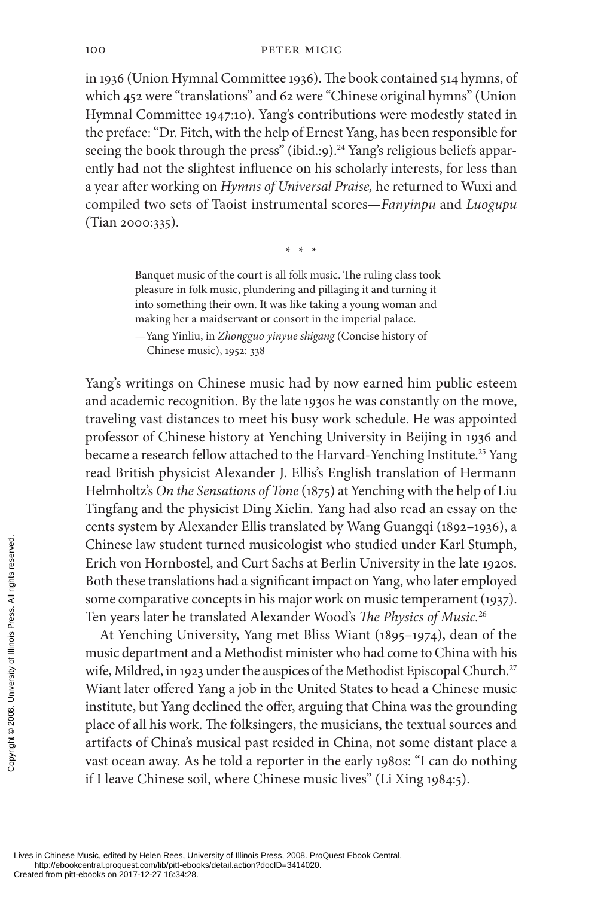in 1936 (Union Hymnal Committee 1936). The book contained 514 hymns, of which 452 were "translations" and 62 were "Chinese original hymns" (Union Hymnal Committee 1947:10). Yang's contributions were modestly stated in the preface: "Dr. Fitch, with the help of Ernest Yang, has been responsible for seeing the book through the press" (ibid.:9).[24] Yang's religious beliefs apparently had not the slightest influence on his scholarly interests, for less than a year after working on *Hymns of Universal Praise,* he returned to Wuxi and compiled two sets of Taoist instrumental scores—*Fanyinpu* and *Luogupu* (Tian 2000:335).

\* \* \*

> Banquet music of the court is all folk music. The ruling class took pleasure in folk music, plundering and pillaging it and turning it into something their own. It was like taking a young woman and making her a maidservant or consort in the imperial palace.
>
> —Yang Yinliu, in *Zhongguo yinyue shigang* (Concise history of Chinese music), 1952: 338

Yang's writings on Chinese music had by now earned him public esteem and academic recognition. By the late 1930s he was constantly on the move, traveling vast distances to meet his busy work schedule. He was appointed professor of Chinese history at Yenching University in Beijing in 1936 and became a research fellow attached to the Harvard-Yenching Institute.[25] Yang read British physicist Alexander J. Ellis's English translation of Hermann Helmholtz's *On the Sensations of Tone* (1875) at Yenching with the help of Liu Tingfang and the physicist Ding Xielin. Yang had also read an essay on the cents system by Alexander Ellis translated by Wang Guangqi (1892–1936), a Chinese law student turned musicologist who studied under Karl Stumph, Erich von Hornbostel, and Curt Sachs at Berlin University in the late 1920s. Both these translations had a significant impact on Yang, who later employed some comparative concepts in his major work on music temperament (1937). Ten years later he translated Alexander Wood's *The Physics of Music.*[26]

At Yenching University, Yang met Bliss Wiant (1895–1974), dean of the music department and a Methodist minister who had come to China with his wife, Mildred, in 1923 under the auspices of the Methodist Episcopal Church.[27] Wiant later offered Yang a job in the United States to head a Chinese music institute, but Yang declined the offer, arguing that China was the grounding place of all his work. The folksingers, the musicians, the textual sources and artifacts of China's musical past resided in China, not some distant place a vast ocean away. As he told a reporter in the early 1980s: "I can do nothing if I leave Chinese soil, where Chinese music lives" (Li Xing 1984:5).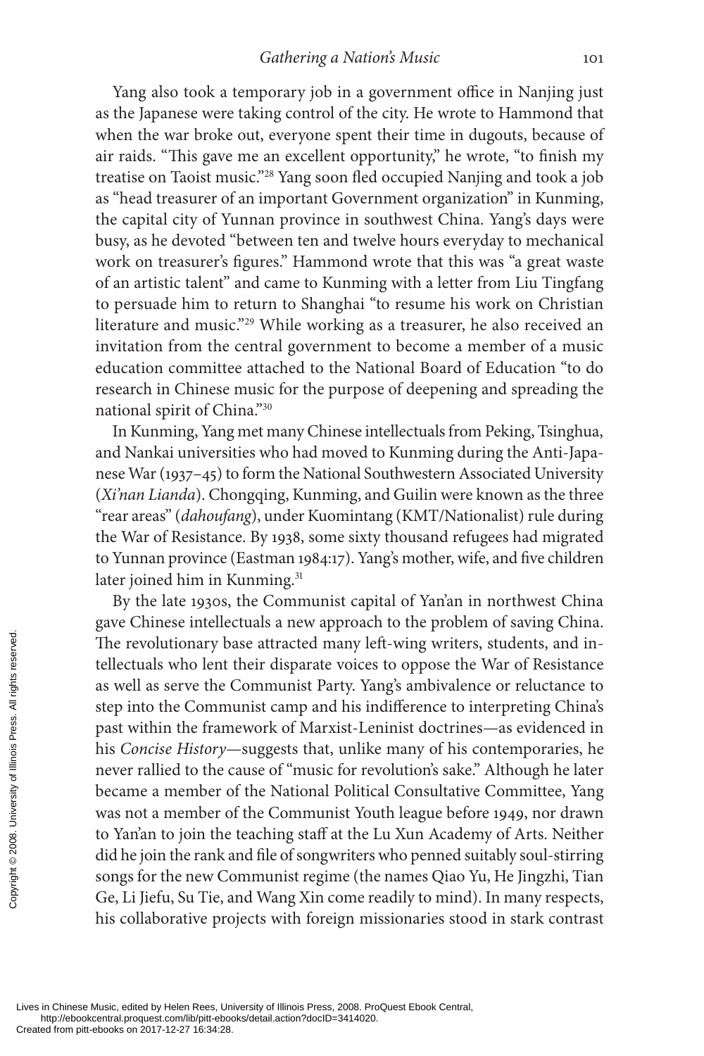Yang also took a temporary job in a government office in Nanjing just as the Japanese were taking control of the city. He wrote to Hammond that when the war broke out, everyone spent their time in dugouts, because of air raids. "This gave me an excellent opportunity," he wrote, "to finish my treatise on Taoist music."[28] Yang soon fled occupied Nanjing and took a job as "head treasurer of an important Government organization" in Kunming, the capital city of Yunnan province in southwest China. Yang's days were busy, as he devoted "between ten and twelve hours everyday to mechanical work on treasurer's figures." Hammond wrote that this was "a great waste of an artistic talent" and came to Kunming with a letter from Liu Tingfang to persuade him to return to Shanghai "to resume his work on Christian literature and music."[29] While working as a treasurer, he also received an invitation from the central government to become a member of a music education committee attached to the National Board of Education "to do research in Chinese music for the purpose of deepening and spreading the national spirit of China."[30]

In Kunming, Yang met many Chinese intellectuals from Peking, Tsinghua, and Nankai universities who had moved to Kunming during the Anti-Japanese War (1937–45) to form the National Southwestern Associated University (*Xi'nan Lianda*). Chongqing, Kunming, and Guilin were known as the three "rear areas" (*dahoufang*), under Kuomintang (KMT/Nationalist) rule during the War of Resistance. By 1938, some sixty thousand refugees had migrated to Yunnan province (Eastman 1984:17). Yang's mother, wife, and five children later joined him in Kunming.[31]

By the late 1930s, the Communist capital of Yan'an in northwest China gave Chinese intellectuals a new approach to the problem of saving China. The revolutionary base attracted many left-wing writers, students, and intellectuals who lent their disparate voices to oppose the War of Resistance as well as serve the Communist Party. Yang's ambivalence or reluctance to step into the Communist camp and his indifference to interpreting China's past within the framework of Marxist-Leninist doctrines—as evidenced in his *Concise History*—suggests that, unlike many of his contemporaries, he never rallied to the cause of "music for revolution's sake." Although he later became a member of the National Political Consultative Committee, Yang was not a member of the Communist Youth league before 1949, nor drawn to Yan'an to join the teaching staff at the Lu Xun Academy of Arts. Neither did he join the rank and file of songwriters who penned suitably soul-stirring songs for the new Communist regime (the names Qiao Yu, He Jingzhi, Tian Ge, Li Jiefu, Su Tie, and Wang Xin come readily to mind). In many respects, his collaborative projects with foreign missionaries stood in stark contrast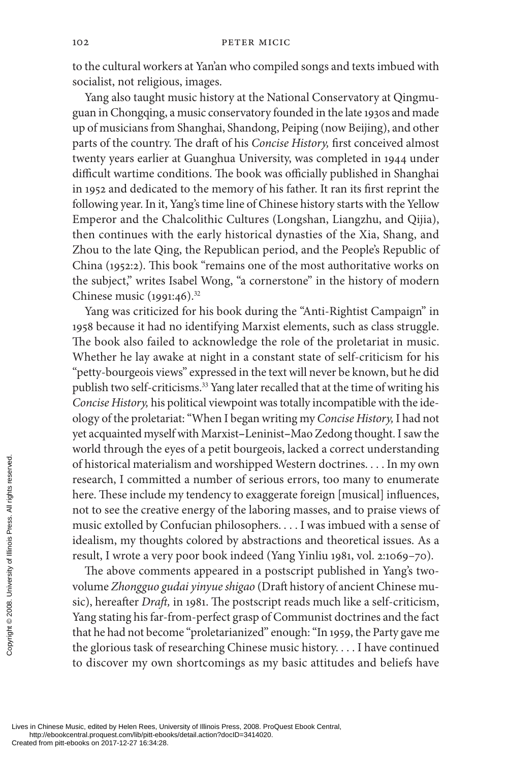to the cultural workers at Yan'an who compiled songs and texts imbued with socialist, not religious, images.

Yang also taught music history at the National Conservatory at Qingmuguan in Chongqing, a music conservatory founded in the late 1930s and made up of musicians from Shanghai, Shandong, Peiping (now Beijing), and other parts of the country. The draft of his *Concise History,* first conceived almost twenty years earlier at Guanghua University, was completed in 1944 under difficult wartime conditions. The book was officially published in Shanghai in 1952 and dedicated to the memory of his father. It ran its first reprint the following year. In it, Yang's time line of Chinese history starts with the Yellow Emperor and the Chalcolithic Cultures (Longshan, Liangzhu, and Qijia), then continues with the early historical dynasties of the Xia, Shang, and Zhou to the late Qing, the Republican period, and the People's Republic of China (1952:2). This book "remains one of the most authoritative works on the subject," writes Isabel Wong, "a cornerstone" in the history of modern Chinese music (1991:46).[32]

Yang was criticized for his book during the "Anti-Rightist Campaign" in 1958 because it had no identifying Marxist elements, such as class struggle. The book also failed to acknowledge the role of the proletariat in music. Whether he lay awake at night in a constant state of self-criticism for his "petty-bourgeois views" expressed in the text will never be known, but he did publish two self-criticisms.[33] Yang later recalled that at the time of writing his *Concise History,* his political viewpoint was totally incompatible with the ideology of the proletariat: "When I began writing my *Concise History,* I had not yet acquainted myself with Marxist–Leninist–Mao Zedong thought. I saw the world through the eyes of a petit bourgeois, lacked a correct understanding of historical materialism and worshipped Western doctrines. . . . In my own research, I committed a number of serious errors, too many to enumerate here. These include my tendency to exaggerate foreign [musical] influences, not to see the creative energy of the laboring masses, and to praise views of music extolled by Confucian philosophers. . . . I was imbued with a sense of idealism, my thoughts colored by abstractions and theoretical issues. As a result, I wrote a very poor book indeed (Yang Yinliu 1981, vol. 2:1069–70).

The above comments appeared in a postscript published in Yang's two-volume *Zhongguo gudai yinyue shigao* (Draft history of ancient Chinese music), hereafter *Draft,* in 1981. The postscript reads much like a self-criticism, Yang stating his far-from-perfect grasp of Communist doctrines and the fact that he had not become "proletarianized" enough: "In 1959, the Party gave me the glorious task of researching Chinese music history. . . . I have continued to discover my own shortcomings as my basic attitudes and beliefs have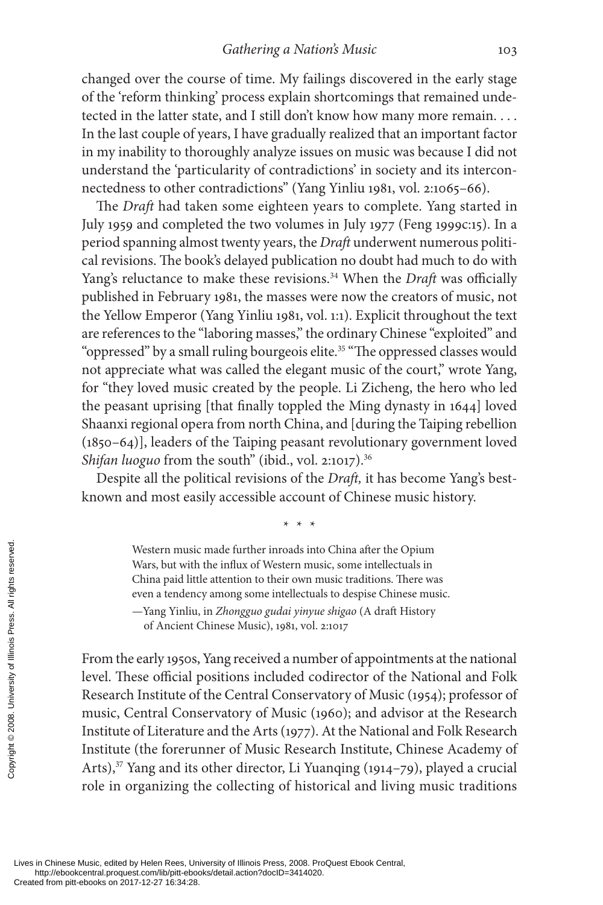changed over the course of time. My failings discovered in the early stage of the 'reform thinking' process explain shortcomings that remained undetected in the latter state, and I still don't know how many more remain. . . . In the last couple of years, I have gradually realized that an important factor in my inability to thoroughly analyze issues on music was because I did not understand the 'particularity of contradictions' in society and its interconnectedness to other contradictions" (Yang Yinliu 1981, vol. 2:1065–66).

The *Draft* had taken some eighteen years to complete. Yang started in July 1959 and completed the two volumes in July 1977 (Feng 1999c:15). In a period spanning almost twenty years, the *Draft* underwent numerous political revisions. The book's delayed publication no doubt had much to do with Yang's reluctance to make these revisions.[34] When the *Draft* was officially published in February 1981, the masses were now the creators of music, not the Yellow Emperor (Yang Yinliu 1981, vol. 1:1). Explicit throughout the text are references to the "laboring masses," the ordinary Chinese "exploited" and "oppressed" by a small ruling bourgeois elite.[35] "The oppressed classes would not appreciate what was called the elegant music of the court," wrote Yang, for "they loved music created by the people. Li Zicheng, the hero who led the peasant uprising [that finally toppled the Ming dynasty in 1644] loved Shaanxi regional opera from north China, and [during the Taiping rebellion (1850–64)], leaders of the Taiping peasant revolutionary government loved *Shifan luoguo* from the south" (ibid., vol. 2:1017).[36]

Despite all the political revisions of the *Draft,* it has become Yang's best-known and most easily accessible account of Chinese music history.

\* \* \*

> Western music made further inroads into China after the Opium Wars, but with the influx of Western music, some intellectuals in China paid little attention to their own music traditions. There was even a tendency among some intellectuals to despise Chinese music.
>
> —Yang Yinliu, in *Zhongguo gudai yinyue shigao* (A draft History of Ancient Chinese Music), 1981, vol. 2:1017

From the early 1950s, Yang received a number of appointments at the national level. These official positions included codirector of the National and Folk Research Institute of the Central Conservatory of Music (1954); professor of music, Central Conservatory of Music (1960); and advisor at the Research Institute of Literature and the Arts (1977). At the National and Folk Research Institute (the forerunner of Music Research Institute, Chinese Academy of Arts),[37] Yang and its other director, Li Yuanqing (1914–79), played a crucial role in organizing the collecting of historical and living music traditions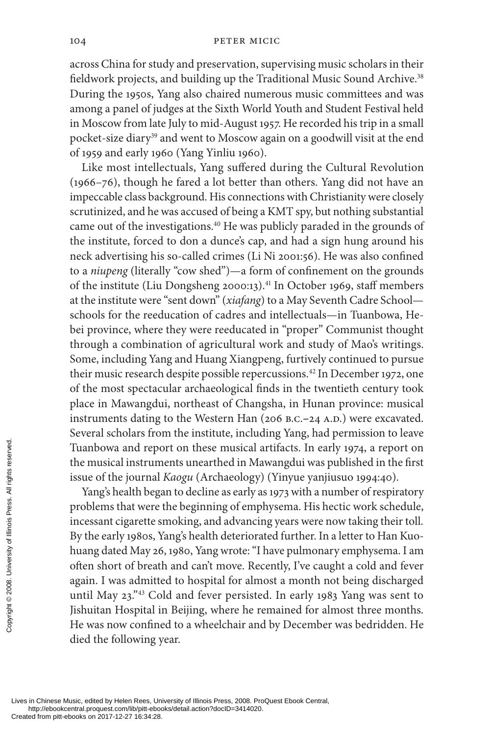across China for study and preservation, supervising music scholars in their fieldwork projects, and building up the Traditional Music Sound Archive.[38] During the 1950s, Yang also chaired numerous music committees and was among a panel of judges at the Sixth World Youth and Student Festival held in Moscow from late July to mid-August 1957. He recorded his trip in a small pocket-size diary[39] and went to Moscow again on a goodwill visit at the end of 1959 and early 1960 (Yang Yinliu 1960).

Like most intellectuals, Yang suffered during the Cultural Revolution (1966–76), though he fared a lot better than others. Yang did not have an impeccable class background. His connections with Christianity were closely scrutinized, and he was accused of being a KMT spy, but nothing substantial came out of the investigations.[40] He was publicly paraded in the grounds of the institute, forced to don a dunce's cap, and had a sign hung around his neck advertising his so-called crimes (Li Ni 2001:56). He was also confined to a *niupeng* (literally "cow shed")—a form of confinement on the grounds of the institute (Liu Dongsheng 2000:13).[41] In October 1969, staff members at the institute were "sent down" (*xiafang*) to a May Seventh Cadre School—schools for the reeducation of cadres and intellectuals—in Tuanbowa, Hebei province, where they were reeducated in "proper" Communist thought through a combination of agricultural work and study of Mao's writings. Some, including Yang and Huang Xiangpeng, furtively continued to pursue their music research despite possible repercussions.[42] In December 1972, one of the most spectacular archaeological finds in the twentieth century took place in Mawangdui, northeast of Changsha, in Hunan province: musical instruments dating to the Western Han (206 B.C.–24 A.D.) were excavated. Several scholars from the institute, including Yang, had permission to leave Tuanbowa and report on these musical artifacts. In early 1974, a report on the musical instruments unearthed in Mawangdui was published in the first issue of the journal *Kaogu* (Archaeology) (Yinyue yanjiusuo 1994:40).

Yang's health began to decline as early as 1973 with a number of respiratory problems that were the beginning of emphysema. His hectic work schedule, incessant cigarette smoking, and advancing years were now taking their toll. By the early 1980s, Yang's health deteriorated further. In a letter to Han Kuo-huang dated May 26, 1980, Yang wrote: "I have pulmonary emphysema. I am often short of breath and can't move. Recently, I've caught a cold and fever again. I was admitted to hospital for almost a month not being discharged until May 23."[43] Cold and fever persisted. In early 1983 Yang was sent to Jishuitan Hospital in Beijing, where he remained for almost three months. He was now confined to a wheelchair and by December was bedridden. He died the following year.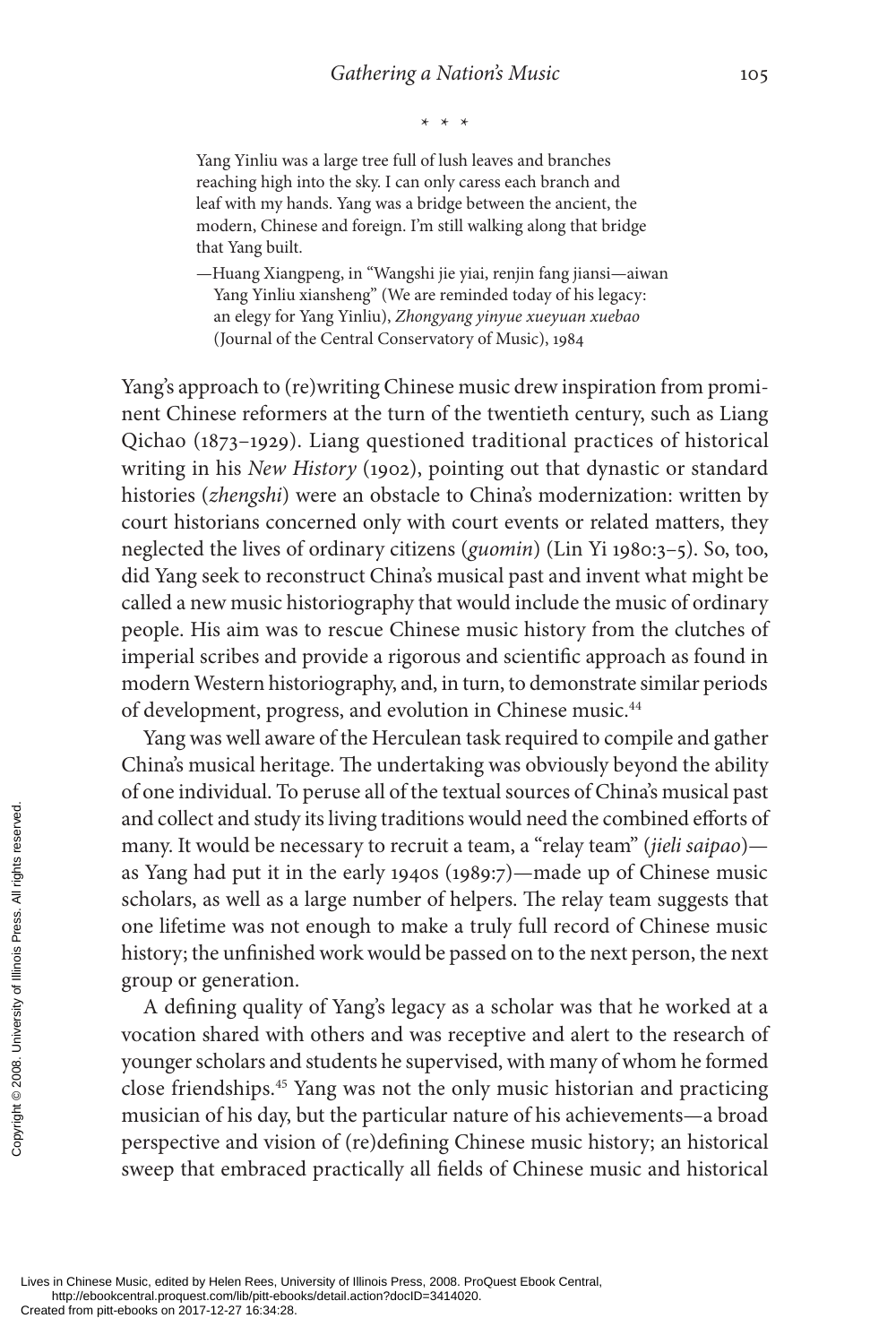\* \* \*

> Yang Yinliu was a large tree full of lush leaves and branches reaching high into the sky. I can only caress each branch and leaf with my hands. Yang was a bridge between the ancient, the modern, Chinese and foreign. I'm still walking along that bridge that Yang built.
>
> —Huang Xiangpeng, in "Wangshi jie yiai, renjin fang jiansi—aiwan Yang Yinliu xiansheng" (We are reminded today of his legacy: an elegy for Yang Yinliu), *Zhongyang yinyue xueyuan xuebao* (Journal of the Central Conservatory of Music), 1984

Yang's approach to (re)writing Chinese music drew inspiration from prominent Chinese reformers at the turn of the twentieth century, such as Liang Qichao (1873–1929). Liang questioned traditional practices of historical writing in his *New History* (1902), pointing out that dynastic or standard histories (*zhengshi*) were an obstacle to China's modernization: written by court historians concerned only with court events or related matters, they neglected the lives of ordinary citizens (*guomin*) (Lin Yi 1980:3–5). So, too, did Yang seek to reconstruct China's musical past and invent what might be called a new music historiography that would include the music of ordinary people. His aim was to rescue Chinese music history from the clutches of imperial scribes and provide a rigorous and scientific approach as found in modern Western historiography, and, in turn, to demonstrate similar periods of development, progress, and evolution in Chinese music.[44]

Yang was well aware of the Herculean task required to compile and gather China's musical heritage. The undertaking was obviously beyond the ability of one individual. To peruse all of the textual sources of China's musical past and collect and study its living traditions would need the combined efforts of many. It would be necessary to recruit a team, a "relay team" (*jieli saipao*)—as Yang had put it in the early 1940s (1989:7)—made up of Chinese music scholars, as well as a large number of helpers. The relay team suggests that one lifetime was not enough to make a truly full record of Chinese music history; the unfinished work would be passed on to the next person, the next group or generation.

A defining quality of Yang's legacy as a scholar was that he worked at a vocation shared with others and was receptive and alert to the research of younger scholars and students he supervised, with many of whom he formed close friendships.[45] Yang was not the only music historian and practicing musician of his day, but the particular nature of his achievements—a broad perspective and vision of (re)defining Chinese music history; an historical sweep that embraced practically all fields of Chinese music and historical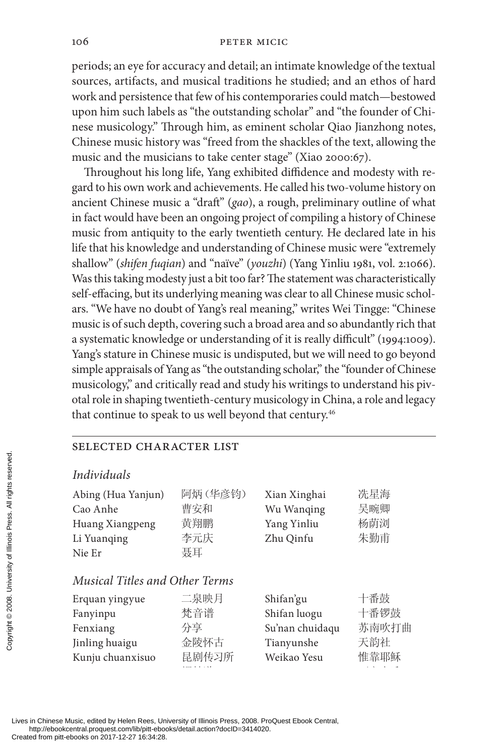periods; an eye for accuracy and detail; an intimate knowledge of the textual sources, artifacts, and musical traditions he studied; and an ethos of hard work and persistence that few of his contemporaries could match—bestowed upon him such labels as "the outstanding scholar" and "the founder of Chinese musicology." Through him, as eminent scholar Qiao Jianzhong notes, Chinese music history was "freed from the shackles of the text, allowing the music and the musicians to take center stage" (Xiao 2000:67).

Throughout his long life, Yang exhibited diffidence and modesty with regard to his own work and achievements. He called his two-volume history on ancient Chinese music a "draft" (*gao*), a rough, preliminary outline of what in fact would have been an ongoing project of compiling a history of Chinese music from antiquity to the early twentieth century. He declared late in his life that his knowledge and understanding of Chinese music were "extremely shallow" (*shifen fuqian*) and "naïve" (*youzhi*) (Yang Yinliu 1981, vol. 2:1066). Was this taking modesty just a bit too far? The statement was characteristically self-effacing, but its underlying meaning was clear to all Chinese music scholars. "We have no doubt of Yang's real meaning," writes Wei Tingge: "Chinese music is of such depth, covering such a broad area and so abundantly rich that a systematic knowledge or understanding of it is really difficult" (1994:1009). Yang's stature in Chinese music is undisputed, but we will need to go beyond simple appraisals of Yang as "the outstanding scholar," the "founder of Chinese musicology," and critically read and study his writings to understand his pivotal role in shaping twentieth-century musicology in China, a role and legacy that continue to speak to us well beyond that century.[46]

## SELECTED CHARACTER LIST

### *Individuals*

| | | | |
|---|---|---|---|
| Abing (Hua Yanjun) | 阿炳（华彦钧） | Xian Xinghai | 冼星海 |
| Cao Anhe | 曹安和 | Wu Wanqing | 吴畹卿 |
| Huang Xiangpeng | 黄翔鹏 | Yang Yinliu | 杨荫浏 |
| Li Yuanqing | 李元庆 | Zhu Qinfu | 朱勤甫 |
| Nie Er | 聂耳 | | |

### *Musical Titles and Other Terms*

| | | | |
|---|---|---|---|
| Erquan yingyue | 二泉映月 | Shifan'gu | 十番鼓 |
| Fanyinpu | 梵音谱 | Shifan luogu | 十番锣鼓 |
| Fenxiang | 分享 | Su'nan chuidaqu | 苏南吹打曲 |
| Jinling huaigu | 金陵怀古 | Tianyunshe | 天韵社 |
| Kunju chuanxisuo | 昆剧传习所 | Weikao Yesu | 惟靠耶稣 |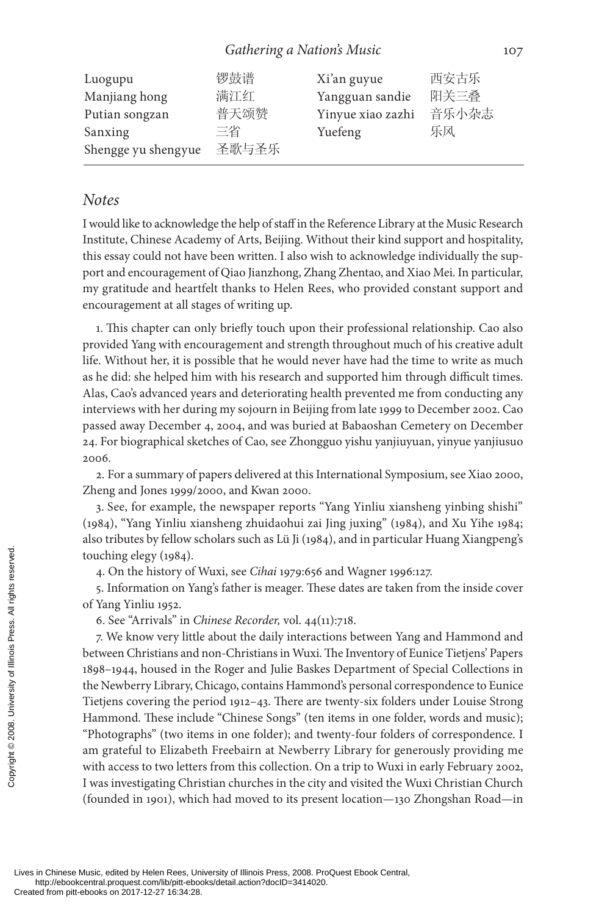| | | | |
|---|---|---|---|
| Luogupu | 锣鼓谱 | Xi'an guyue | 西安古乐 |
| Manjiang hong | 满江红 | Yangguan sandie | 阳关三叠 |
| Putian songzan | 普天颂赞 | Yinyue xiao zazhi | 音乐小杂志 |
| Sanxing | 三省 | Yuefeng | 乐风 |
| Shengge yu shengyue | 圣歌与圣乐 | | |

## Notes

I would like to acknowledge the help of staff in the Reference Library at the Music Research Institute, Chinese Academy of Arts, Beijing. Without their kind support and hospitality, this essay could not have been written. I also wish to acknowledge individually the support and encouragement of Qiao Jianzhong, Zhang Zhentao, and Xiao Mei. In particular, my gratitude and heartfelt thanks to Helen Rees, who provided constant support and encouragement at all stages of writing up.

1. This chapter can only briefly touch upon their professional relationship. Cao also provided Yang with encouragement and strength throughout much of his creative adult life. Without her, it is possible that he would never have had the time to write as much as he did: she helped him with his research and supported him through difficult times. Alas, Cao's advanced years and deteriorating health prevented me from conducting any interviews with her during my sojourn in Beijing from late 1999 to December 2002. Cao passed away December 4, 2004, and was buried at Babaoshan Cemetery on December 24. For biographical sketches of Cao, see Zhongguo yishu yanjiuyuan, yinyue yanjiusuo 2006.

2. For a summary of papers delivered at this International Symposium, see Xiao 2000, Zheng and Jones 1999/2000, and Kwan 2000.

3. See, for example, the newspaper reports "Yang Yinliu xiansheng yinbing shishi" (1984), "Yang Yinliu xiansheng zhuidaohui zai Jing juxing" (1984), and Xu Yihe 1984; also tributes by fellow scholars such as Lü Ji (1984), and in particular Huang Xiangpeng's touching elegy (1984).

4. On the history of Wuxi, see *Cihai* 1979:656 and Wagner 1996:127.

5. Information on Yang's father is meager. These dates are taken from the inside cover of Yang Yinliu 1952.

6. See "Arrivals" in *Chinese Recorder,* vol. 44(11):718.

7. We know very little about the daily interactions between Yang and Hammond and between Christians and non-Christians in Wuxi. The Inventory of Eunice Tietjens' Papers 1898–1944, housed in the Roger and Julie Baskes Department of Special Collections in the Newberry Library, Chicago, contains Hammond's personal correspondence to Eunice Tietjens covering the period 1912–43. There are twenty-six folders under Louise Strong Hammond. These include "Chinese Songs" (ten items in one folder, words and music); "Photographs" (two items in one folder); and twenty-four folders of correspondence. I am grateful to Elizabeth Freebairn at Newberry Library for generously providing me with access to two letters from this collection. On a trip to Wuxi in early February 2002, I was investigating Christian churches in the city and visited the Wuxi Christian Church (founded in 1901), which had moved to its present location—130 Zhongshan Road—in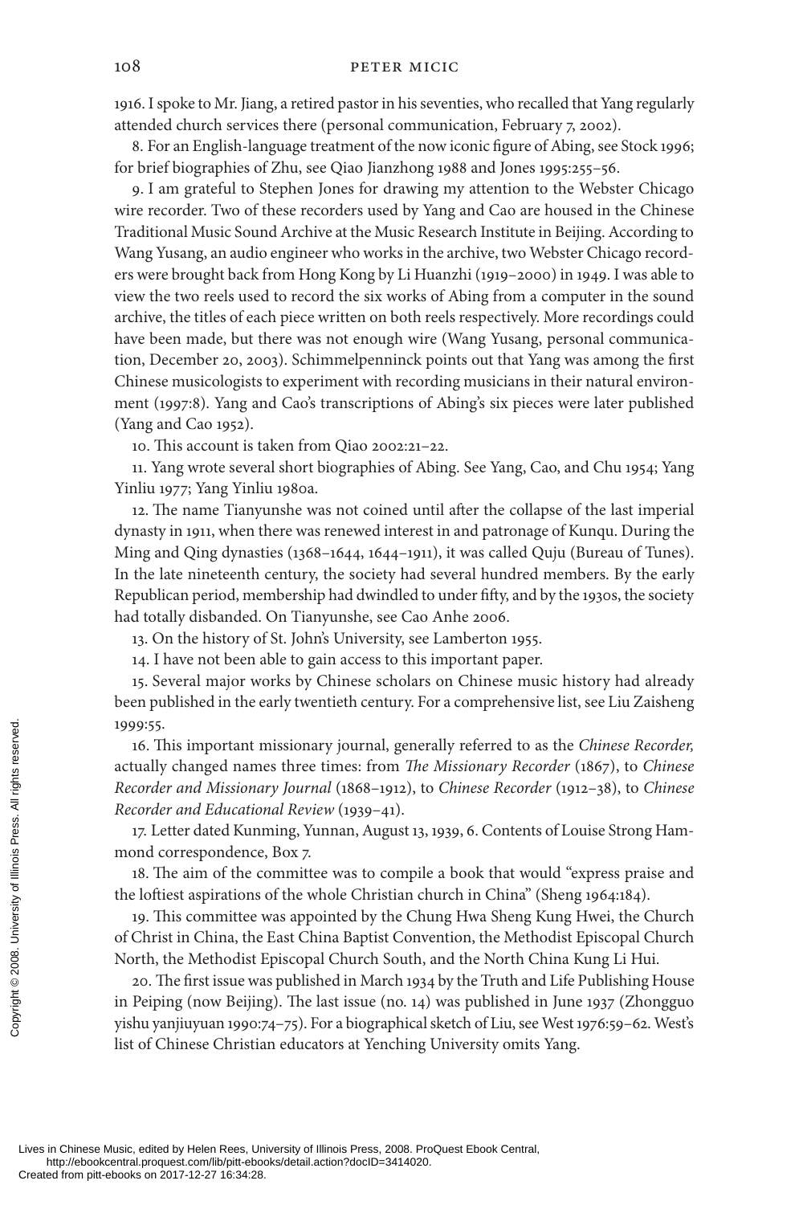1916. I spoke to Mr. Jiang, a retired pastor in his seventies, who recalled that Yang regularly attended church services there (personal communication, February 7, 2002).

8. For an English-language treatment of the now iconic figure of Abing, see Stock 1996; for brief biographies of Zhu, see Qiao Jianzhong 1988 and Jones 1995:255–56.

9. I am grateful to Stephen Jones for drawing my attention to the Webster Chicago wire recorder. Two of these recorders used by Yang and Cao are housed in the Chinese Traditional Music Sound Archive at the Music Research Institute in Beijing. According to Wang Yusang, an audio engineer who works in the archive, two Webster Chicago recorders were brought back from Hong Kong by Li Huanzhi (1919–2000) in 1949. I was able to view the two reels used to record the six works of Abing from a computer in the sound archive, the titles of each piece written on both reels respectively. More recordings could have been made, but there was not enough wire (Wang Yusang, personal communication, December 20, 2003). Schimmelpenninck points out that Yang was among the first Chinese musicologists to experiment with recording musicians in their natural environment (1997:8). Yang and Cao's transcriptions of Abing's six pieces were later published (Yang and Cao 1952).

10. This account is taken from Qiao 2002:21–22.

11. Yang wrote several short biographies of Abing. See Yang, Cao, and Chu 1954; Yang Yinliu 1977; Yang Yinliu 1980a.

12. The name Tianyunshe was not coined until after the collapse of the last imperial dynasty in 1911, when there was renewed interest in and patronage of Kunqu. During the Ming and Qing dynasties (1368–1644, 1644–1911), it was called Quju (Bureau of Tunes). In the late nineteenth century, the society had several hundred members. By the early Republican period, membership had dwindled to under fifty, and by the 1930s, the society had totally disbanded. On Tianyunshe, see Cao Anhe 2006.

13. On the history of St. John's University, see Lamberton 1955.

14. I have not been able to gain access to this important paper.

15. Several major works by Chinese scholars on Chinese music history had already been published in the early twentieth century. For a comprehensive list, see Liu Zaisheng 1999:55.

16. This important missionary journal, generally referred to as the *Chinese Recorder,* actually changed names three times: from *The Missionary Recorder* (1867), to *Chinese Recorder and Missionary Journal* (1868–1912), to *Chinese Recorder* (1912–38), to *Chinese Recorder and Educational Review* (1939–41).

17. Letter dated Kunming, Yunnan, August 13, 1939, 6. Contents of Louise Strong Hammond correspondence, Box 7.

18. The aim of the committee was to compile a book that would "express praise and the loftiest aspirations of the whole Christian church in China" (Sheng 1964:184).

19. This committee was appointed by the Chung Hwa Sheng Kung Hwei, the Church of Christ in China, the East China Baptist Convention, the Methodist Episcopal Church North, the Methodist Episcopal Church South, and the North China Kung Li Hui.

20. The first issue was published in March 1934 by the Truth and Life Publishing House in Peiping (now Beijing). The last issue (no. 14) was published in June 1937 (Zhongguo yishu yanjiuyuan 1990:74–75). For a biographical sketch of Liu, see West 1976:59–62. West's list of Chinese Christian educators at Yenching University omits Yang.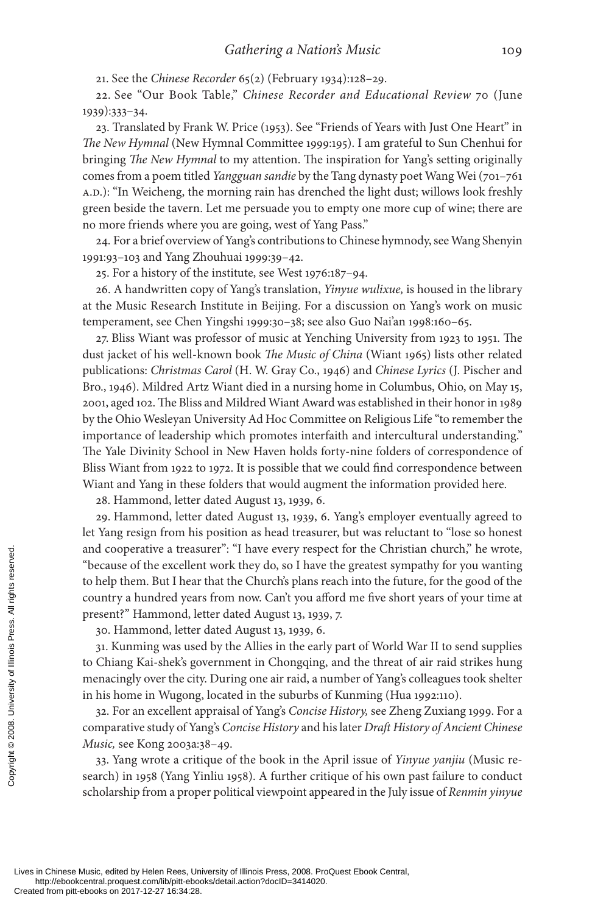21. See the *Chinese Recorder* 65(2) (February 1934):128–29.

22. See "Our Book Table," *Chinese Recorder and Educational Review* 70 (June 1939):333–34.

23. Translated by Frank W. Price (1953). See "Friends of Years with Just One Heart" in *The New Hymnal* (New Hymnal Committee 1999:195). I am grateful to Sun Chenhui for bringing *The New Hymnal* to my attention. The inspiration for Yang's setting originally comes from a poem titled *Yangguan sandie* by the Tang dynasty poet Wang Wei (701–761 A.D.): "In Weicheng, the morning rain has drenched the light dust; willows look freshly green beside the tavern. Let me persuade you to empty one more cup of wine; there are no more friends where you are going, west of Yang Pass."

24. For a brief overview of Yang's contributions to Chinese hymnody, see Wang Shenyin 1991:93–103 and Yang Zhouhuai 1999:39–42.

25. For a history of the institute, see West 1976:187–94.

26. A handwritten copy of Yang's translation, *Yinyue wulixue,* is housed in the library at the Music Research Institute in Beijing. For a discussion on Yang's work on music temperament, see Chen Yingshi 1999:30–38; see also Guo Nai'an 1998:160–65.

27. Bliss Wiant was professor of music at Yenching University from 1923 to 1951. The dust jacket of his well-known book *The Music of China* (Wiant 1965) lists other related publications: *Christmas Carol* (H. W. Gray Co., 1946) and *Chinese Lyrics* (J. Pischer and Bro., 1946). Mildred Artz Wiant died in a nursing home in Columbus, Ohio, on May 15, 2001, aged 102. The Bliss and Mildred Wiant Award was established in their honor in 1989 by the Ohio Wesleyan University Ad Hoc Committee on Religious Life "to remember the importance of leadership which promotes interfaith and intercultural understanding." The Yale Divinity School in New Haven holds forty-nine folders of correspondence of Bliss Wiant from 1922 to 1972. It is possible that we could find correspondence between Wiant and Yang in these folders that would augment the information provided here.

28. Hammond, letter dated August 13, 1939, 6.

29. Hammond, letter dated August 13, 1939, 6. Yang's employer eventually agreed to let Yang resign from his position as head treasurer, but was reluctant to "lose so honest and cooperative a treasurer": "I have every respect for the Christian church," he wrote, "because of the excellent work they do, so I have the greatest sympathy for you wanting to help them. But I hear that the Church's plans reach into the future, for the good of the country a hundred years from now. Can't you afford me five short years of your time at present?" Hammond, letter dated August 13, 1939, 7.

30. Hammond, letter dated August 13, 1939, 6.

31. Kunming was used by the Allies in the early part of World War II to send supplies to Chiang Kai-shek's government in Chongqing, and the threat of air raid strikes hung menacingly over the city. During one air raid, a number of Yang's colleagues took shelter in his home in Wugong, located in the suburbs of Kunming (Hua 1992:110).

32. For an excellent appraisal of Yang's *Concise History,* see Zheng Zuxiang 1999. For a comparative study of Yang's *Concise History* and his later *Draft History of Ancient Chinese Music,* see Kong 2003a:38–49.

33. Yang wrote a critique of the book in the April issue of *Yinyue yanjiu* (Music research) in 1958 (Yang Yinliu 1958). A further critique of his own past failure to conduct scholarship from a proper political viewpoint appeared in the July issue of *Renmin yinyue*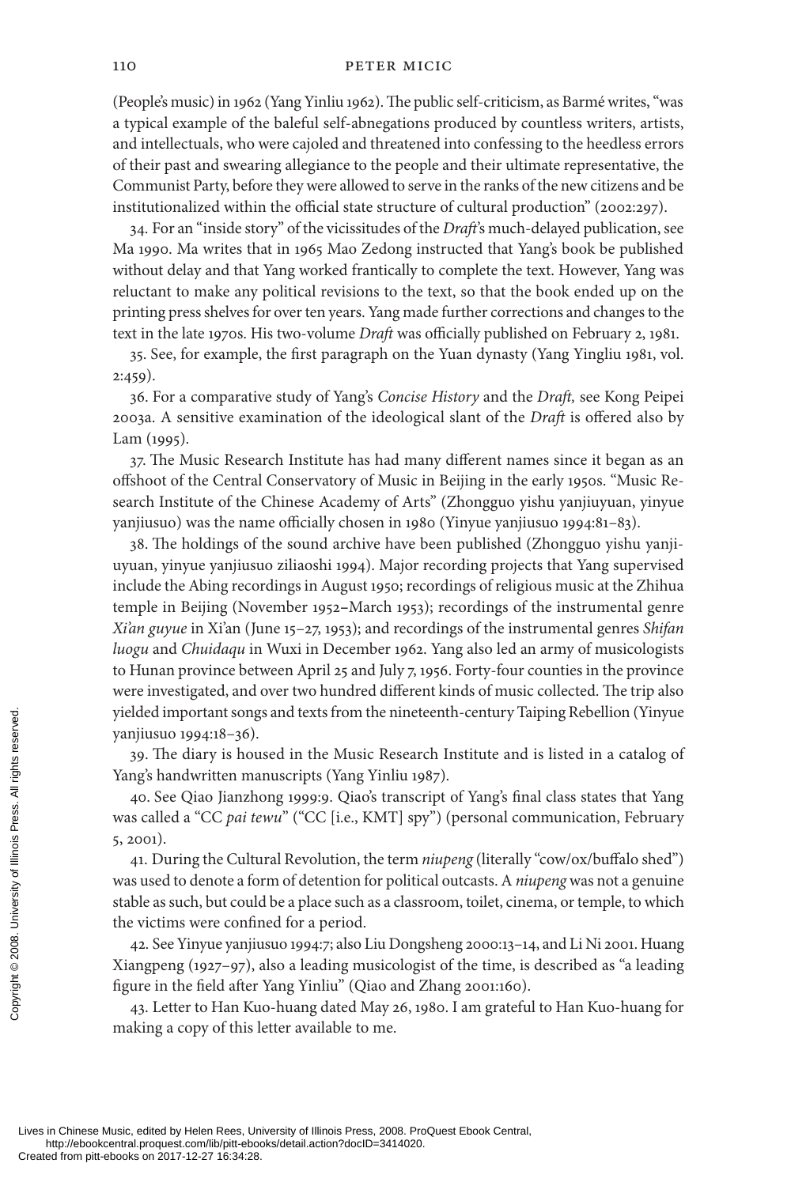(People's music) in 1962 (Yang Yinliu 1962). The public self-criticism, as Barmé writes, "was a typical example of the baleful self-abnegations produced by countless writers, artists, and intellectuals, who were cajoled and threatened into confessing to the heedless errors of their past and swearing allegiance to the people and their ultimate representative, the Communist Party, before they were allowed to serve in the ranks of the new citizens and be institutionalized within the official state structure of cultural production" (2002:297).

34. For an "inside story" of the vicissitudes of the *Draft*'s much-delayed publication, see Ma 1990. Ma writes that in 1965 Mao Zedong instructed that Yang's book be published without delay and that Yang worked frantically to complete the text. However, Yang was reluctant to make any political revisions to the text, so that the book ended up on the printing press shelves for over ten years. Yang made further corrections and changes to the text in the late 1970s. His two-volume *Draft* was officially published on February 2, 1981.

35. See, for example, the first paragraph on the Yuan dynasty (Yang Yingliu 1981, vol. 2:459).

36. For a comparative study of Yang's *Concise History* and the *Draft,* see Kong Peipei 2003a. A sensitive examination of the ideological slant of the *Draft* is offered also by Lam (1995).

37. The Music Research Institute has had many different names since it began as an offshoot of the Central Conservatory of Music in Beijing in the early 1950s. "Music Research Institute of the Chinese Academy of Arts" (Zhongguo yishu yanjiuyuan, yinyue yanjiusuo) was the name officially chosen in 1980 (Yinyue yanjiusuo 1994:81–83).

38. The holdings of the sound archive have been published (Zhongguo yishu yanjiuyuan, yinyue yanjiusuo ziliaoshi 1994). Major recording projects that Yang supervised include the Abing recordings in August 1950; recordings of religious music at the Zhihua temple in Beijing (November 1952–March 1953); recordings of the instrumental genre *Xi'an guyue* in Xi'an (June 15–27, 1953); and recordings of the instrumental genres *Shifan luogu* and *Chuidaqu* in Wuxi in December 1962. Yang also led an army of musicologists to Hunan province between April 25 and July 7, 1956. Forty-four counties in the province were investigated, and over two hundred different kinds of music collected. The trip also yielded important songs and texts from the nineteenth-century Taiping Rebellion (Yinyue yanjiusuo 1994:18–36).

39. The diary is housed in the Music Research Institute and is listed in a catalog of Yang's handwritten manuscripts (Yang Yinliu 1987).

40. See Qiao Jianzhong 1999:9. Qiao's transcript of Yang's final class states that Yang was called a "CC *pai tewu*" ("CC [i.e., KMT] spy") (personal communication, February 5, 2001).

41. During the Cultural Revolution, the term *niupeng* (literally "cow/ox/buffalo shed") was used to denote a form of detention for political outcasts. A *niupeng* was not a genuine stable as such, but could be a place such as a classroom, toilet, cinema, or temple, to which the victims were confined for a period.

42. See Yinyue yanjiusuo 1994:7; also Liu Dongsheng 2000:13–14, and Li Ni 2001. Huang Xiangpeng (1927–97), also a leading musicologist of the time, is described as "a leading figure in the field after Yang Yinliu" (Qiao and Zhang 2001:160).

43. Letter to Han Kuo-huang dated May 26, 1980. I am grateful to Han Kuo-huang for making a copy of this letter available to me.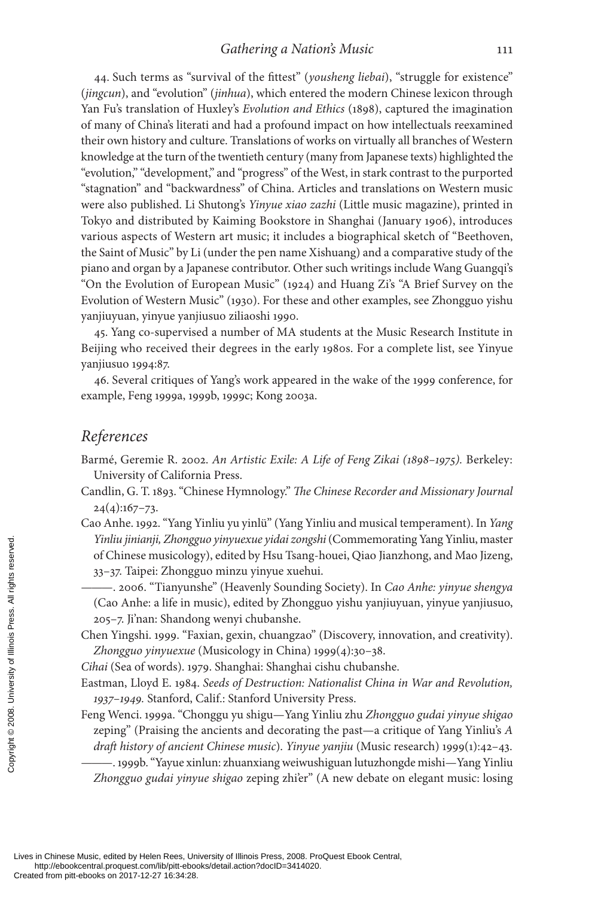44. Such terms as "survival of the fittest" (*yousheng liebai*), "struggle for existence" (*jingcun*), and "evolution" (*jinhua*), which entered the modern Chinese lexicon through Yan Fu's translation of Huxley's *Evolution and Ethics* (1898), captured the imagination of many of China's literati and had a profound impact on how intellectuals reexamined their own history and culture. Translations of works on virtually all branches of Western knowledge at the turn of the twentieth century (many from Japanese texts) highlighted the "evolution," "development," and "progress" of the West, in stark contrast to the purported "stagnation" and "backwardness" of China. Articles and translations on Western music were also published. Li Shutong's *Yinyue xiao zazhi* (Little music magazine), printed in Tokyo and distributed by Kaiming Bookstore in Shanghai (January 1906), introduces various aspects of Western art music; it includes a biographical sketch of "Beethoven, the Saint of Music" by Li (under the pen name Xishuang) and a comparative study of the piano and organ by a Japanese contributor. Other such writings include Wang Guangqi's "On the Evolution of European Music" (1924) and Huang Zi's "A Brief Survey on the Evolution of Western Music" (1930). For these and other examples, see Zhongguo yishu yanjiuyuan, yinyue yanjiusuo ziliaoshi 1990.

45. Yang co-supervised a number of MA students at the Music Research Institute in Beijing who received their degrees in the early 1980s. For a complete list, see Yinyue yanjiusuo 1994:87.

46. Several critiques of Yang's work appeared in the wake of the 1999 conference, for example, Feng 1999a, 1999b, 1999c; Kong 2003a.

## References

Barmé, Geremie R. 2002. *An Artistic Exile: A Life of Feng Zikai (1898–1975).* Berkeley: University of California Press.

Candlin, G. T. 1893. "Chinese Hymnology." *The Chinese Recorder and Missionary Journal* 24(4):167–73.

Cao Anhe. 1992. "Yang Yinliu yu yinlü" (Yang Yinliu and musical temperament). In *Yang Yinliu jinianji, Zhongguo yinyuexue yidai zongshi* (Commemorating Yang Yinliu, master of Chinese musicology), edited by Hsu Tsang-houei, Qiao Jianzhong, and Mao Jizeng, 33–37. Taipei: Zhongguo minzu yinyue xuehui.

———. 2006. "Tianyunshe" (Heavenly Sounding Society). In *Cao Anhe: yinyue shengya* (Cao Anhe: a life in music), edited by Zhongguo yishu yanjiuyuan, yinyue yanjiusuo, 205–7. Ji'nan: Shandong wenyi chubanshe.

Chen Yingshi. 1999. "Faxian, gexin, chuangzao" (Discovery, innovation, and creativity). *Zhongguo yinyuexue* (Musicology in China) 1999(4):30–38.

*Cihai* (Sea of words). 1979. Shanghai: Shanghai cishu chubanshe.

Eastman, Lloyd E. 1984. *Seeds of Destruction: Nationalist China in War and Revolution, 1937–1949.* Stanford, Calif.: Stanford University Press.

Feng Wenci. 1999a. "Chonggu yu shigu—Yang Yinliu zhu *Zhongguo gudai yinyue shigao* zeping" (Praising the ancients and decorating the past—a critique of Yang Yinliu's *A draft history of ancient Chinese music*). *Yinyue yanjiu* (Music research) 1999(1):42–43.

———. 1999b. "Yayue xinlun: zhuanxiang weiwushiguan lutuzhongde mishi—Yang Yinliu *Zhongguo gudai yinyue shigao* zeping zhi'er" (A new debate on elegant music: losing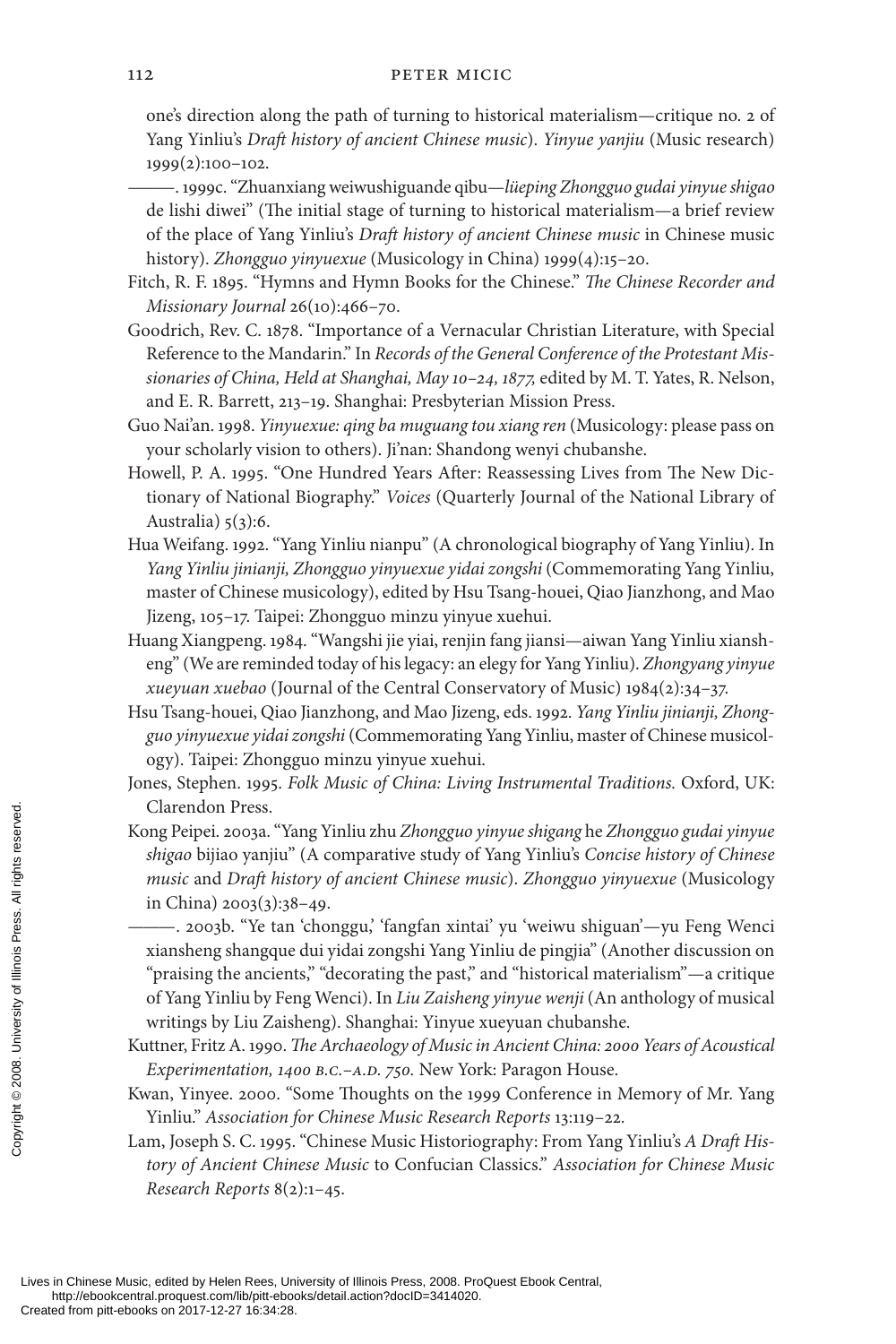one's direction along the path of turning to historical materialism—critique no. 2 of Yang Yinliu's *Draft history of ancient Chinese music*). *Yinyue yanjiu* (Music research) 1999(2):100–102.

———. 1999c. "Zhuanxiang weiwushiguande qibu—*lüeping Zhongguo gudai yinyue shigao* de lishi diwei" (The initial stage of turning to historical materialism—a brief review of the place of Yang Yinliu's *Draft history of ancient Chinese music* in Chinese music history). *Zhongguo yinyuexue* (Musicology in China) 1999(4):15–20.

Fitch, R. F. 1895. "Hymns and Hymn Books for the Chinese." *The Chinese Recorder and Missionary Journal* 26(10):466–70.

Goodrich, Rev. C. 1878. "Importance of a Vernacular Christian Literature, with Special Reference to the Mandarin." In *Records of the General Conference of the Protestant Missionaries of China, Held at Shanghai, May 10–24, 1877,* edited by M. T. Yates, R. Nelson, and E. R. Barrett, 213–19. Shanghai: Presbyterian Mission Press.

Guo Nai'an. 1998. *Yinyuexue: qing ba muguang tou xiang ren* (Musicology: please pass on your scholarly vision to others). Ji'nan: Shandong wenyi chubanshe.

Howell, P. A. 1995. "One Hundred Years After: Reassessing Lives from The New Dictionary of National Biography." *Voices* (Quarterly Journal of the National Library of Australia) 5(3):6.

Hua Weifang. 1992. "Yang Yinliu nianpu" (A chronological biography of Yang Yinliu). In *Yang Yinliu jinianji, Zhongguo yinyuexue yidai zongshi* (Commemorating Yang Yinliu, master of Chinese musicology), edited by Hsu Tsang-houei, Qiao Jianzhong, and Mao Jizeng, 105–17. Taipei: Zhongguo minzu yinyue xuehui.

Huang Xiangpeng. 1984. "Wangshi jie yiai, renjin fang jiansi—aiwan Yang Yinliu xiansheng" (We are reminded today of his legacy: an elegy for Yang Yinliu). *Zhongyang yinyue xueyuan xuebao* (Journal of the Central Conservatory of Music) 1984(2):34–37.

Hsu Tsang-houei, Qiao Jianzhong, and Mao Jizeng, eds. 1992. *Yang Yinliu jinianji, Zhongguo yinyuexue yidai zongshi* (Commemorating Yang Yinliu, master of Chinese musicology). Taipei: Zhongguo minzu yinyue xuehui.

Jones, Stephen. 1995. *Folk Music of China: Living Instrumental Traditions.* Oxford, UK: Clarendon Press.

Kong Peipei. 2003a. "Yang Yinliu zhu *Zhongguo yinyue shigang* he *Zhongguo gudai yinyue shigao* bijiao yanjiu" (A comparative study of Yang Yinliu's *Concise history of Chinese music* and *Draft history of ancient Chinese music*). *Zhongguo yinyuexue* (Musicology in China) 2003(3):38–49.

———. 2003b. "Ye tan 'chonggu,' 'fangfan xintai' yu 'weiwu shiguan'—yu Feng Wenci xiansheng shangque dui yidai zongshi Yang Yinliu de pingjia" (Another discussion on "praising the ancients," "decorating the past," and "historical materialism"—a critique of Yang Yinliu by Feng Wenci). In *Liu Zaisheng yinyue wenji* (An anthology of musical writings by Liu Zaisheng). Shanghai: Yinyue xueyuan chubanshe.

Kuttner, Fritz A. 1990. *The Archaeology of Music in Ancient China: 2000 Years of Acoustical Experimentation, 1400 B.C.–A.D. 750.* New York: Paragon House.

Kwan, Yinyee. 2000. "Some Thoughts on the 1999 Conference in Memory of Mr. Yang Yinliu." *Association for Chinese Music Research Reports* 13:119–22.

Lam, Joseph S. C. 1995. "Chinese Music Historiography: From Yang Yinliu's *A Draft History of Ancient Chinese Music* to Confucian Classics." *Association for Chinese Music Research Reports* 8(2):1–45.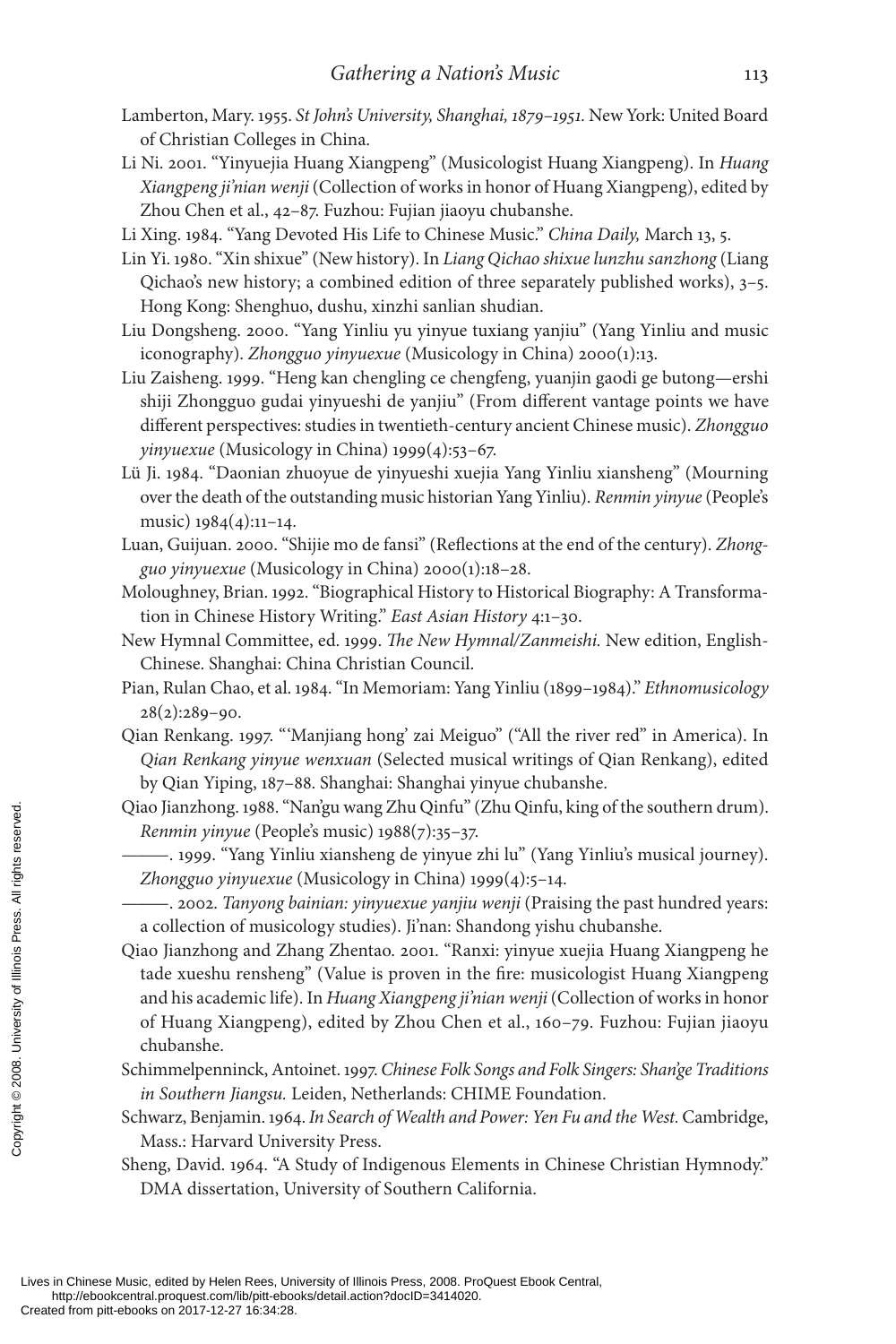Lamberton, Mary. 1955. *St John's University, Shanghai, 1879–1951.* New York: United Board of Christian Colleges in China.

Li Ni. 2001. "Yinyuejia Huang Xiangpeng" (Musicologist Huang Xiangpeng). In *Huang Xiangpeng ji'nian wenji* (Collection of works in honor of Huang Xiangpeng), edited by Zhou Chen et al., 42–87. Fuzhou: Fujian jiaoyu chubanshe.

Li Xing. 1984. "Yang Devoted His Life to Chinese Music." *China Daily,* March 13, 5.

Lin Yi. 1980. "Xin shixue" (New history). In *Liang Qichao shixue lunzhu sanzhong* (Liang Qichao's new history; a combined edition of three separately published works), 3–5. Hong Kong: Shenghuo, dushu, xinzhi sanlian shudian.

Liu Dongsheng. 2000. "Yang Yinliu yu yinyue tuxiang yanjiu" (Yang Yinliu and music iconography). *Zhongguo yinyuexue* (Musicology in China) 2000(1):13.

Liu Zaisheng. 1999. "Heng kan chengling ce chengfeng, yuanjin gaodi ge butong—ershi shiji Zhongguo gudai yinyueshi de yanjiu" (From different vantage points we have different perspectives: studies in twentieth-century ancient Chinese music). *Zhongguo yinyuexue* (Musicology in China) 1999(4):53–67.

Lü Ji. 1984. "Daonian zhuoyue de yinyueshi xuejia Yang Yinliu xiansheng" (Mourning over the death of the outstanding music historian Yang Yinliu). *Renmin yinyue* (People's music) 1984(4):11–14.

Luan, Guijuan. 2000. "Shijie mo de fansi" (Reflections at the end of the century). *Zhongguo yinyuexue* (Musicology in China) 2000(1):18–28.

Moloughney, Brian. 1992. "Biographical History to Historical Biography: A Transformation in Chinese History Writing." *East Asian History* 4:1–30.

New Hymnal Committee, ed. 1999. *The New Hymnal/Zanmeishi.* New edition, English-Chinese. Shanghai: China Christian Council.

Pian, Rulan Chao, et al. 1984. "In Memoriam: Yang Yinliu (1899–1984)." *Ethnomusicology* 28(2):289–90.

Qian Renkang. 1997. "'Manjiang hong' zai Meiguo" ("All the river red" in America). In *Qian Renkang yinyue wenxuan* (Selected musical writings of Qian Renkang), edited by Qian Yiping, 187–88. Shanghai: Shanghai yinyue chubanshe.

Qiao Jianzhong. 1988. "Nan'gu wang Zhu Qinfu" (Zhu Qinfu, king of the southern drum). *Renmin yinyue* (People's music) 1988(7):35–37.

———. 1999. "Yang Yinliu xiansheng de yinyue zhi lu" (Yang Yinliu's musical journey). *Zhongguo yinyuexue* (Musicology in China) 1999(4):5–14.

———. 2002. *Tanyong bainian: yinyuexue yanjiu wenji* (Praising the past hundred years: a collection of musicology studies). Ji'nan: Shandong yishu chubanshe.

Qiao Jianzhong and Zhang Zhentao. 2001. "Ranxi: yinyue xuejia Huang Xiangpeng he tade xueshu rensheng" (Value is proven in the fire: musicologist Huang Xiangpeng and his academic life). In *Huang Xiangpeng ji'nian wenji* (Collection of works in honor of Huang Xiangpeng), edited by Zhou Chen et al., 160–79. Fuzhou: Fujian jiaoyu chubanshe.

Schimmelpenninck, Antoinet. 1997. *Chinese Folk Songs and Folk Singers: Shan'ge Traditions in Southern Jiangsu.* Leiden, Netherlands: CHIME Foundation.

Schwarz, Benjamin. 1964. *In Search of Wealth and Power: Yen Fu and the West.* Cambridge, Mass.: Harvard University Press.

Sheng, David. 1964. "A Study of Indigenous Elements in Chinese Christian Hymnody." DMA dissertation, University of Southern California.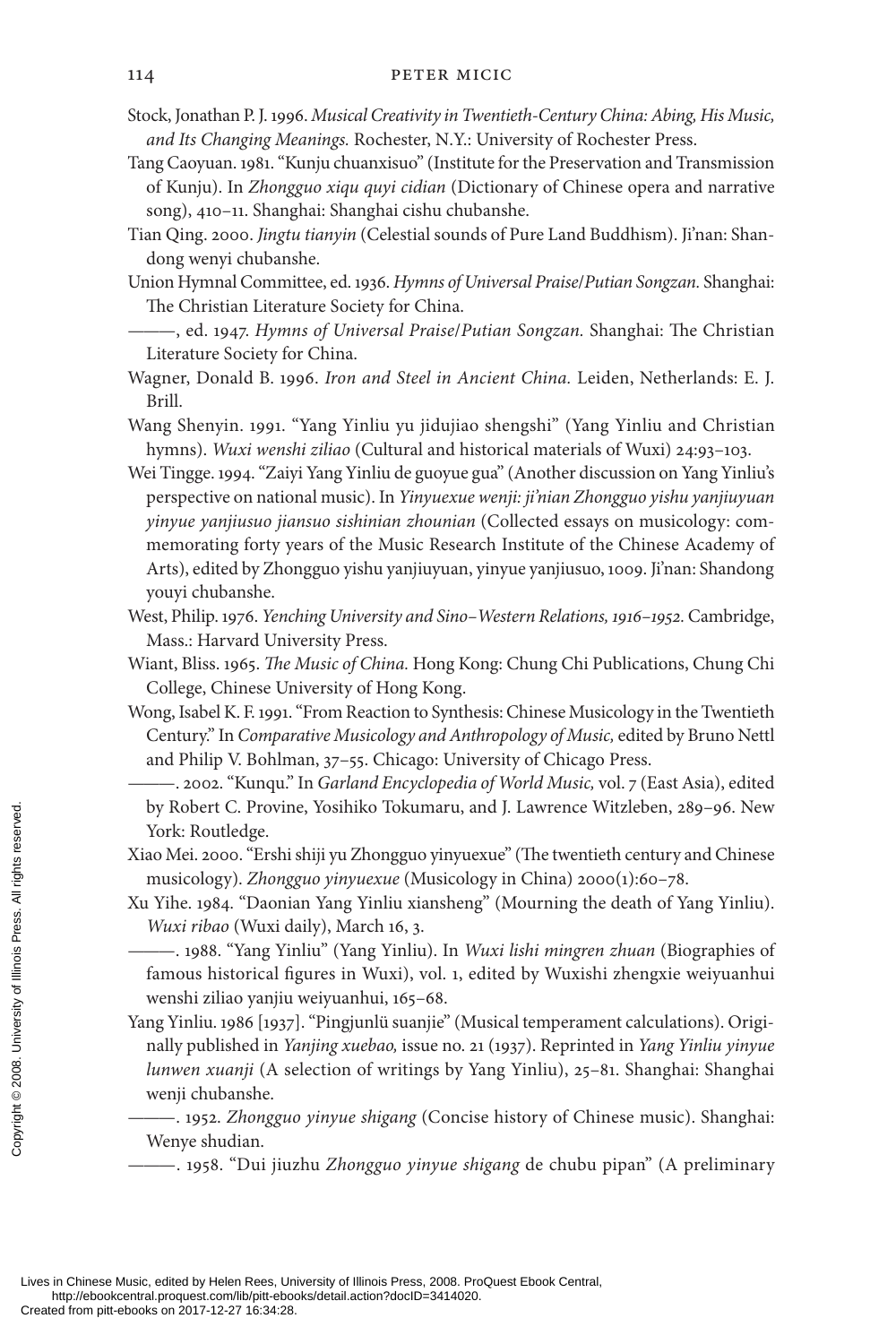Stock, Jonathan P. J. 1996. *Musical Creativity in Twentieth-Century China: Abing, His Music, and Its Changing Meanings.* Rochester, N.Y.: University of Rochester Press.

Tang Caoyuan. 1981. "Kunju chuanxisuo" (Institute for the Preservation and Transmission of Kunju). In *Zhongguo xiqu quyi cidian* (Dictionary of Chinese opera and narrative song), 410–11. Shanghai: Shanghai cishu chubanshe.

Tian Qing. 2000. *Jingtu tianyin* (Celestial sounds of Pure Land Buddhism). Ji'nan: Shandong wenyi chubanshe.

Union Hymnal Committee, ed. 1936. *Hymns of Universal Praise/Putian Songzan.* Shanghai: The Christian Literature Society for China.

———, ed. 1947. *Hymns of Universal Praise/Putian Songzan.* Shanghai: The Christian Literature Society for China.

Wagner, Donald B. 1996. *Iron and Steel in Ancient China.* Leiden, Netherlands: E. J. Brill.

Wang Shenyin. 1991. "Yang Yinliu yu jidujiao shengshi" (Yang Yinliu and Christian hymns). *Wuxi wenshi ziliao* (Cultural and historical materials of Wuxi) 24:93–103.

Wei Tingge. 1994. "Zaiyi Yang Yinliu de guoyue gua" (Another discussion on Yang Yinliu's perspective on national music). In *Yinyuexue wenji: ji'nian Zhongguo yishu yanjiuyuan yinyue yanjiusuo jiansuo sishinian zhounian* (Collected essays on musicology: commemorating forty years of the Music Research Institute of the Chinese Academy of Arts), edited by Zhongguo yishu yanjiuyuan, yinyue yanjiusuo, 1009. Ji'nan: Shandong youyi chubanshe.

West, Philip. 1976. *Yenching University and Sino–Western Relations, 1916–1952.* Cambridge, Mass.: Harvard University Press.

Wiant, Bliss. 1965. *The Music of China.* Hong Kong: Chung Chi Publications, Chung Chi College, Chinese University of Hong Kong.

Wong, Isabel K. F. 1991. "From Reaction to Synthesis: Chinese Musicology in the Twentieth Century." In *Comparative Musicology and Anthropology of Music,* edited by Bruno Nettl and Philip V. Bohlman, 37–55. Chicago: University of Chicago Press.

———. 2002. "Kunqu." In *Garland Encyclopedia of World Music,* vol. 7 (East Asia), edited by Robert C. Provine, Yosihiko Tokumaru, and J. Lawrence Witzleben, 289–96. New York: Routledge.

Xiao Mei. 2000. "Ershi shiji yu Zhongguo yinyuexue" (The twentieth century and Chinese musicology). *Zhongguo yinyuexue* (Musicology in China) 2000(1):60–78.

Xu Yihe. 1984. "Daonian Yang Yinliu xiansheng" (Mourning the death of Yang Yinliu). *Wuxi ribao* (Wuxi daily), March 16, 3.

———. 1988. "Yang Yinliu" (Yang Yinliu). In *Wuxi lishi mingren zhuan* (Biographies of famous historical figures in Wuxi), vol. 1, edited by Wuxishi zhengxie weiyuanhui wenshi ziliao yanjiu weiyuanhui, 165–68.

Yang Yinliu. 1986 [1937]. "Pingjunlü suanjie" (Musical temperament calculations). Originally published in *Yanjing xuebao,* issue no. 21 (1937). Reprinted in *Yang Yinliu yinyue lunwen xuanji* (A selection of writings by Yang Yinliu), 25–81. Shanghai: Shanghai wenji chubanshe.

———. 1952. *Zhongguo yinyue shigang* (Concise history of Chinese music). Shanghai: Wenye shudian.

———. 1958. "Dui jiuzhu *Zhongguo yinyue shigang* de chubu pipan" (A preliminary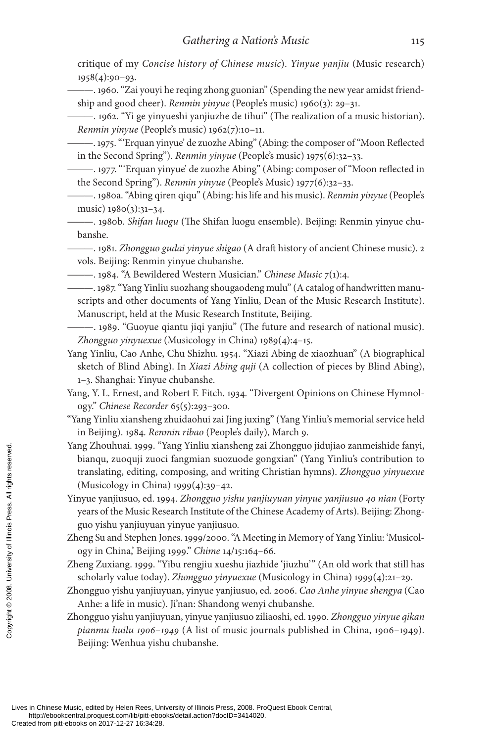critique of my *Concise history of Chinese music*). *Yinyue yanjiu* (Music research) 1958(4):90–93.

———. 1960. "Zai youyi he reqing zhong guonian" (Spending the new year amidst friendship and good cheer). *Renmin yinyue* (People's music) 1960(3): 29–31.

———. 1962. "Yi ge yinyueshi yanjiuzhe de tihui" (The realization of a music historian). *Renmin yinyue* (People's music) 1962(7):10–11.

———. 1975. "'Erquan yinyue' de zuozhe Abing" (Abing: the composer of "Moon Reflected in the Second Spring"). *Renmin yinyue* (People's music) 1975(6):32–33.

———. 1977. "'Erquan yinyue' de zuozhe Abing" (Abing: composer of "Moon reflected in the Second Spring"). *Renmin yinyue* (People's Music) 1977(6):32–33.

———. 1980a. "Abing qiren qiqu" (Abing: his life and his music). *Renmin yinyue* (People's music) 1980(3):31–34.

———. 1980b. *Shifan luogu* (The Shifan luogu ensemble). Beijing: Renmin yinyue chubanshe.

———. 1981. *Zhongguo gudai yinyue shigao* (A draft history of ancient Chinese music). 2 vols. Beijing: Renmin yinyue chubanshe.

———. 1984. "A Bewildered Western Musician." *Chinese Music* 7(1):4.

———. 1987. "Yang Yinliu suozhang shougaodeng mulu" (A catalog of handwritten manuscripts and other documents of Yang Yinliu, Dean of the Music Research Institute). Manuscript, held at the Music Research Institute, Beijing.

———. 1989. "Guoyue qiantu jiqi yanjiu" (The future and research of national music). *Zhongguo yinyuexue* (Musicology in China) 1989(4):4–15.

Yang Yinliu, Cao Anhe, Chu Shizhu. 1954. "Xiazi Abing de xiaozhuan" (A biographical sketch of Blind Abing). In *Xiazi Abing quji* (A collection of pieces by Blind Abing), 1–3. Shanghai: Yinyue chubanshe.

Yang, Y. L. Ernest, and Robert F. Fitch. 1934. "Divergent Opinions on Chinese Hymnology." *Chinese Recorder* 65(5):293–300.

"Yang Yinliu xiansheng zhuidaohui zai Jing juxing" (Yang Yinliu's memorial service held in Beijing). 1984. *Renmin ribao* (People's daily), March 9.

Yang Zhouhuai. 1999. "Yang Yinliu xiansheng zai Zhongguo jidujiao zanmeishide fanyi, bianqu, zuoquji zuoci fangmian suozuode gongxian" (Yang Yinliu's contribution to translating, editing, composing, and writing Christian hymns). *Zhongguo yinyuexue* (Musicology in China) 1999(4):39–42.

Yinyue yanjiusuo, ed. 1994. *Zhongguo yishu yanjiuyuan yinyue yanjiusuo 40 nian* (Forty years of the Music Research Institute of the Chinese Academy of Arts). Beijing: Zhongguo yishu yanjiuyuan yinyue yanjiusuo.

Zheng Su and Stephen Jones. 1999/2000. "A Meeting in Memory of Yang Yinliu: 'Musicology in China,' Beijing 1999." *Chime* 14/15:164–66.

Zheng Zuxiang. 1999. "Yibu rengjiu xueshu jiazhide 'jiuzhu'" (An old work that still has scholarly value today). *Zhongguo yinyuexue* (Musicology in China) 1999(4):21–29.

Zhongguo yishu yanjiuyuan, yinyue yanjiusuo, ed. 2006. *Cao Anhe yinyue shengya* (Cao Anhe: a life in music). Ji'nan: Shandong wenyi chubanshe.

Zhongguo yishu yanjiuyuan, yinyue yanjiusuo ziliaoshi, ed. 1990. *Zhongguo yinyue qikan pianmu huilu 1906–1949* (A list of music journals published in China, 1906–1949). Beijing: Wenhua yishu chubanshe.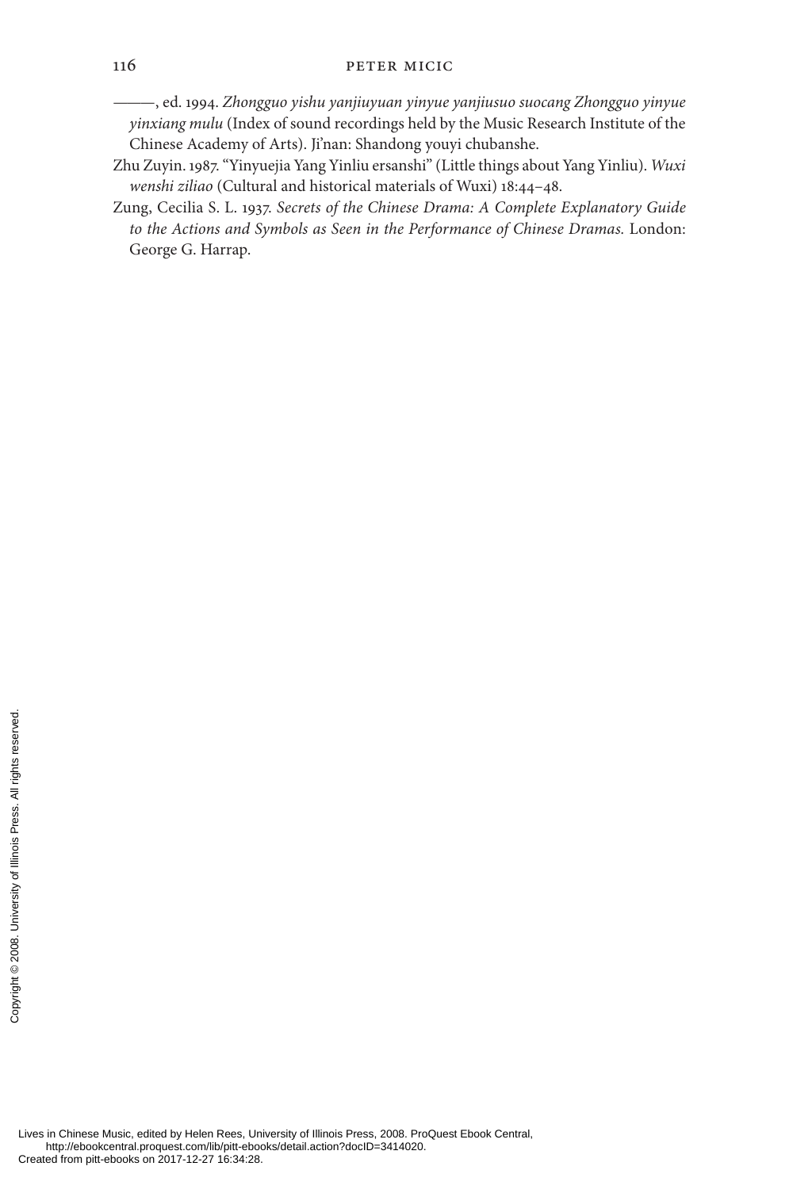———, ed. 1994. *Zhongguo yishu yanjiuyuan yinyue yanjiusuo suocang Zhongguo yinyue yinxiang mulu* (Index of sound recordings held by the Music Research Institute of the Chinese Academy of Arts). Ji'nan: Shandong youyi chubanshe.

Zhu Zuyin. 1987. "Yinyuejia Yang Yinliu ersanshi" (Little things about Yang Yinliu). *Wuxi wenshi ziliao* (Cultural and historical materials of Wuxi) 18:44–48.

Zung, Cecilia S. L. 1937. *Secrets of the Chinese Drama: A Complete Explanatory Guide to the Actions and Symbols as Seen in the Performance of Chinese Dramas.* London: George G. Harrap.